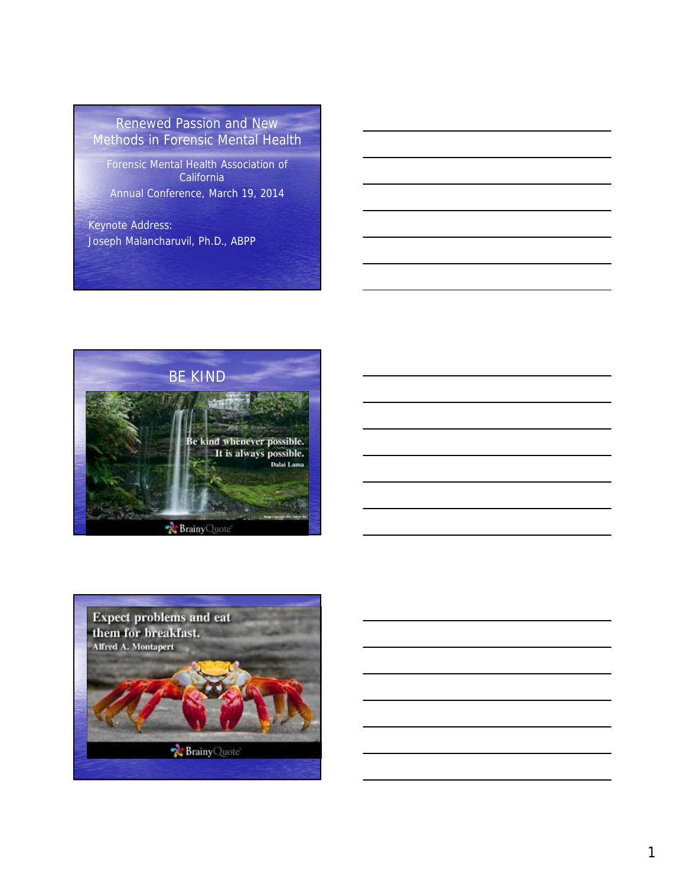# Renewed Passion and New Methods in Forensic Mental Health

Forensic Mental Health Association of California

Annual Conference, March 19, 2014

Keynote Address:
Joseph Malancharuvil, Ph.D., ABPP

---

## BE KIND

Be kind whenever possible.
It is always possible.
Dalai Lama

BrainyQuote

---

Expect problems and eat them for breakfast.
Alfred A. Montapert

BrainyQuote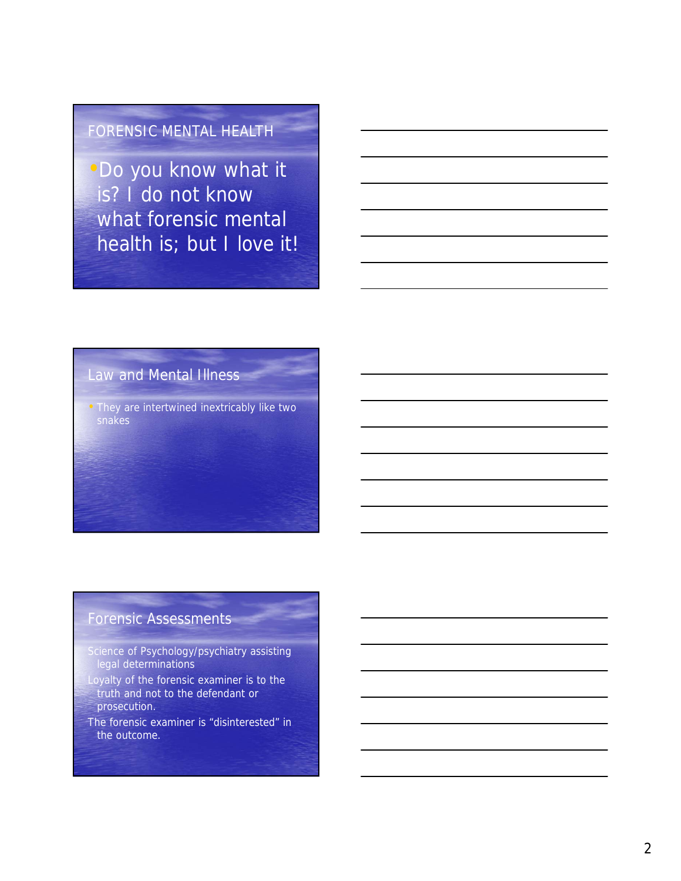## FORENSIC MENTAL HEALTH

- Do you know what it is? I do not know what forensic mental health is; but I love it!

## Law and Mental Illness

- They are intertwined inextricably like two snakes

## Forensic Assessments

- Science of Psychology/psychiatry assisting legal determinations
- Loyalty of the forensic examiner is to the truth and not to the defendant or prosecution.
- The forensic examiner is "disinterested" in the outcome.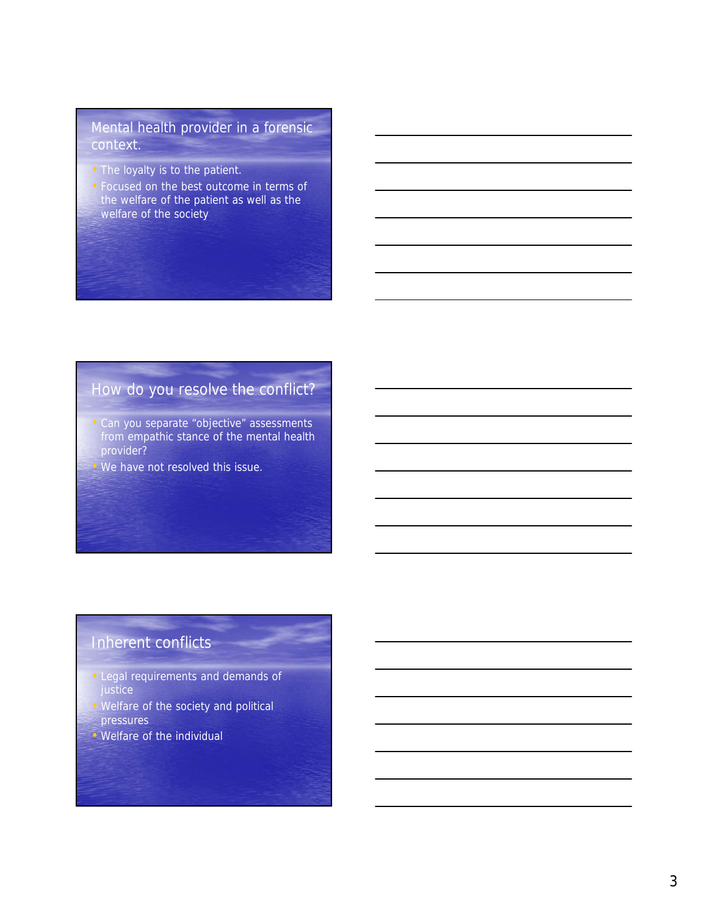## Mental health provider in a forensic context.

- The loyalty is to the patient.
- Focused on the best outcome in terms of the welfare of the patient as well as the welfare of the society

## How do you resolve the conflict?

- Can you separate “objective” assessments from empathic stance of the mental health provider?
- We have not resolved this issue.

## Inherent conflicts

- Legal requirements and demands of justice
- Welfare of the society and political pressures
- Welfare of the individual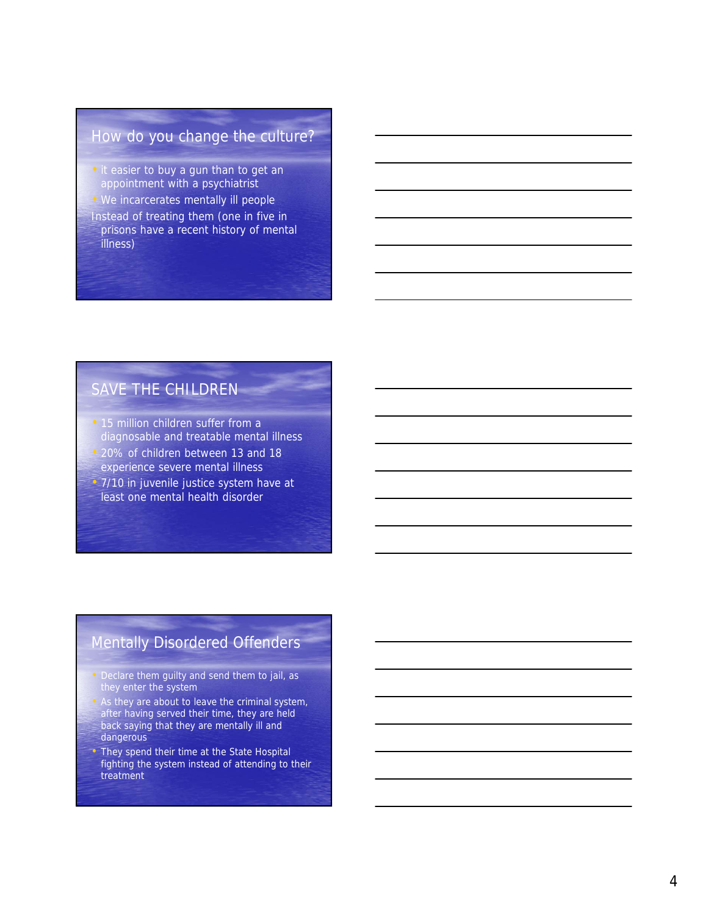## How do you change the culture?

- it easier to buy a gun than to get an appointment with a psychiatrist
- We incarcerates mentally ill people

Instead of treating them (one in five in prisons have a recent history of mental illness)

## SAVE THE CHILDREN

- 15 million children suffer from a diagnosable and treatable mental illness
- 20% of children between 13 and 18 experience severe mental illness
- 7/10 in juvenile justice system have at least one mental health disorder

## Mentally Disordered Offenders

- Declare them guilty and send them to jail, as they enter the system
- As they are about to leave the criminal system, after having served their time, they are held back saying that they are mentally ill and dangerous
- They spend their time at the State Hospital fighting the system instead of attending to their treatment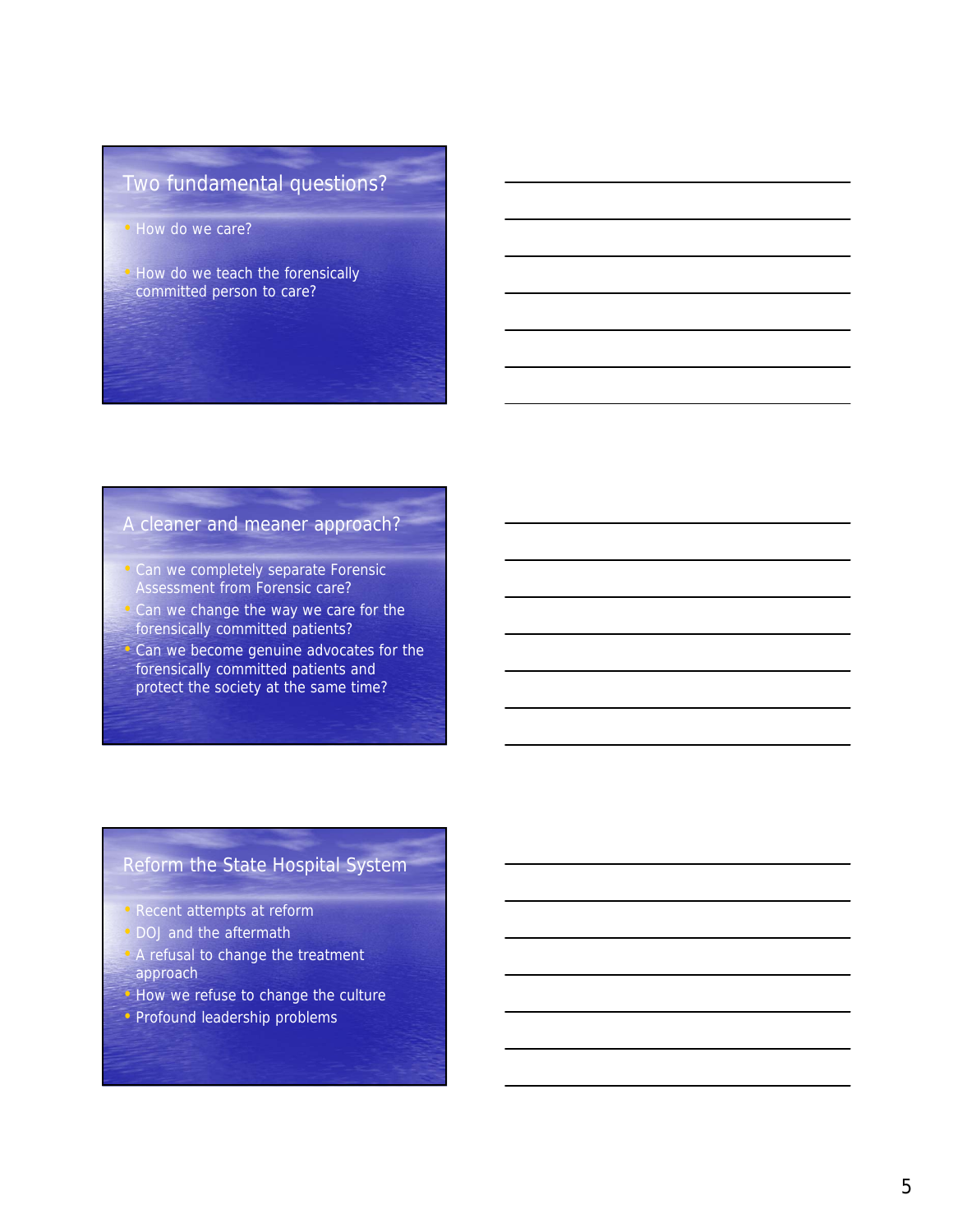## Two fundamental questions?

- How do we care?
- How do we teach the forensically committed person to care?

## A cleaner and meaner approach?

- Can we completely separate Forensic Assessment from Forensic care?
- Can we change the way we care for the forensically committed patients?
- Can we become genuine advocates for the forensically committed patients and protect the society at the same time?

## Reform the State Hospital System

- Recent attempts at reform
- DOJ and the aftermath
- A refusal to change the treatment approach
- How we refuse to change the culture
- Profound leadership problems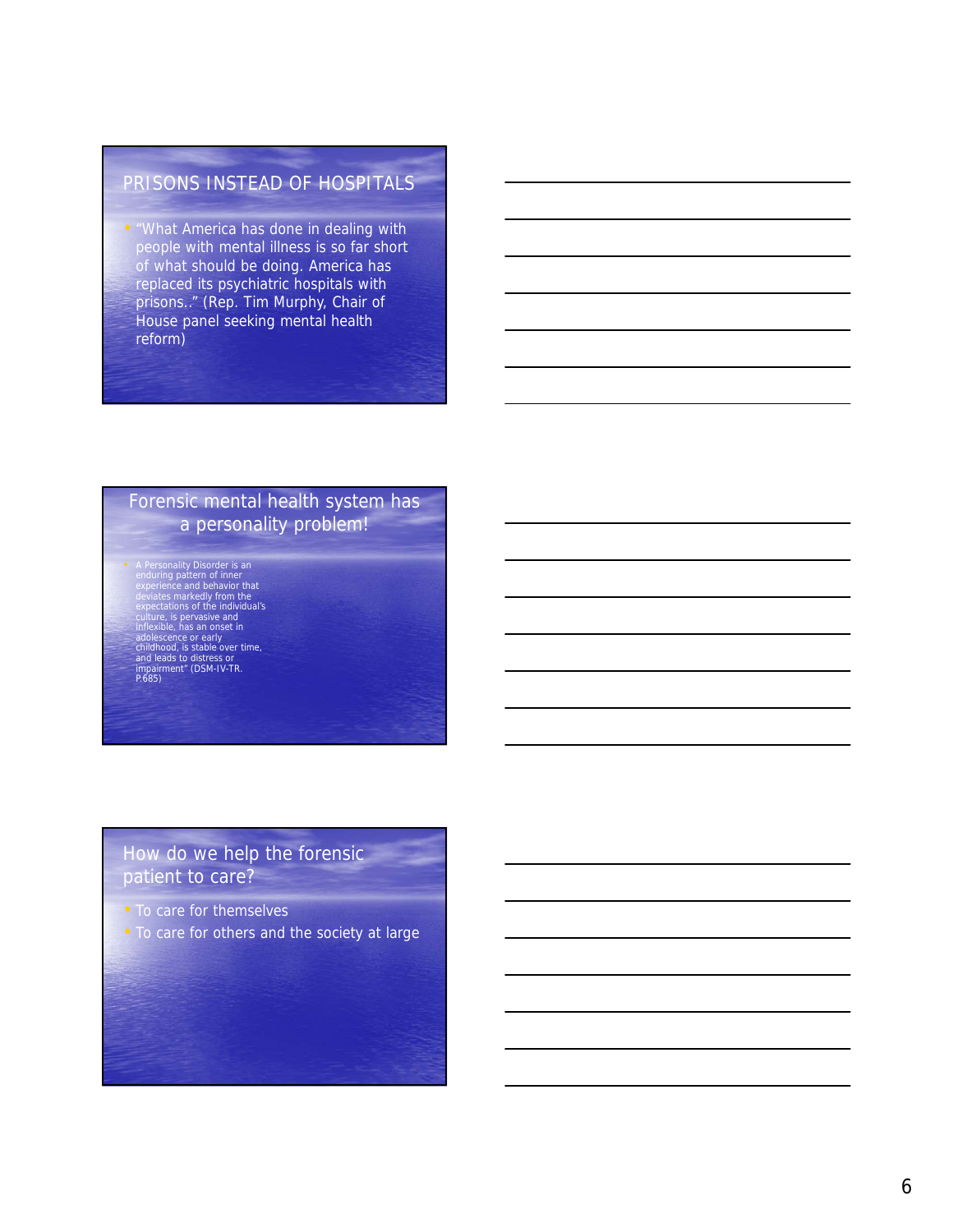## PRISONS INSTEAD OF HOSPITALS

- "What America has done in dealing with people with mental illness is so far short of what should be doing. America has replaced its psychiatric hospitals with prisons.." (Rep. Tim Murphy, Chair of House panel seeking mental health reform)

## Forensic mental health system has a personality problem!

- A Personality Disorder is an enduring pattern of inner experience and behavior that deviates markedly from the expectations of the individual's culture, is pervasive and inflexible, has an onset in adolescence or early childhood, is stable over time, and leads to distress or impairment" (DSM-IV-TR. P.685)

## How do we help the forensic patient to care?

- To care for themselves
- To care for others and the society at large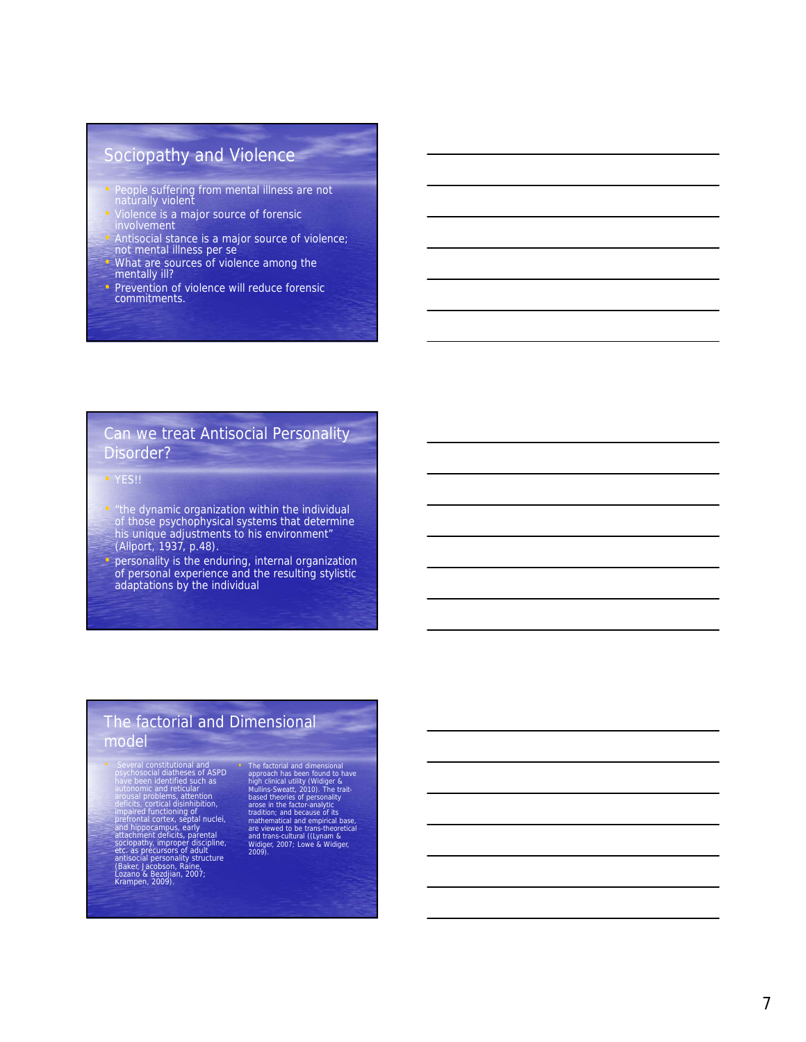## Sociopathy and Violence

- People suffering from mental illness are not naturally violent
- Violence is a major source of forensic involvement
- Antisocial stance is a major source of violence; not mental illness per se
- What are sources of violence among the mentally ill?
- Prevention of violence will reduce forensic commitments.

## Can we treat Antisocial Personality Disorder?

- YES!!
- "the dynamic organization within the individual of those psychophysical systems that determine his unique adjustments to his environment" (Allport, 1937, p.48).
- personality is the enduring, internal organization of personal experience and the resulting stylistic adaptations by the individual

## The factorial and Dimensional model

- Several constitutional and psychosocial diatheses of ASPD have been identified such as autonomic and reticular arousal problems, attention deficits, cortical disinhibition, impaired functioning of prefrontal cortex, septal nuclei, and hippocampus, early attachment deficits, parental sociopathy, improper discipline, etc. as precursors of adult antisocial personality structure (Baker, Jacobson, Raine, Lozano & Bezdjian, 2007; Krampen, 2009).
- The factorial and dimensional approach has been found to have high clinical utility (Widiger & Mullins-Sweatt, 2010). The trait-based theories of personality arose in the factor-analytic tradition; and because of its mathematical and empirical base, are viewed to be trans-theoretical and trans-cultural ((Lynam & Widiger, 2007; Lowe & Widiger, 2009).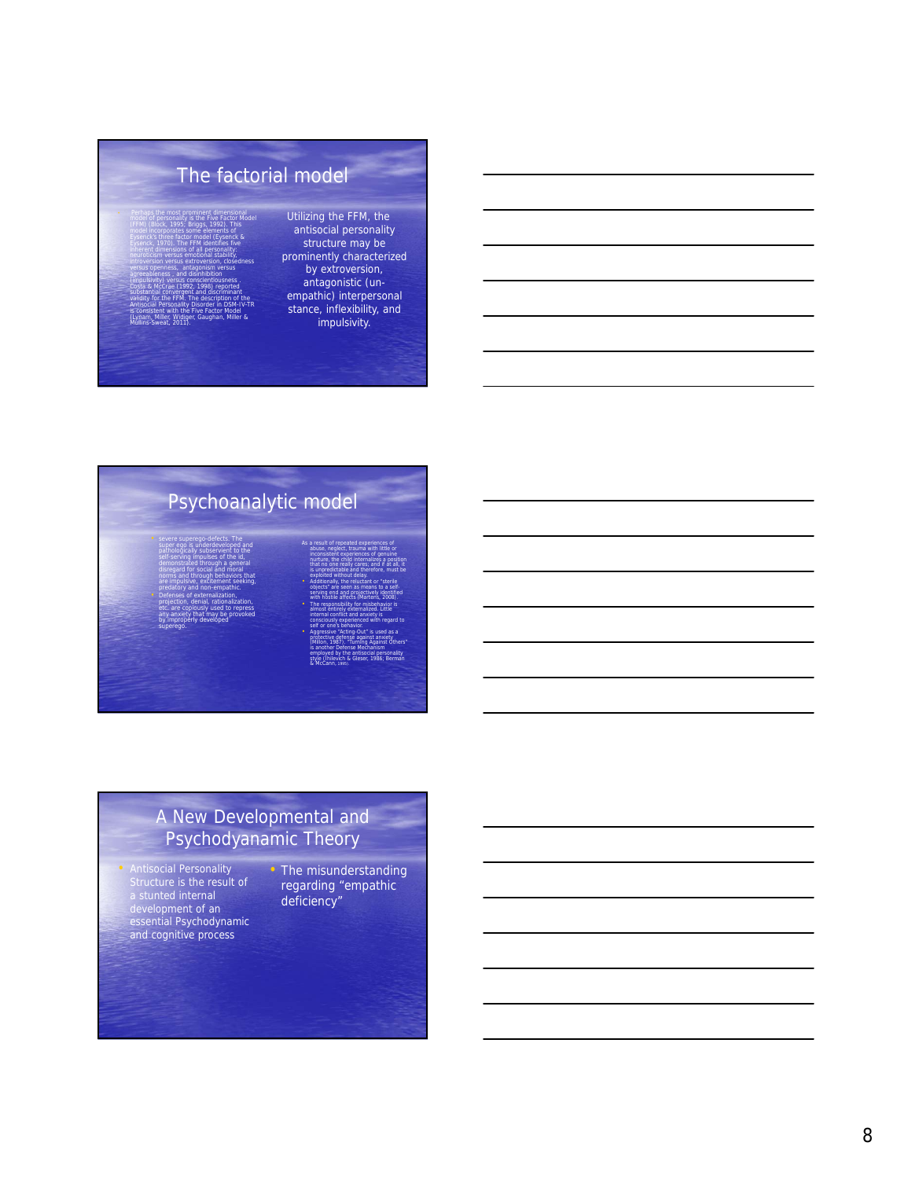## The factorial model

- Perhaps the most prominent dimensional model of personality is the Five Factor Model (FFM) (Block, 1995; Briggs, 1992). This model incorporates some elements of Eysenck's three factor model (Eysenck & Eysenck, 1970). The FFM identifies five inherent dimensions of all personality: neuroticism versus emotional stability, introversion versus extroversion, closedness versus openness, antagonism versus agreeableness , and disinhibition (impulsivity) versus conscientiousness . Costa & McCrae (1992, 1998) reported substantial convergent and discriminant validity for the FFM. The description of the Antisocial Personality Disorder in DSM-IV-TR is consistent with the Five Factor Model (Lynam, Miller, Widiger, Gaughan, Miller & Mullins-Sweat, 2011).

Utilizing the FFM, the antisocial personality structure may be prominently characterized by extroversion, antagonistic (un-empathic) interpersonal stance, inflexibility, and impulsivity.

## Psychoanalytic model

- severe superego-defects. The super ego is underdeveloped and pathologically subservient to the self-serving impulses of the id, demonstrated through a general disregard for social and moral norms and through behaviors that are impulsive, excitement seeking, predatory and non-empathic.
- Defenses of externalization, projection, denial, rationalization, etc. are copiously used to repress any anxiety that may be provoked by improperly developed superego.

As a result of repeated experiences of abuse, neglect, trauma with little or inconsistent experiences of genuine nurture, the child internalizes a position that no one really cares; and if at all, it is unpredictable and therefore, must be exploited without delay.

- Additionally, the reluctant or "sterile objects" are seen as means to a self-serving end and projectively identified with hostile affects (Martens, 2008).
- The responsibility for misbehavior is almost entirely externalized. Little internal conflict and anxiety is consciously experienced with regard to self or one's behavior.
- Aggressive "Acting-Out" is used as a protective defense against anxiety (Millon, 1987). "Turning Against Others" is another Defense Mechanism employed by the antisocial personality style (Ihilevich & Gleser, 1986; Berman & McCann, 1995).

## A New Developmental and Psychodyanamic Theory

- Antisocial Personality Structure is the result of a stunted internal development of an essential Psychodynamic and cognitive process
- The misunderstanding regarding "empathic deficiency"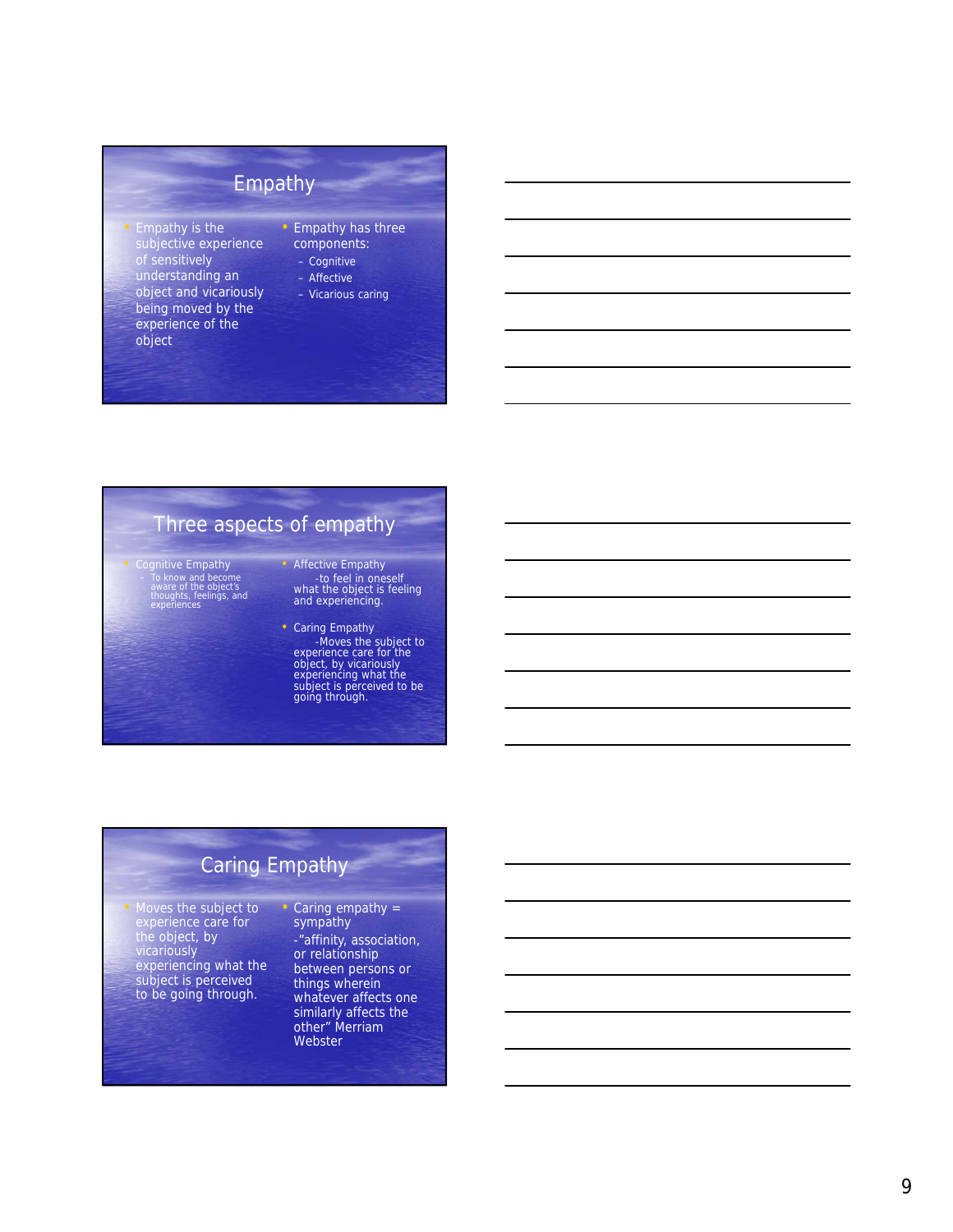## Empathy

- Empathy is the subjective experience of sensitively understanding an object and vicariously being moved by the experience of the object

- Empathy has three components:
  - Cognitive
  - Affective
  - Vicarious caring

## Three aspects of empathy

- Cognitive Empathy
  - To know and become aware of the object's thoughts, feelings, and experiences

- Affective Empathy
  -to feel in oneself what the object is feeling and experiencing.

- Caring Empathy
  -Moves the subject to experience care for the object, by vicariously experiencing what the subject is perceived to be going through.

## Caring Empathy

- Moves the subject to experience care for the object, by vicariously experiencing what the subject is perceived to be going through.

- Caring empathy = sympathy
  -"affinity, association, or relationship between persons or things wherein whatever affects one similarly affects the other" Merriam Webster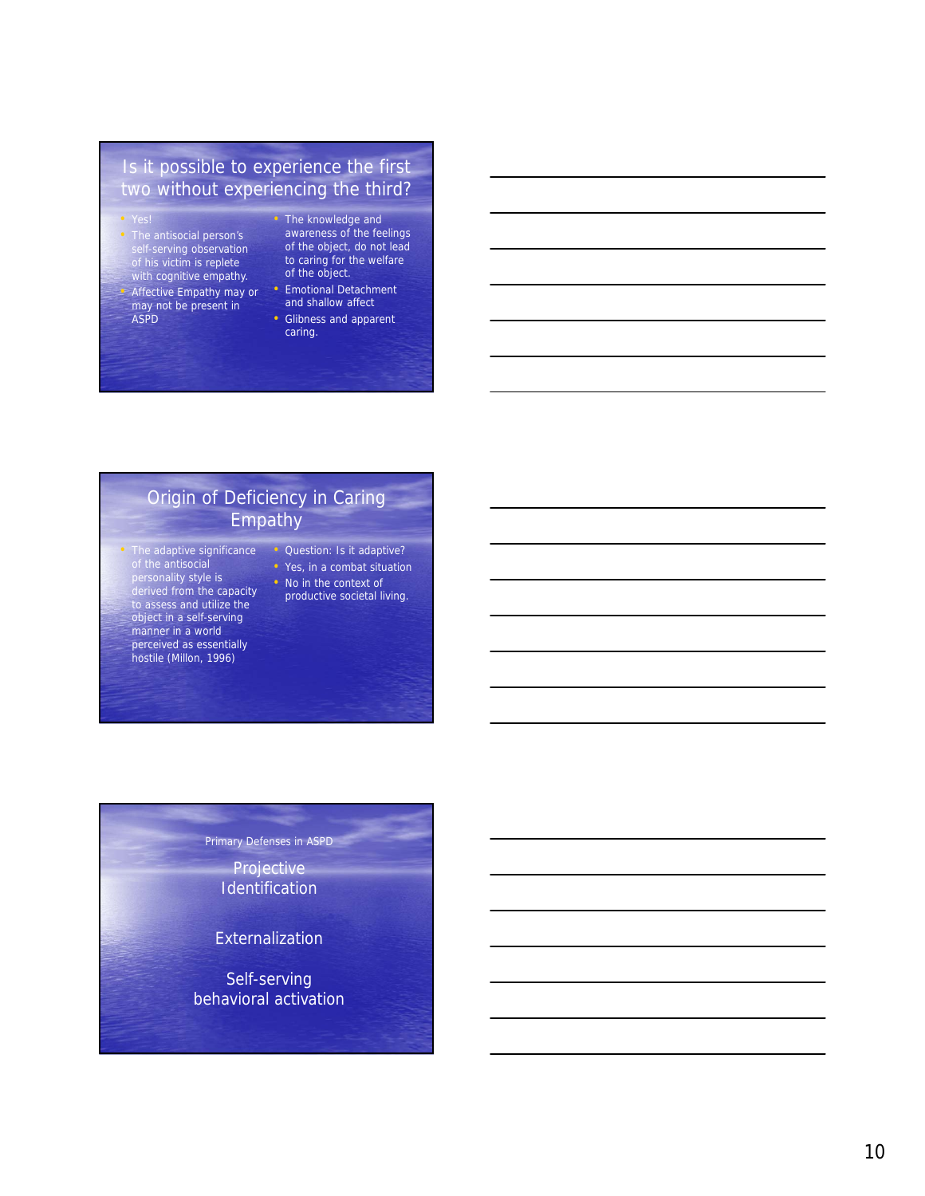## Is it possible to experience the first two without experiencing the third?

- Yes!
- The antisocial person's self-serving observation of his victim is replete with cognitive empathy.
- Affective Empathy may or may not be present in ASPD
- The knowledge and awareness of the feelings of the object, do not lead to caring for the welfare of the object.
- Emotional Detachment and shallow affect
- Glibness and apparent caring.

## Origin of Deficiency in Caring Empathy

- The adaptive significance of the antisocial personality style is derived from the capacity to assess and utilize the object in a self-serving manner in a world perceived as essentially hostile (Millon, 1996)
- Question: Is it adaptive?
- Yes, in a combat situation
- No in the context of productive societal living.

## Primary Defenses in ASPD

Projective Identification

Externalization

Self-serving behavioral activation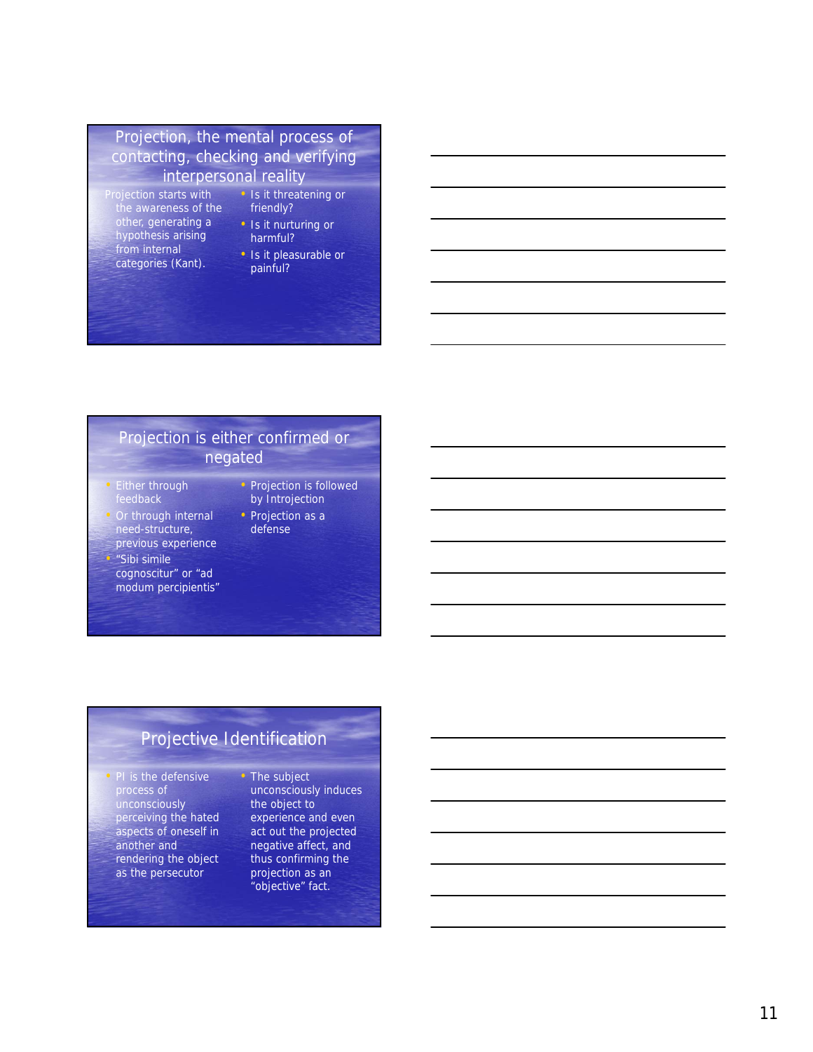## Projection, the mental process of contacting, checking and verifying interpersonal reality

Projection starts with the awareness of the other, generating a hypothesis arising from internal categories (Kant).

- Is it threatening or friendly?
- Is it nurturing or harmful?
- Is it pleasurable or painful?

## Projection is either confirmed or negated

- Either through feedback
- Or through internal need-structure, previous experience
- "Sibi simile cognoscitur" or "ad modum percipientis"
- Projection is followed by Introjection
- Projection as a defense

## Projective Identification

- PI is the defensive process of unconsciously perceiving the hated aspects of oneself in another and rendering the object as the persecutor
- The subject unconsciously induces the object to experience and even act out the projected negative affect, and thus confirming the projection as an "objective" fact.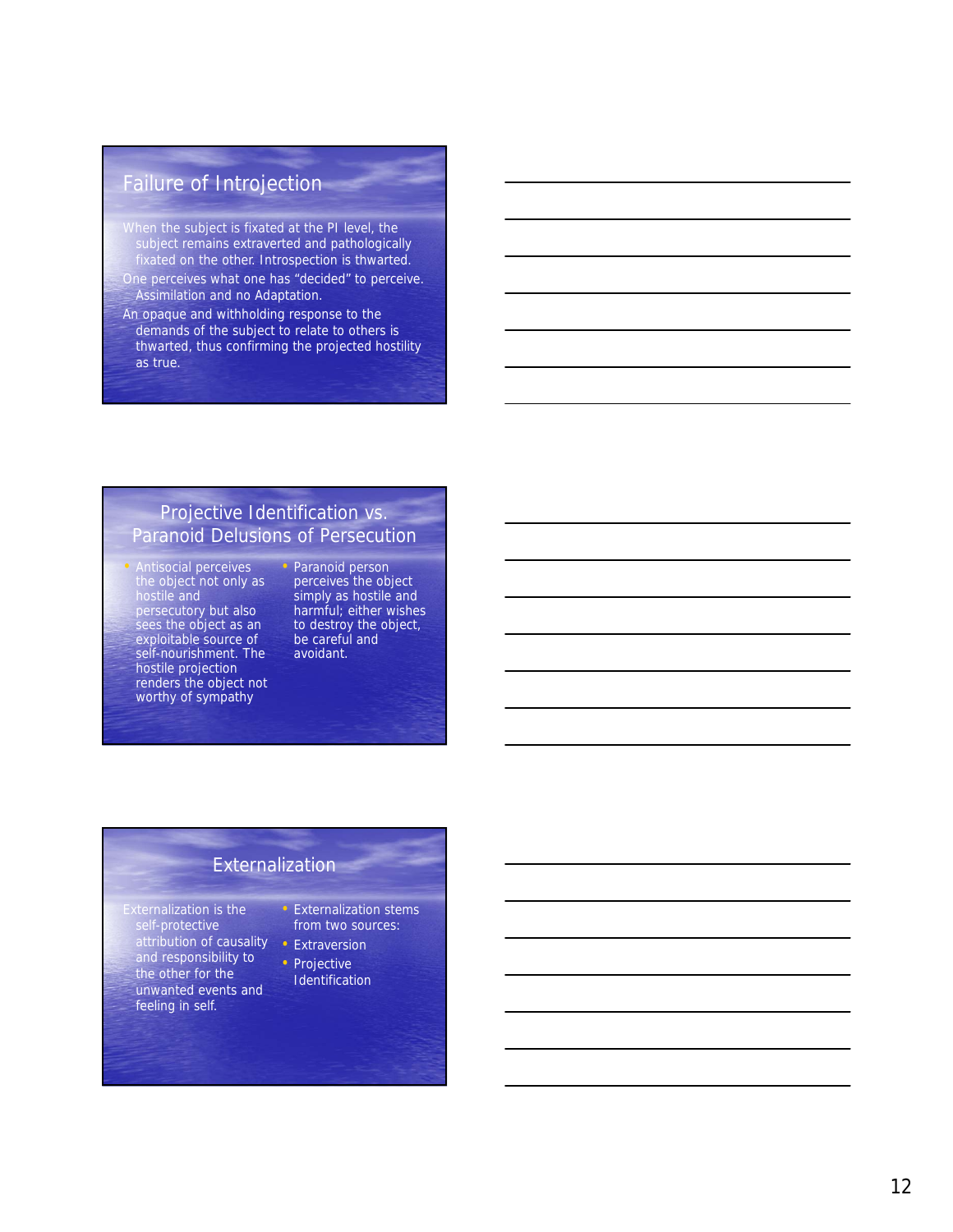## Failure of Introjection

When the subject is fixated at the PI level, the subject remains extraverted and pathologically fixated on the other. Introspection is thwarted.

One perceives what one has "decided" to perceive. Assimilation and no Adaptation.

An opaque and withholding response to the demands of the subject to relate to others is thwarted, thus confirming the projected hostility as true.

## Projective Identification vs. Paranoid Delusions of Persecution

- Antisocial perceives the object not only as hostile and persecutory but also sees the object as an exploitable source of self-nourishment. The hostile projection renders the object not worthy of sympathy
- Paranoid person perceives the object simply as hostile and harmful; either wishes to destroy the object, be careful and avoidant.

## Externalization

Externalization is the self-protective attribution of causality and responsibility to the other for the unwanted events and feeling in self.

- Externalization stems from two sources:
- Extraversion
- Projective Identification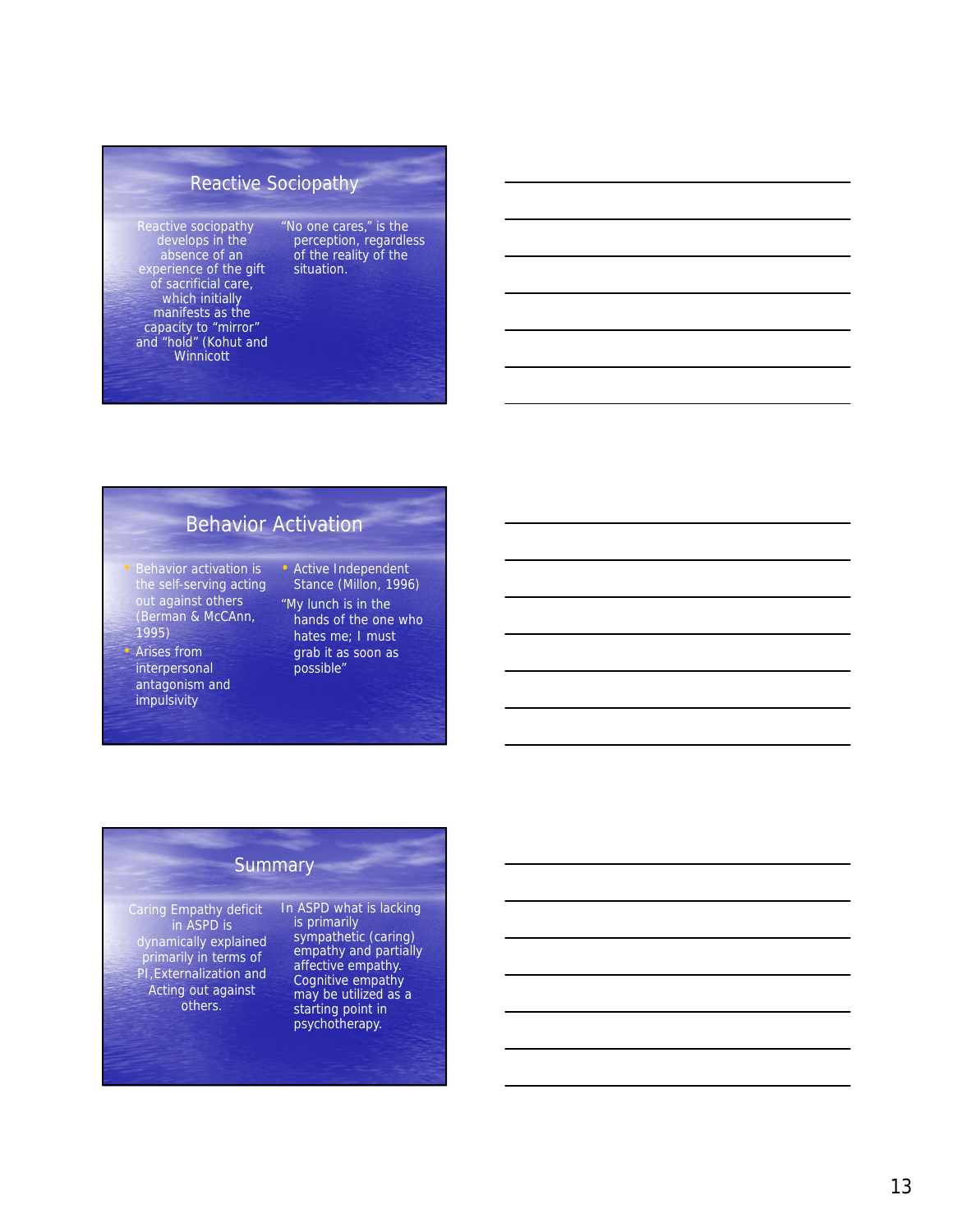## Reactive Sociopathy

Reactive sociopathy develops in the absence of an experience of the gift of sacrificial care, which initially manifests as the capacity to "mirror" and "hold" (Kohut and Winnicott

"No one cares," is the perception, regardless of the reality of the situation.

## Behavior Activation

- Behavior activation is the self-serving acting out against others (Berman & McCAnn, 1995)
- Arises from interpersonal antagonism and impulsivity
- Active Independent Stance (Millon, 1996)

"My lunch is in the hands of the one who hates me; I must grab it as soon as possible"

## Summary

Caring Empathy deficit in ASPD is dynamically explained primarily in terms of PI,Externalization and Acting out against others.

In ASPD what is lacking is primarily sympathetic (caring) empathy and partially affective empathy. Cognitive empathy may be utilized as a starting point in psychotherapy.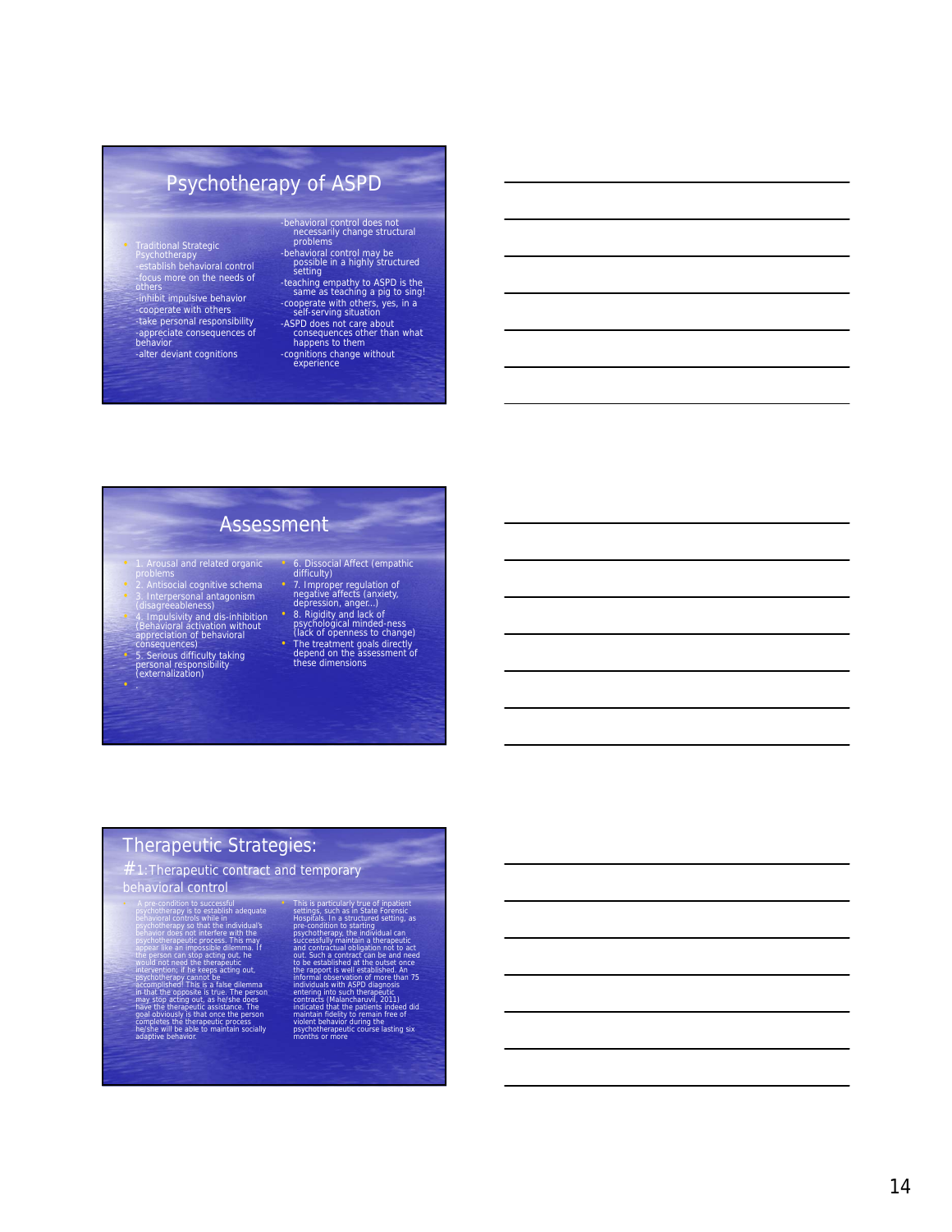## Psychotherapy of ASPD

- Traditional Strategic Psychotherapy
  - -establish behavioral control
  - -focus more on the needs of others
  - -inhibit impulsive behavior
  - -cooperate with others
  - -take personal responsibility
  - -appreciate consequences of behavior
  - -alter deviant cognitions

-behavioral control does not necessarily change structural problems

-behavioral control may be possible in a highly structured setting

-teaching empathy to ASPD is the same as teaching a pig to sing!

-cooperate with others, yes, in a self-serving situation

-ASPD does not care about consequences other than what happens to them

-cognitions change without experience

## Assessment

- 1. Arousal and related organic problems
- 2. Antisocial cognitive schema
- 3. Interpersonal antagonism (disagreeableness)
- 4. Impulsivity and dis-inhibition (Behavioral activation without appreciation of behavioral consequences)
- 5. Serious difficulty taking personal responsibility (externalization)
- 6. Dissocial Affect (empathic difficulty)
- 7. Improper regulation of negative affects (anxiety, depression, anger...)
- 8. Rigidity and lack of psychological minded-ness (lack of openness to change)
- The treatment goals directly depend on the assessment of these dimensions

## Therapeutic Strategies:

### #1:Therapeutic contract and temporary behavioral control

- A pre-condition to successful psychotherapy is to establish adequate behavioral controls while in psychotherapy so that the individual's behavior does not interfere with the psychotherapeutic process. This may appear like an impossible dilemma. If the person can stop acting out, he would not need the therapeutic intervention; if he keeps acting out, psychotherapy cannot be accomplished! This is a false dilemma in that the opposite is true. The person may stop acting out, as he/she does have the therapeutic assistance. The goal obviously is that once the person completes the therapeutic process he/she will be able to maintain socially adaptive behavior.
- This is particularly true of inpatient settings, such as in State Forensic Hospitals. In a structured setting, as pre-condition to starting psychotherapy, the individual can successfully maintain a therapeutic and contractual obligation not to act out. Such a contract can be and need to be established at the outset once the rapport is well established. An informal observation of more than 75 individuals with ASPD diagnosis entering into such therapeutic contracts (Malancharuvil, 2011) indicated that the patients indeed did maintain fidelity to remain free of violent behavior during the psychotherapeutic course lasting six months or more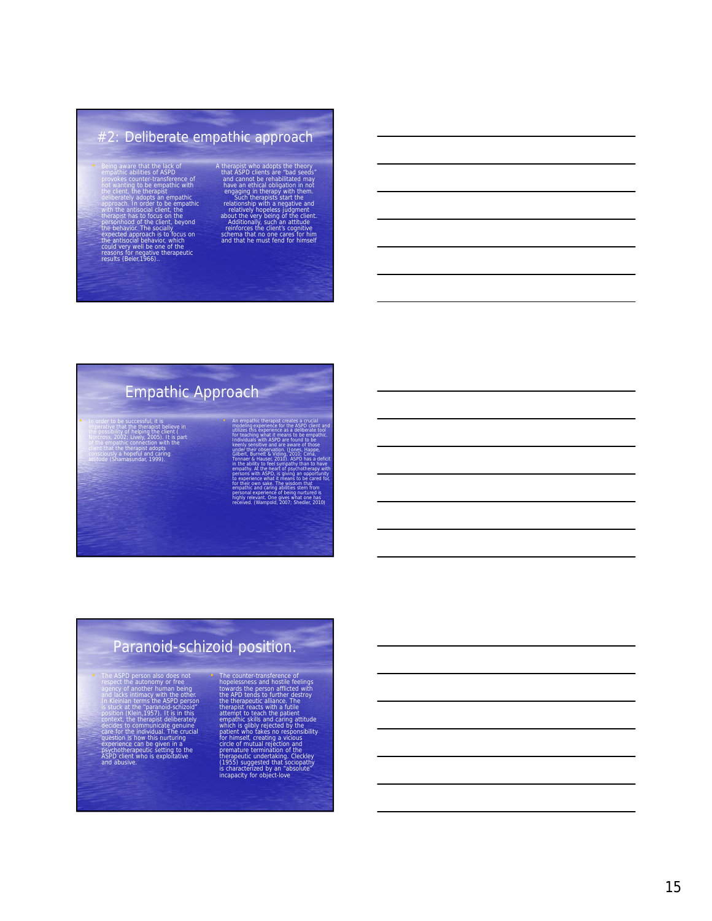## #2: Deliberate empathic approach

- Being aware that the lack of empathic abilities of ASPD provokes counter-transference of not wanting to be empathic with the client, the therapist deliberately adopts an empathic approach. In order to be empathic with the antisocial client, the therapist has to focus on the personhood of the client, beyond the behavior. The socially expected approach is to focus on the antisocial behavior, which could very well be one of the reasons for negative therapeutic results (Beier,1966)..

A therapist who adopts the theory that ASPD clients are "bad seeds" and cannot be rehabilitated may have an ethical obligation in not engaging in therapy with them. Such therapists start the relationship with a negative and relatively hopeless judgment about the very being of the client. Additionally, such an attitude reinforces the client's cognitive schema that no one cares for him and that he must fend for himself

## Empathic Approach

- In order to be successful, it is imperative that the therapist believe in the possibility of helping the client ( Norcross, 2002; Lively, 2005). It is part of the empathic connection with the client that the therapist adopts consciously a hopeful and caring attitude (Shamasundar, 1999).

- An empathic therapist creates a crucial modeling experience for the ASPD client and utilizes this experience as a deliberate tool for teaching what it means to be empathic. Individuals with ASPD are found to be keenly sensitive and are aware of those under their observation. (Jones, Happe, Gilbert, Burnett & Viding, 2010; Cima, Tonnaer & Hauser, 2010). ASPD has a deficit in the ability to feel sympathy than to have empathy. At the heart of psychotherapy with persons with ASPD, is giving an opportunity to experience what it means to be cared for, for their own sake. The wisdom that empathic and caring abilities stem from personal experience of being nurtured is highly relevant. One gives what one has received. (Wampold, 2007; Shedler, 2010)

## Paranoid-schizoid position.

- The ASPD person also does not respect the autonomy or free agency of another human being and lacks intimacy with the other. In Kleinian terms the ASPD person is stuck at the "paranoid-schizoid" position (Klein,1957). It is in this context, the therapist deliberately decides to communicate genuine care for the individual. The crucial question is how this nurturing experience can be given in a psychotherapeutic setting to the ASPD client who is exploitative and abusive.

- The counter-transference of hopelessness and hostile feelings towards the person afflicted with the APD tends to further destroy the therapeutic alliance. The therapist reacts with a futile attempt to teach the patient empathic skills and caring attitude which is glibly rejected by the patient who takes no responsibility for himself, creating a vicious circle of mutual rejection and premature termination of the therapeutic undertaking. Cleckley (1955) suggested that sociopathy is characterized by an "absolute" incapacity for object-love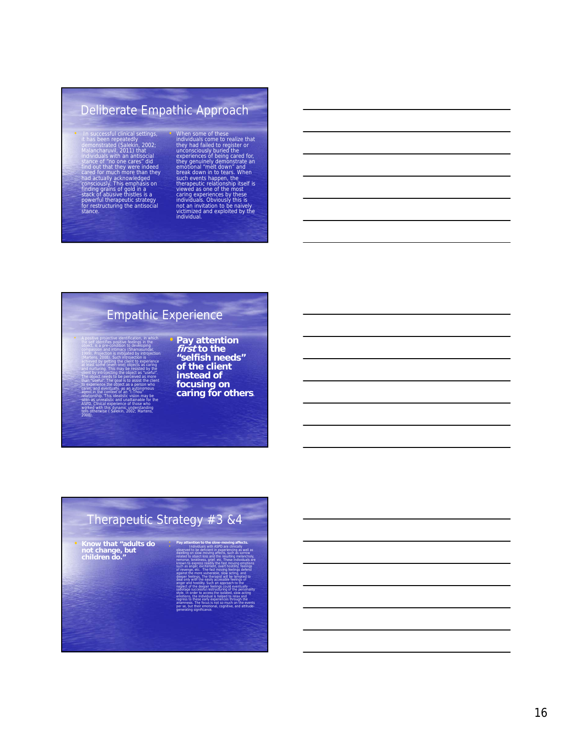## Deliberate Empathic Approach

- In successful clinical settings, it has been repeatedly demonstrated (Salekin, 2002; Malancharuvil, 2011) that individuals with an antisocial stance of "no one cares" did find out that they were indeed cared for much more than they had actually acknowledged consciously. This emphasis on finding grains of gold in a stack of abusive thistles is a powerful therapeutic strategy for restructuring the antisocial stance.
- When some of these individuals come to realize that they had failed to register or unconsciously buried the experiences of being cared for, they genuinely demonstrate an emotional "melt down" and break down in to tears. When such events happen, the therapeutic relationship itself is viewed as one of the most caring experiences by these individuals. Obviously this is not an invitation to be naively victimized and exploited by the individual.

## Empathic Experience

- A positive projective identification, in which the self identifies positive feelings in the object, is a pre-condition to developing compassion and intimacy (Shamasundar, 1999). Projection is mitigated by introjection (Martens, 2008). Such introjection is achieved by getting the client to experience at least some (even one) objects as caring and nurturing. This may be resisted by the client by introjecting the object as "useful". The object needs to be perceived as more than "useful". The goal is to assist the client to experience the object as a person who cares, and eventually, as an autonomous agent in the context of an "I-Thou" relationship. This idealistic vision may be seen as unrealistic and unattainable for the ASPD. Clinical experience of those who worked with this dynamic understanding tells otherwise ( Salekin, 2002; Martens, 2008).
- **Pay attention *first* to the "selfish needs" of the client instead of focusing on caring for others.**

## Therapeutic Strategy #3 &4

- **Know that "adults do not change, but children do."**
- **Pay attention to the slow-moving affects.** Individuals with ASPD are clinically observed to be deficient in experiencing as well as dwelling on slow-moving affects, such as sorrow related to object loss and the resulting melancholy, remorse, loneliness, grief, etc. These individuals are known to express readily the fast moving emotions such as anger, excitement, overt hostility, feelings of revenge, etc. The fast moving feelings defend against the more vulnerable, slow acting, and deeper feelings. The therapist will be tempted to deal only with the easily accessible feelings of anger and hostility. Such an approach to the neglect of the deeper feelings could eventually sabotage successful restructuring of the personality style. In order to access the isolated, slow-acting emotions, the individual is helped to relax and regress to these early experiences through the anamnesis. The focus is not so much on the events per se, but their emotional, cognitive, and attitude-generating significance.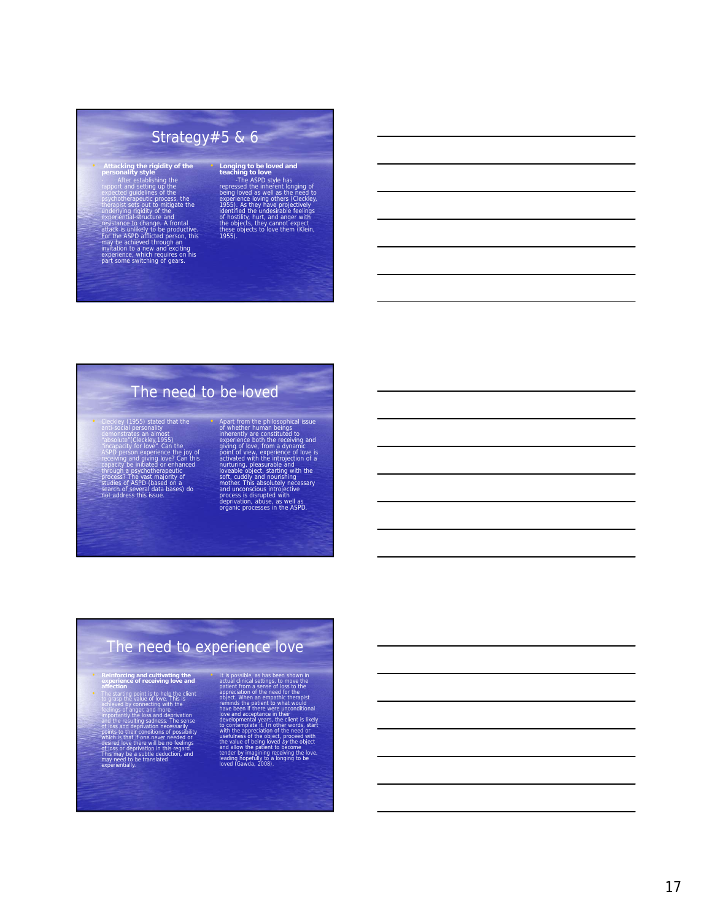## Strategy#5 & 6

- **Attacking the rigidity of the personality style**

  - After establishing the rapport and setting up the expected guidelines of the psychotherapeutic process, the therapist sets out to mitigate the underlying rigidity of the experiential-structure and resistance to change. A frontal attack is unlikely to be productive. For the ASPD afflicted person, this may be achieved through an invitation to a new and exciting experience, which requires on his part some switching of gears.

- **Longing to be loved and teaching to love**

  -The ASPD style has repressed the inherent longing of being loved as well as the need to experience loving others (Cleckley, 1955). As they have projectively identified the undesirable feelings of hostility, hurt, and anger with the objects, they cannot expect these objects to love them (Klein, 1955).

## The need to be loved

- Cleckley (1955) stated that the anti-social personality demonstrates an almost "absolute"(Cleckley,1955) "incapacity for love". Can the ASPD person experience the joy of receiving and giving love? Can this capacity be initiated or enhanced through a psychotherapeutic process? The vast majority of studies of ASPD (based on a search of several data bases) do not address this issue.

- Apart from the philosophical issue of whether human beings inherently are constituted to experience both the receiving and giving of love, from a dynamic point of view, experience of love is activated with the introjection of a nurturing, pleasurable and loveable object, starting with the soft, cuddly and nourishing mother. This absolutely necessary and unconscious introjective process is disrupted with deprivation, abuse, as well as organic processes in the ASPD.

## The need to experience love

- **Reinforcing and cultivating the experience of receiving love and affection**

- The starting point is to help the client to grasp the value of love. This is achieved by connecting with the feelings of anger, and more importantly the loss and deprivation and the resulting sadness. The sense of loss and deprivation necessarily points to their conditions of possibility which is that if one never needed or desired love there will be no feelings of loss or deprivation in this regard. This may be a subtle deduction, and may need to be translated experientially.

- It is possible, as has been shown in actual clinical settings, to move the patient from a sense of loss to the appreciation of the need for the object. When an empathic therapist reminds the patient to what would have been if there were unconditional love and acceptance in their developmental years, the client is likely to contemplate it. In other words, start with the appreciation of the need or usefulness of the object, proceed with the value of being loved *by* the object and allow the patient to become tender by imagining receiving the love, leading hopefully to a longing to be loved (Gawda, 2008).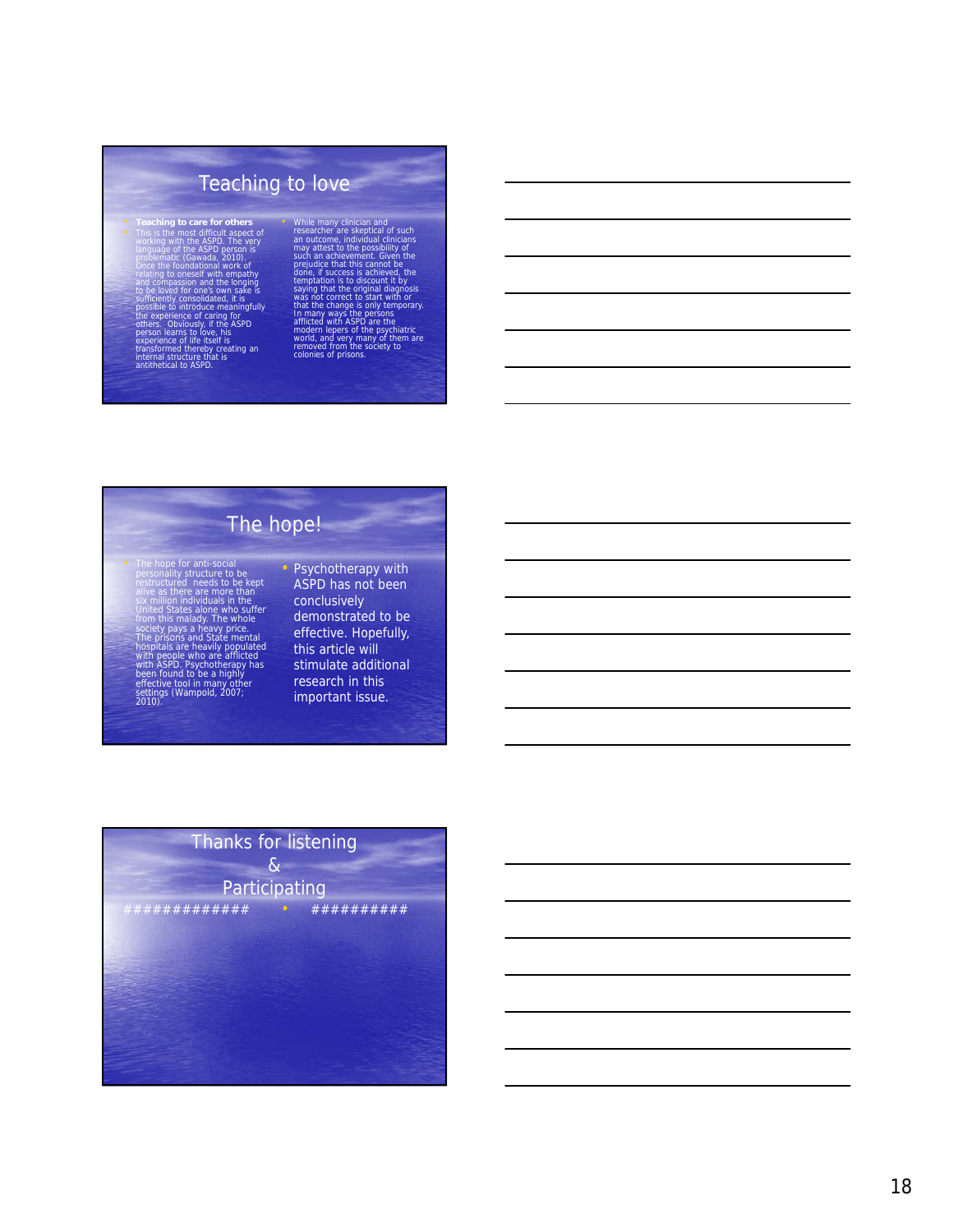## Teaching to love

- **Teaching to care for others**
- This is the most difficult aspect of working with the ASPD. The very language of the ASPD person is problematic (Gawada, 2010). Once the foundational work of relating to oneself with empathy and compassion and the longing to be loved for one's own sake is sufficiently consolidated, it is possible to introduce meaningfully the experience of caring for others. Obviously, if the ASPD person learns to love, his experience of life itself is transformed thereby creating an internal structure that is antithetical to ASPD.
- While many clinician and researcher are skeptical of such an outcome, individual clinicians may attest to the possibility of such an achievement. Given the prejudice that this cannot be done, if success is achieved, the temptation is to discount it by saying that the original diagnosis was not correct to start with or that the change is only temporary. In many ways the persons afflicted with ASPD are the modern lepers of the psychiatric world, and very many of them are removed from the society to colonies of prisons.

## The hope!

- The hope for anti-social personality structure to be restructured needs to be kept alive as there are more than six million individuals in the United States alone who suffer from this malady. The whole society pays a heavy price. The prisons and State mental hospitals are heavily populated with people who are afflicted with ASPD. Psychotherapy has been found to be a highly effective tool in many other settings (Wampold, 2007; 2010).
- Psychotherapy with ASPD has not been conclusively demonstrated to be effective. Hopefully, this article will stimulate additional research in this important issue.

## Thanks for listening & Participating

############# • ##########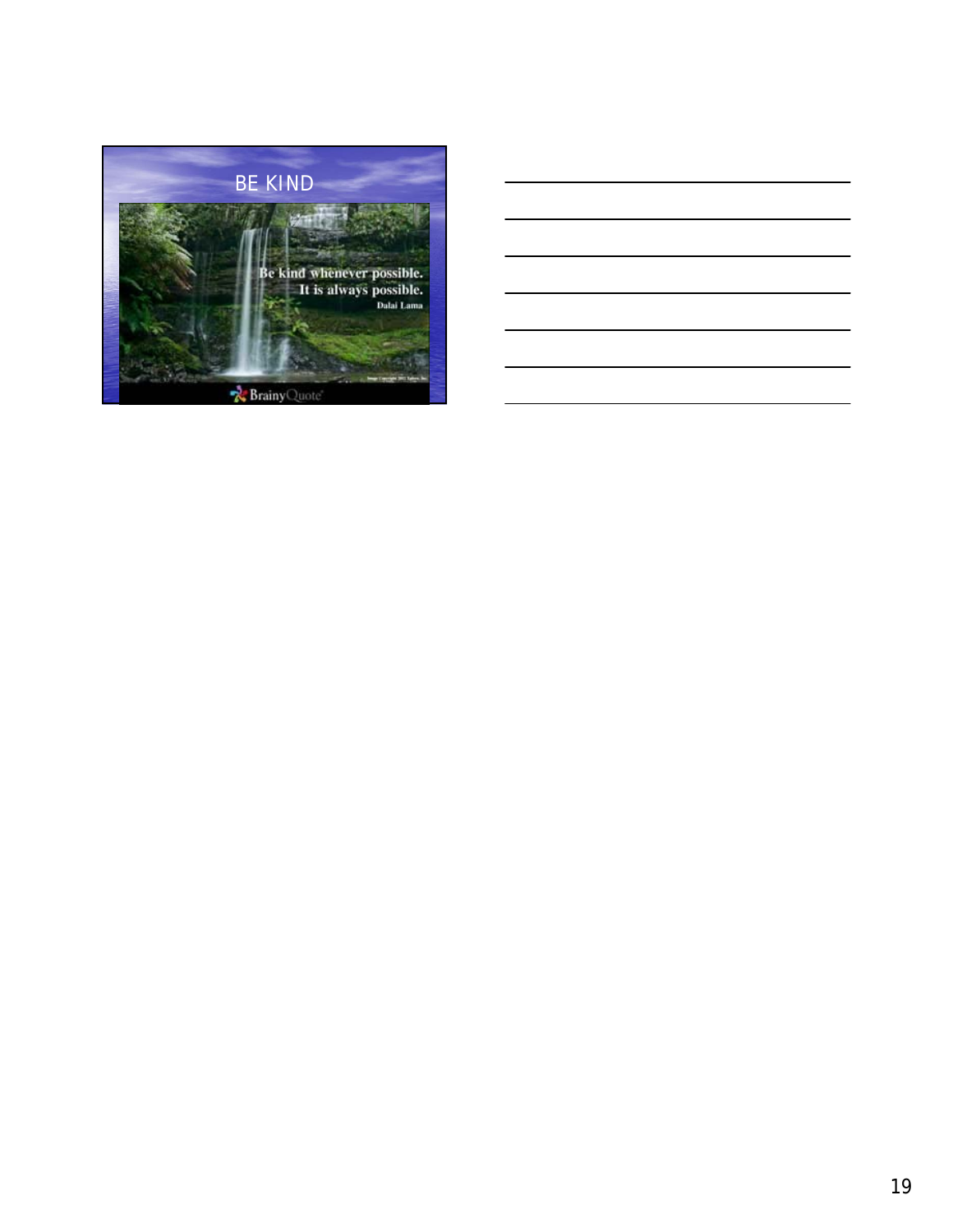## BE KIND

Be kind whenever possible.
It is always possible.
Dalai Lama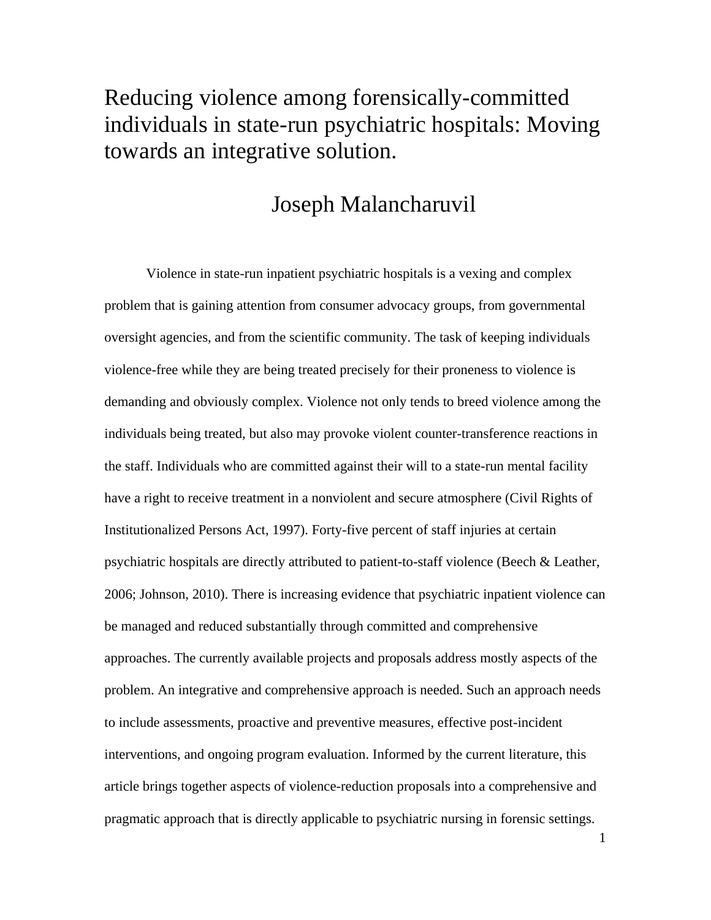# Reducing violence among forensically-committed individuals in state-run psychiatric hospitals: Moving towards an integrative solution.

## Joseph Malancharuvil

Violence in state-run inpatient psychiatric hospitals is a vexing and complex problem that is gaining attention from consumer advocacy groups, from governmental oversight agencies, and from the scientific community. The task of keeping individuals violence-free while they are being treated precisely for their proneness to violence is demanding and obviously complex. Violence not only tends to breed violence among the individuals being treated, but also may provoke violent counter-transference reactions in the staff. Individuals who are committed against their will to a state-run mental facility have a right to receive treatment in a nonviolent and secure atmosphere (Civil Rights of Institutionalized Persons Act, 1997). Forty-five percent of staff injuries at certain psychiatric hospitals are directly attributed to patient-to-staff violence (Beech & Leather, 2006; Johnson, 2010). There is increasing evidence that psychiatric inpatient violence can be managed and reduced substantially through committed and comprehensive approaches. The currently available projects and proposals address mostly aspects of the problem. An integrative and comprehensive approach is needed. Such an approach needs to include assessments, proactive and preventive measures, effective post-incident interventions, and ongoing program evaluation. Informed by the current literature, this article brings together aspects of violence-reduction proposals into a comprehensive and pragmatic approach that is directly applicable to psychiatric nursing in forensic settings.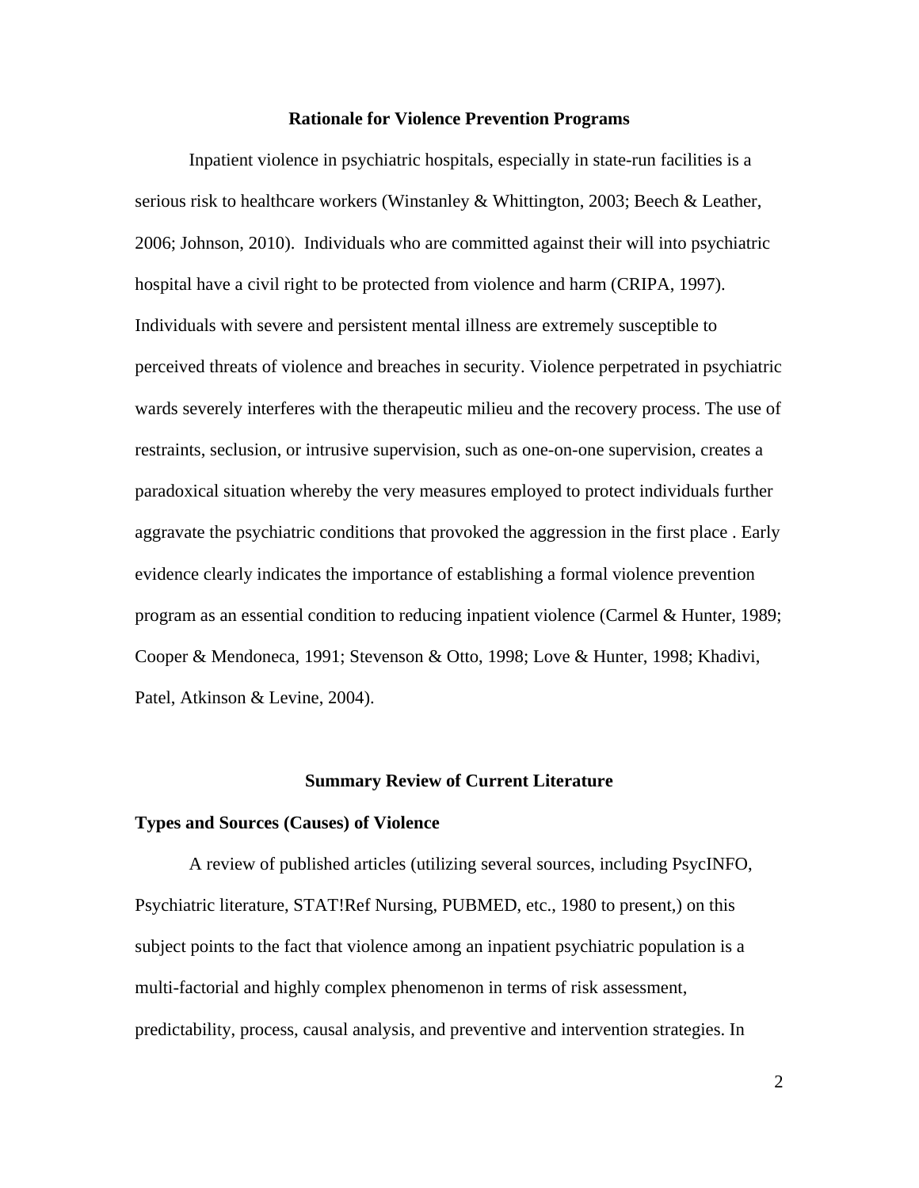## Rationale for Violence Prevention Programs

Inpatient violence in psychiatric hospitals, especially in state-run facilities is a serious risk to healthcare workers (Winstanley & Whittington, 2003; Beech & Leather, 2006; Johnson, 2010). Individuals who are committed against their will into psychiatric hospital have a civil right to be protected from violence and harm (CRIPA, 1997). Individuals with severe and persistent mental illness are extremely susceptible to perceived threats of violence and breaches in security. Violence perpetrated in psychiatric wards severely interferes with the therapeutic milieu and the recovery process. The use of restraints, seclusion, or intrusive supervision, such as one-on-one supervision, creates a paradoxical situation whereby the very measures employed to protect individuals further aggravate the psychiatric conditions that provoked the aggression in the first place . Early evidence clearly indicates the importance of establishing a formal violence prevention program as an essential condition to reducing inpatient violence (Carmel & Hunter, 1989; Cooper & Mendoneca, 1991; Stevenson & Otto, 1998; Love & Hunter, 1998; Khadivi, Patel, Atkinson & Levine, 2004).

## Summary Review of Current Literature

### Types and Sources (Causes) of Violence

A review of published articles (utilizing several sources, including PsycINFO, Psychiatric literature, STAT!Ref Nursing, PUBMED, etc., 1980 to present,) on this subject points to the fact that violence among an inpatient psychiatric population is a multi-factorial and highly complex phenomenon in terms of risk assessment, predictability, process, causal analysis, and preventive and intervention strategies. In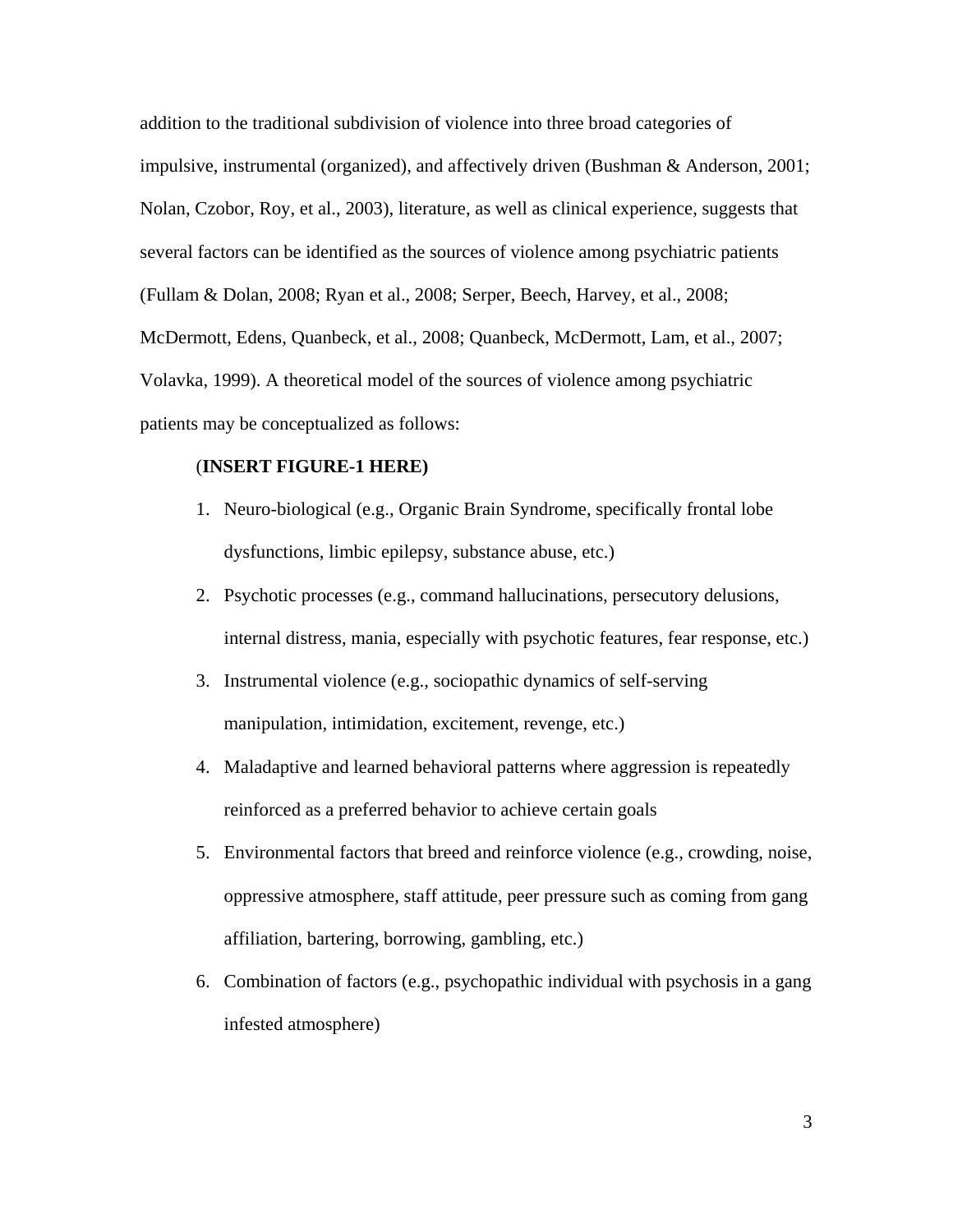addition to the traditional subdivision of violence into three broad categories of impulsive, instrumental (organized), and affectively driven (Bushman & Anderson, 2001; Nolan, Czobor, Roy, et al., 2003), literature, as well as clinical experience, suggests that several factors can be identified as the sources of violence among psychiatric patients (Fullam & Dolan, 2008; Ryan et al., 2008; Serper, Beech, Harvey, et al., 2008; McDermott, Edens, Quanbeck, et al., 2008; Quanbeck, McDermott, Lam, et al., 2007; Volavka, 1999). A theoretical model of the sources of violence among psychiatric patients may be conceptualized as follows:

(**INSERT FIGURE-1 HERE)**

1. Neuro-biological (e.g., Organic Brain Syndrome, specifically frontal lobe dysfunctions, limbic epilepsy, substance abuse, etc.)
2. Psychotic processes (e.g., command hallucinations, persecutory delusions, internal distress, mania, especially with psychotic features, fear response, etc.)
3. Instrumental violence (e.g., sociopathic dynamics of self-serving manipulation, intimidation, excitement, revenge, etc.)
4. Maladaptive and learned behavioral patterns where aggression is repeatedly reinforced as a preferred behavior to achieve certain goals
5. Environmental factors that breed and reinforce violence (e.g., crowding, noise, oppressive atmosphere, staff attitude, peer pressure such as coming from gang affiliation, bartering, borrowing, gambling, etc.)
6. Combination of factors (e.g., psychopathic individual with psychosis in a gang infested atmosphere)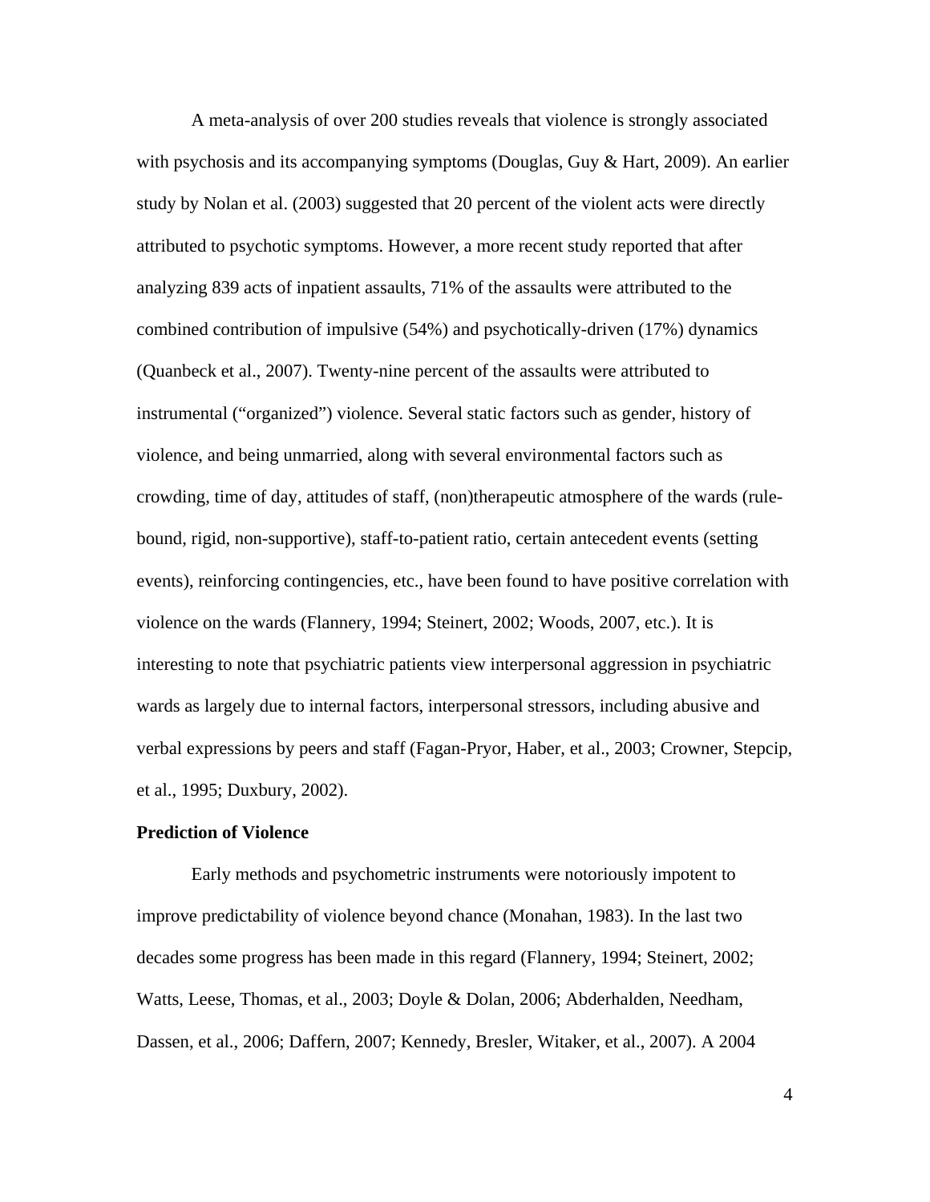A meta-analysis of over 200 studies reveals that violence is strongly associated with psychosis and its accompanying symptoms (Douglas, Guy & Hart, 2009). An earlier study by Nolan et al. (2003) suggested that 20 percent of the violent acts were directly attributed to psychotic symptoms. However, a more recent study reported that after analyzing 839 acts of inpatient assaults, 71% of the assaults were attributed to the combined contribution of impulsive (54%) and psychotically-driven (17%) dynamics (Quanbeck et al., 2007). Twenty-nine percent of the assaults were attributed to instrumental ("organized") violence. Several static factors such as gender, history of violence, and being unmarried, along with several environmental factors such as crowding, time of day, attitudes of staff, (non)therapeutic atmosphere of the wards (rule-bound, rigid, non-supportive), staff-to-patient ratio, certain antecedent events (setting events), reinforcing contingencies, etc., have been found to have positive correlation with violence on the wards (Flannery, 1994; Steinert, 2002; Woods, 2007, etc.). It is interesting to note that psychiatric patients view interpersonal aggression in psychiatric wards as largely due to internal factors, interpersonal stressors, including abusive and verbal expressions by peers and staff (Fagan-Pryor, Haber, et al., 2003; Crowner, Stepcip, et al., 1995; Duxbury, 2002).

**Prediction of Violence**

Early methods and psychometric instruments were notoriously impotent to improve predictability of violence beyond chance (Monahan, 1983). In the last two decades some progress has been made in this regard (Flannery, 1994; Steinert, 2002; Watts, Leese, Thomas, et al., 2003; Doyle & Dolan, 2006; Abderhalden, Needham, Dassen, et al., 2006; Daffern, 2007; Kennedy, Bresler, Witaker, et al., 2007). A 2004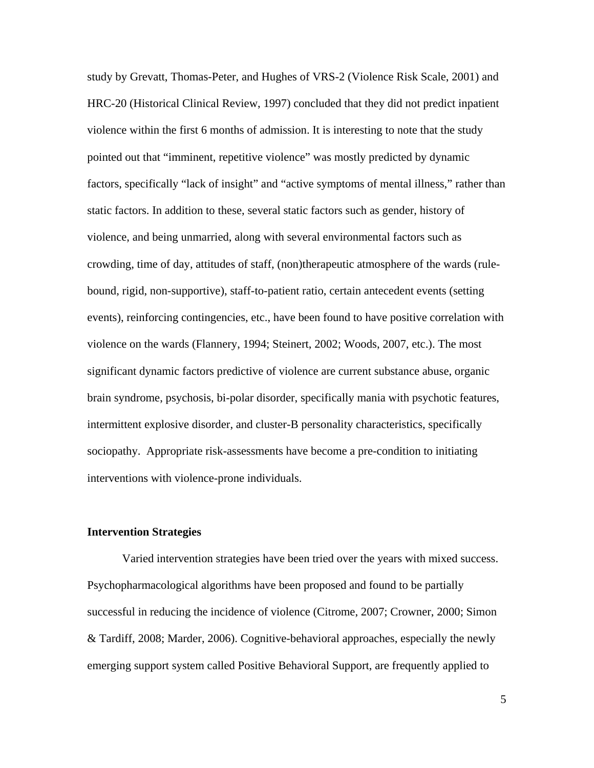study by Grevatt, Thomas-Peter, and Hughes of VRS-2 (Violence Risk Scale, 2001) and HRC-20 (Historical Clinical Review, 1997) concluded that they did not predict inpatient violence within the first 6 months of admission. It is interesting to note that the study pointed out that "imminent, repetitive violence" was mostly predicted by dynamic factors, specifically "lack of insight" and "active symptoms of mental illness," rather than static factors. In addition to these, several static factors such as gender, history of violence, and being unmarried, along with several environmental factors such as crowding, time of day, attitudes of staff, (non)therapeutic atmosphere of the wards (rule-bound, rigid, non-supportive), staff-to-patient ratio, certain antecedent events (setting events), reinforcing contingencies, etc., have been found to have positive correlation with violence on the wards (Flannery, 1994; Steinert, 2002; Woods, 2007, etc.). The most significant dynamic factors predictive of violence are current substance abuse, organic brain syndrome, psychosis, bi-polar disorder, specifically mania with psychotic features, intermittent explosive disorder, and cluster-B personality characteristics, specifically sociopathy. Appropriate risk-assessments have become a pre-condition to initiating interventions with violence-prone individuals.

**Intervention Strategies**

Varied intervention strategies have been tried over the years with mixed success. Psychopharmacological algorithms have been proposed and found to be partially successful in reducing the incidence of violence (Citrome, 2007; Crowner, 2000; Simon & Tardiff, 2008; Marder, 2006). Cognitive-behavioral approaches, especially the newly emerging support system called Positive Behavioral Support, are frequently applied to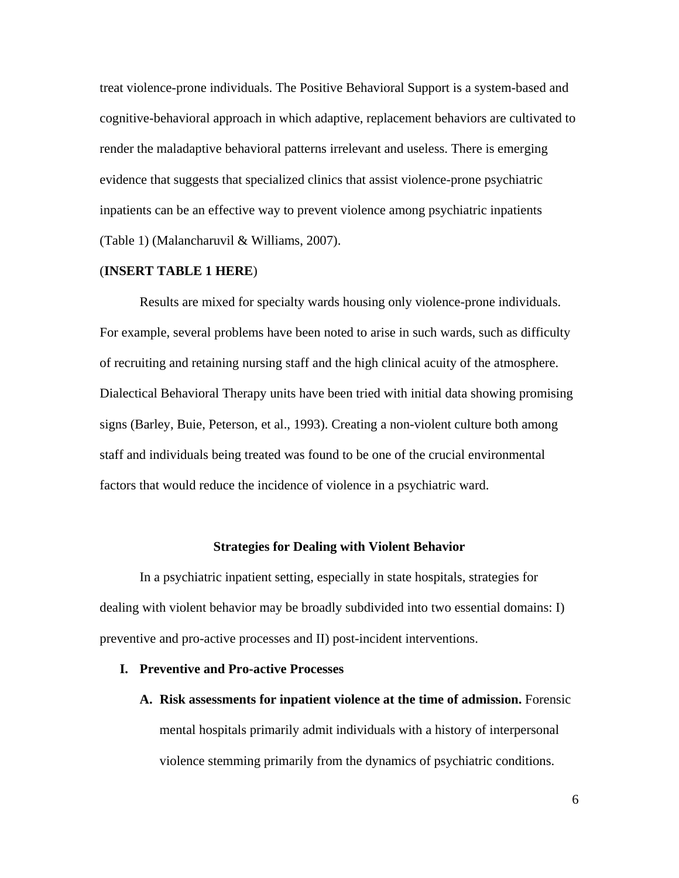treat violence-prone individuals. The Positive Behavioral Support is a system-based and cognitive-behavioral approach in which adaptive, replacement behaviors are cultivated to render the maladaptive behavioral patterns irrelevant and useless. There is emerging evidence that suggests that specialized clinics that assist violence-prone psychiatric inpatients can be an effective way to prevent violence among psychiatric inpatients (Table 1) (Malancharuvil & Williams, 2007).

(**INSERT TABLE 1 HERE**)

Results are mixed for specialty wards housing only violence-prone individuals. For example, several problems have been noted to arise in such wards, such as difficulty of recruiting and retaining nursing staff and the high clinical acuity of the atmosphere. Dialectical Behavioral Therapy units have been tried with initial data showing promising signs (Barley, Buie, Peterson, et al., 1993). Creating a non-violent culture both among staff and individuals being treated was found to be one of the crucial environmental factors that would reduce the incidence of violence in a psychiatric ward.

## Strategies for Dealing with Violent Behavior

In a psychiatric inpatient setting, especially in state hospitals, strategies for dealing with violent behavior may be broadly subdivided into two essential domains: I) preventive and pro-active processes and II) post-incident interventions.

### I. Preventive and Pro-active Processes

**A. Risk assessments for inpatient violence at the time of admission.** Forensic mental hospitals primarily admit individuals with a history of interpersonal violence stemming primarily from the dynamics of psychiatric conditions.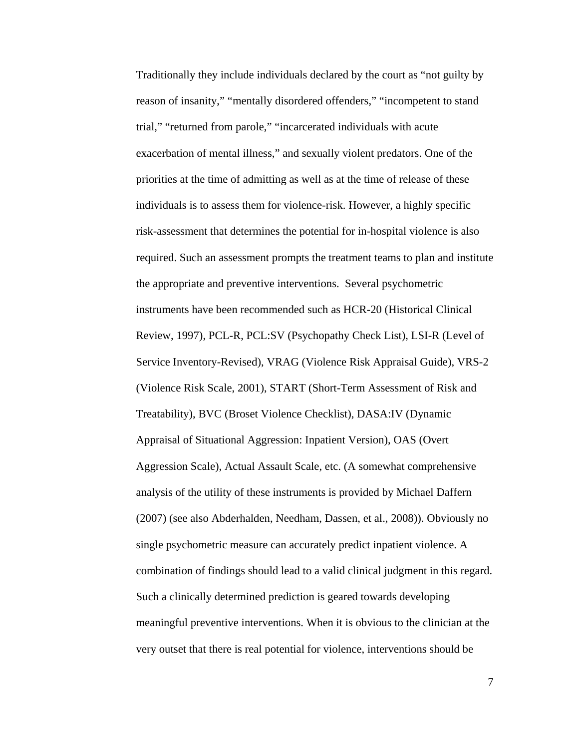Traditionally they include individuals declared by the court as "not guilty by reason of insanity," "mentally disordered offenders," "incompetent to stand trial," "returned from parole," "incarcerated individuals with acute exacerbation of mental illness," and sexually violent predators. One of the priorities at the time of admitting as well as at the time of release of these individuals is to assess them for violence-risk. However, a highly specific risk-assessment that determines the potential for in-hospital violence is also required. Such an assessment prompts the treatment teams to plan and institute the appropriate and preventive interventions.  Several psychometric instruments have been recommended such as HCR-20 (Historical Clinical Review, 1997), PCL-R, PCL:SV (Psychopathy Check List), LSI-R (Level of Service Inventory-Revised), VRAG (Violence Risk Appraisal Guide), VRS-2 (Violence Risk Scale, 2001), START (Short-Term Assessment of Risk and Treatability), BVC (Broset Violence Checklist), DASA:IV (Dynamic Appraisal of Situational Aggression: Inpatient Version), OAS (Overt Aggression Scale), Actual Assault Scale, etc. (A somewhat comprehensive analysis of the utility of these instruments is provided by Michael Daffern (2007) (see also Abderhalden, Needham, Dassen, et al., 2008)). Obviously no single psychometric measure can accurately predict inpatient violence. A combination of findings should lead to a valid clinical judgment in this regard. Such a clinically determined prediction is geared towards developing meaningful preventive interventions. When it is obvious to the clinician at the very outset that there is real potential for violence, interventions should be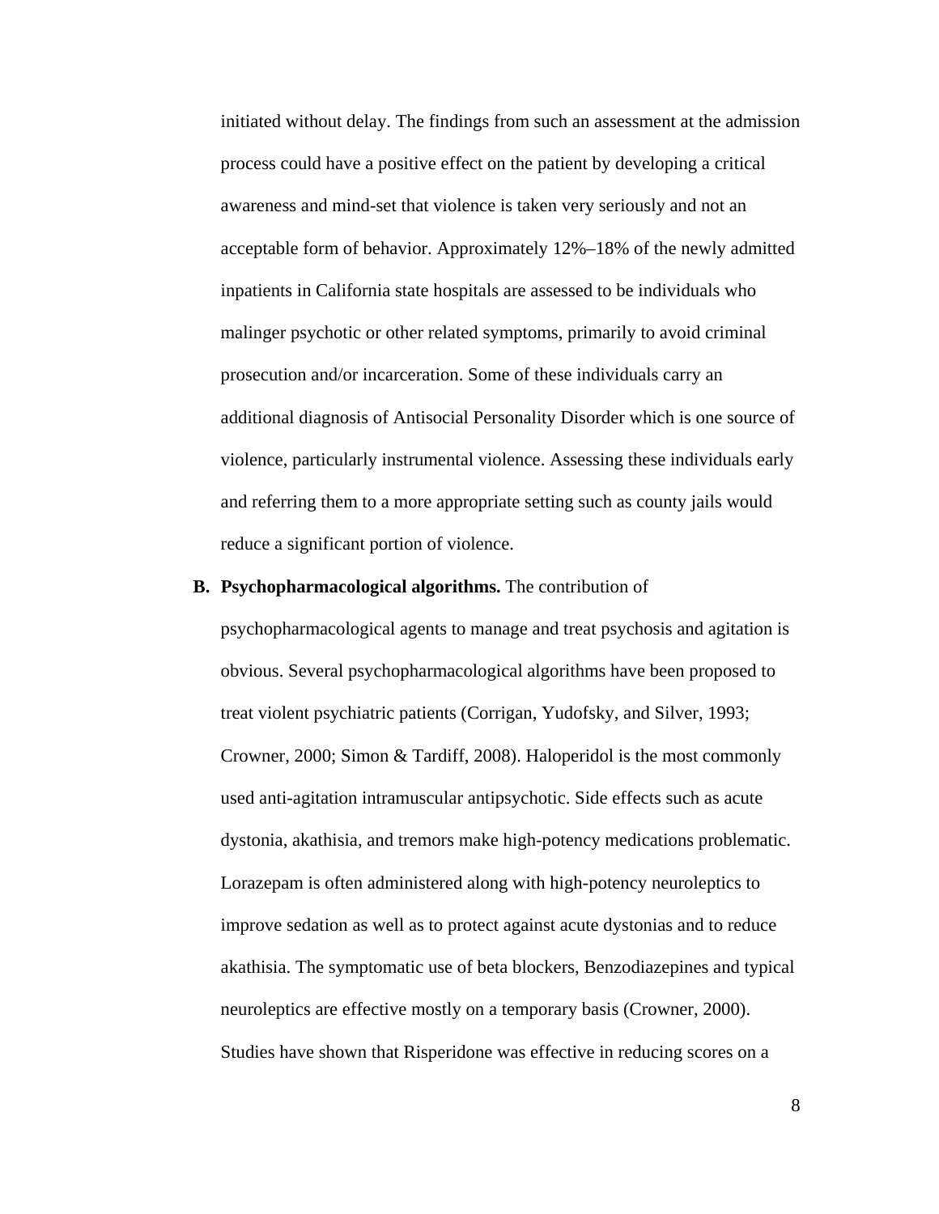initiated without delay. The findings from such an assessment at the admission process could have a positive effect on the patient by developing a critical awareness and mind-set that violence is taken very seriously and not an acceptable form of behavior. Approximately 12%–18% of the newly admitted inpatients in California state hospitals are assessed to be individuals who malinger psychotic or other related symptoms, primarily to avoid criminal prosecution and/or incarceration. Some of these individuals carry an additional diagnosis of Antisocial Personality Disorder which is one source of violence, particularly instrumental violence. Assessing these individuals early and referring them to a more appropriate setting such as county jails would reduce a significant portion of violence.

**B. Psychopharmacological algorithms.** The contribution of psychopharmacological agents to manage and treat psychosis and agitation is obvious. Several psychopharmacological algorithms have been proposed to treat violent psychiatric patients (Corrigan, Yudofsky, and Silver, 1993; Crowner, 2000; Simon & Tardiff, 2008). Haloperidol is the most commonly used anti-agitation intramuscular antipsychotic. Side effects such as acute dystonia, akathisia, and tremors make high-potency medications problematic. Lorazepam is often administered along with high-potency neuroleptics to improve sedation as well as to protect against acute dystonias and to reduce akathisia. The symptomatic use of beta blockers, Benzodiazepines and typical neuroleptics are effective mostly on a temporary basis (Crowner, 2000). Studies have shown that Risperidone was effective in reducing scores on a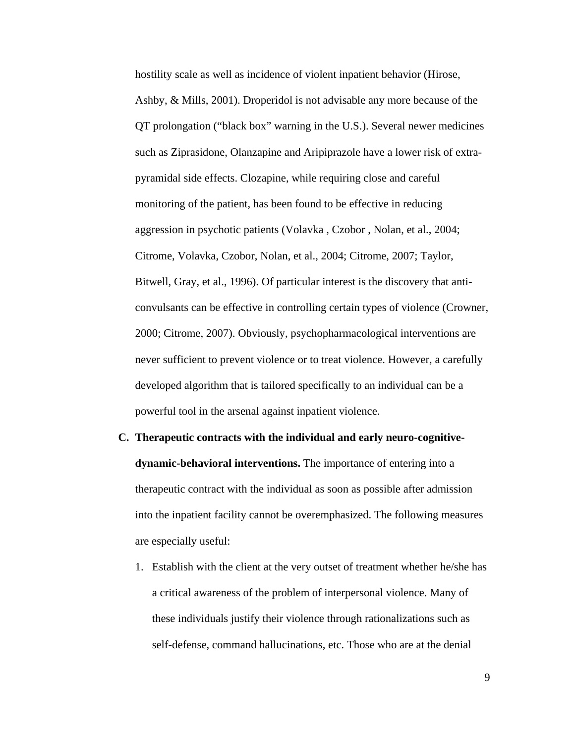hostility scale as well as incidence of violent inpatient behavior (Hirose, Ashby, & Mills, 2001). Droperidol is not advisable any more because of the QT prolongation ("black box" warning in the U.S.). Several newer medicines such as Ziprasidone, Olanzapine and Aripiprazole have a lower risk of extra-pyramidal side effects. Clozapine, while requiring close and careful monitoring of the patient, has been found to be effective in reducing aggression in psychotic patients (Volavka , Czobor , Nolan, et al., 2004; Citrome, Volavka, Czobor, Nolan, et al., 2004; Citrome, 2007; Taylor, Bitwell, Gray, et al., 1996). Of particular interest is the discovery that anti-convulsants can be effective in controlling certain types of violence (Crowner, 2000; Citrome, 2007). Obviously, psychopharmacological interventions are never sufficient to prevent violence or to treat violence. However, a carefully developed algorithm that is tailored specifically to an individual can be a powerful tool in the arsenal against inpatient violence.

C. **Therapeutic contracts with the individual and early neuro-cognitive-dynamic-behavioral interventions.** The importance of entering into a therapeutic contract with the individual as soon as possible after admission into the inpatient facility cannot be overemphasized. The following measures are especially useful:

   1. Establish with the client at the very outset of treatment whether he/she has a critical awareness of the problem of interpersonal violence. Many of these individuals justify their violence through rationalizations such as self-defense, command hallucinations, etc. Those who are at the denial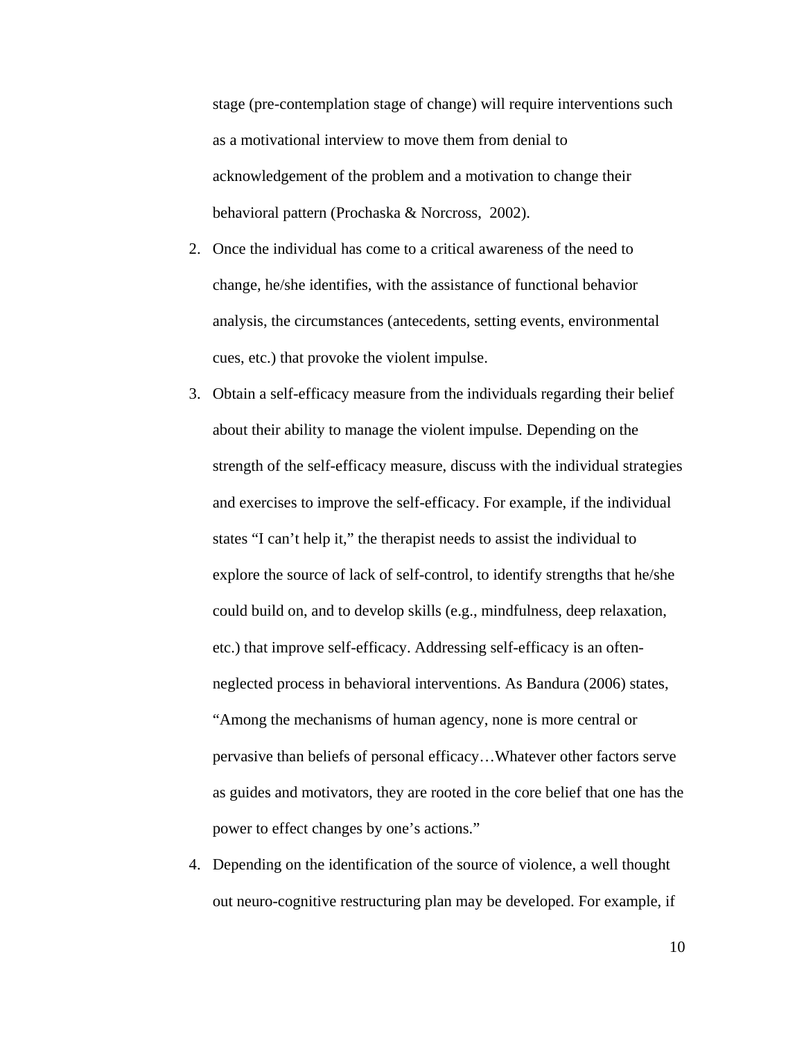stage (pre-contemplation stage of change) will require interventions such as a motivational interview to move them from denial to acknowledgement of the problem and a motivation to change their behavioral pattern (Prochaska & Norcross, 2002).

2. Once the individual has come to a critical awareness of the need to change, he/she identifies, with the assistance of functional behavior analysis, the circumstances (antecedents, setting events, environmental cues, etc.) that provoke the violent impulse.
3. Obtain a self-efficacy measure from the individuals regarding their belief about their ability to manage the violent impulse. Depending on the strength of the self-efficacy measure, discuss with the individual strategies and exercises to improve the self-efficacy. For example, if the individual states "I can't help it," the therapist needs to assist the individual to explore the source of lack of self-control, to identify strengths that he/she could build on, and to develop skills (e.g., mindfulness, deep relaxation, etc.) that improve self-efficacy. Addressing self-efficacy is an often-neglected process in behavioral interventions. As Bandura (2006) states, "Among the mechanisms of human agency, none is more central or pervasive than beliefs of personal efficacy…Whatever other factors serve as guides and motivators, they are rooted in the core belief that one has the power to effect changes by one's actions."
4. Depending on the identification of the source of violence, a well thought out neuro-cognitive restructuring plan may be developed. For example, if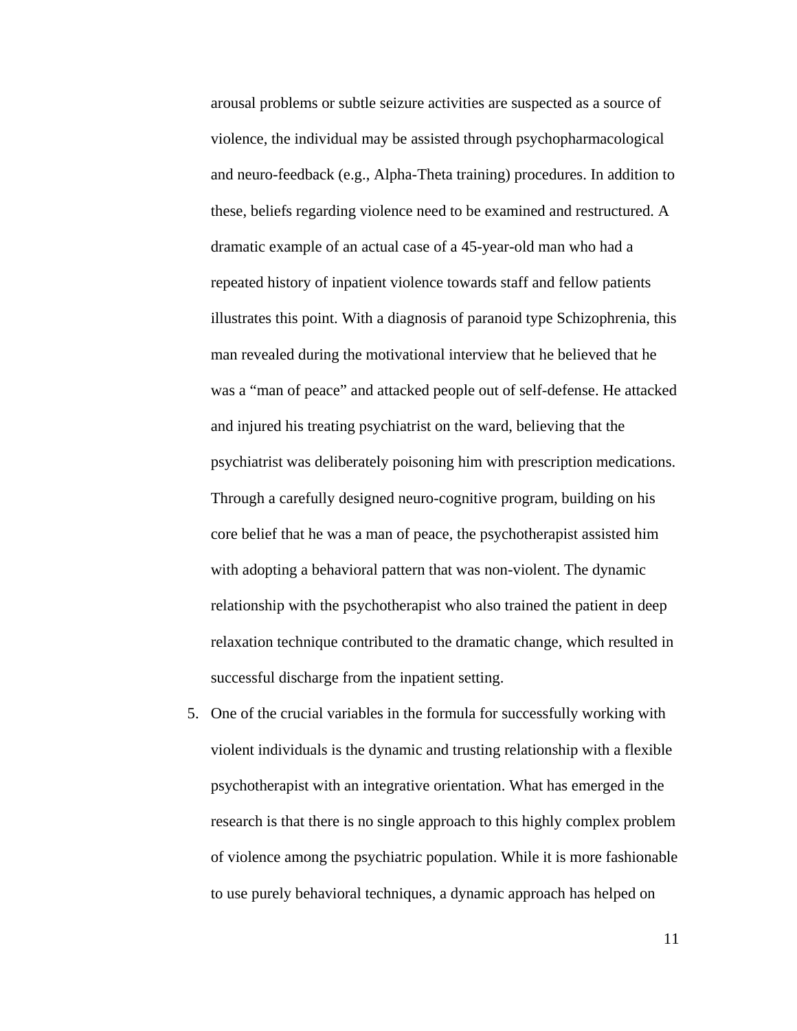arousal problems or subtle seizure activities are suspected as a source of violence, the individual may be assisted through psychopharmacological and neuro-feedback (e.g., Alpha-Theta training) procedures. In addition to these, beliefs regarding violence need to be examined and restructured. A dramatic example of an actual case of a 45-year-old man who had a repeated history of inpatient violence towards staff and fellow patients illustrates this point. With a diagnosis of paranoid type Schizophrenia, this man revealed during the motivational interview that he believed that he was a “man of peace” and attacked people out of self-defense. He attacked and injured his treating psychiatrist on the ward, believing that the psychiatrist was deliberately poisoning him with prescription medications. Through a carefully designed neuro-cognitive program, building on his core belief that he was a man of peace, the psychotherapist assisted him with adopting a behavioral pattern that was non-violent. The dynamic relationship with the psychotherapist who also trained the patient in deep relaxation technique contributed to the dramatic change, which resulted in successful discharge from the inpatient setting.

5. One of the crucial variables in the formula for successfully working with violent individuals is the dynamic and trusting relationship with a flexible psychotherapist with an integrative orientation. What has emerged in the research is that there is no single approach to this highly complex problem of violence among the psychiatric population. While it is more fashionable to use purely behavioral techniques, a dynamic approach has helped on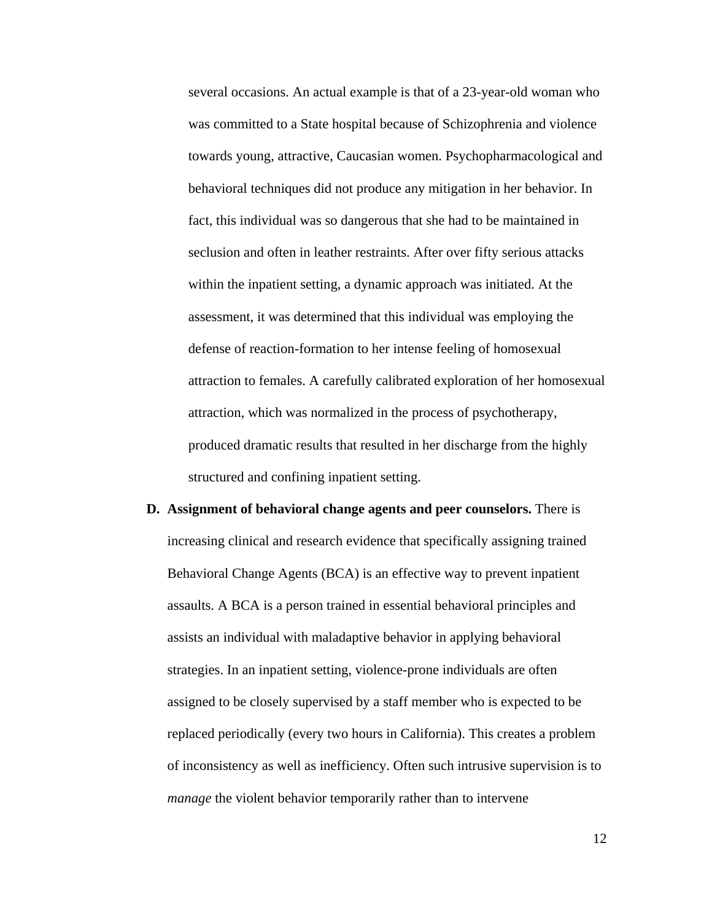several occasions. An actual example is that of a 23-year-old woman who was committed to a State hospital because of Schizophrenia and violence towards young, attractive, Caucasian women. Psychopharmacological and behavioral techniques did not produce any mitigation in her behavior. In fact, this individual was so dangerous that she had to be maintained in seclusion and often in leather restraints. After over fifty serious attacks within the inpatient setting, a dynamic approach was initiated. At the assessment, it was determined that this individual was employing the defense of reaction-formation to her intense feeling of homosexual attraction to females. A carefully calibrated exploration of her homosexual attraction, which was normalized in the process of psychotherapy, produced dramatic results that resulted in her discharge from the highly structured and confining inpatient setting.

D. **Assignment of behavioral change agents and peer counselors.** There is increasing clinical and research evidence that specifically assigning trained Behavioral Change Agents (BCA) is an effective way to prevent inpatient assaults. A BCA is a person trained in essential behavioral principles and assists an individual with maladaptive behavior in applying behavioral strategies. In an inpatient setting, violence-prone individuals are often assigned to be closely supervised by a staff member who is expected to be replaced periodically (every two hours in California). This creates a problem of inconsistency as well as inefficiency. Often such intrusive supervision is to *manage* the violent behavior temporarily rather than to intervene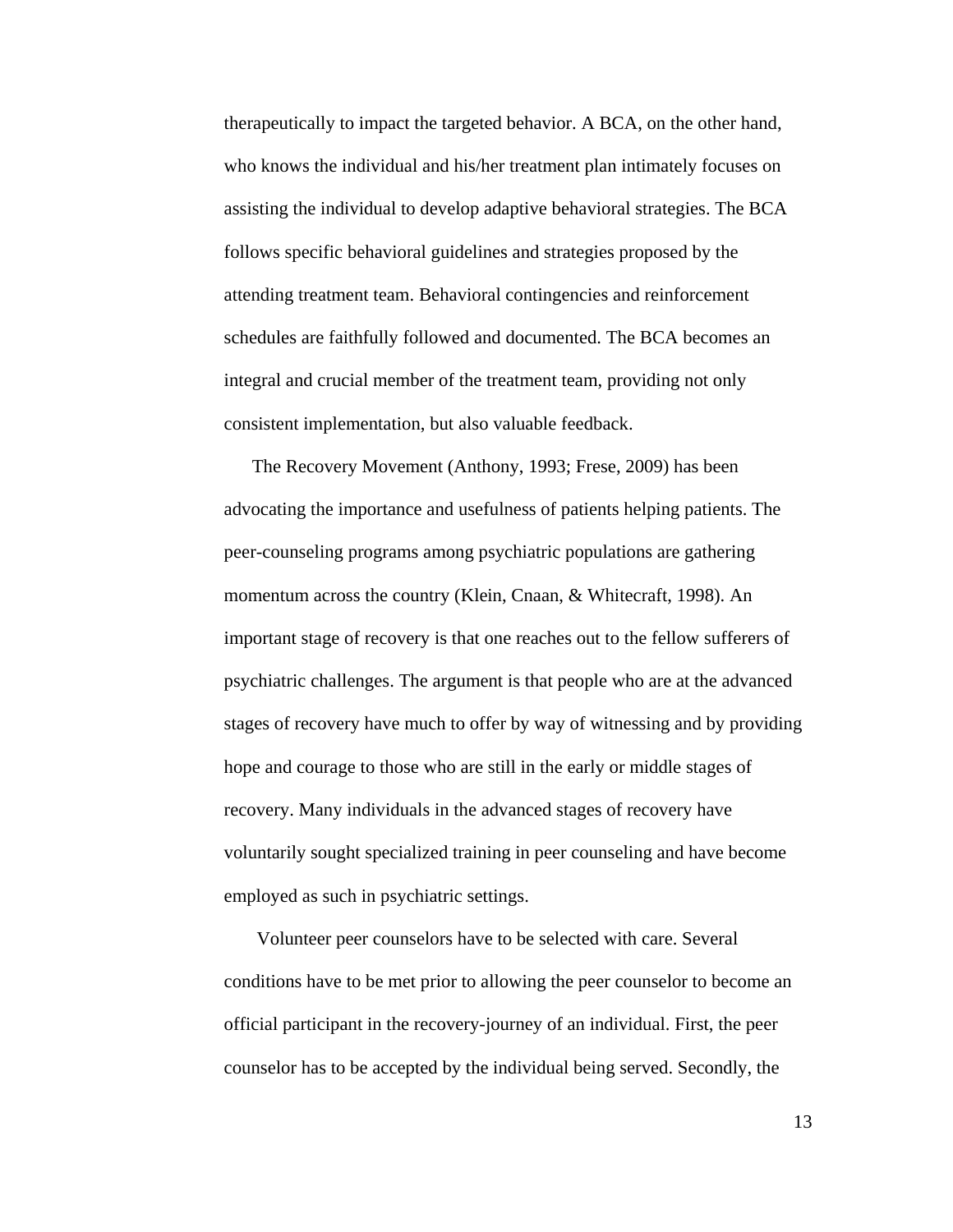therapeutically to impact the targeted behavior. A BCA, on the other hand, who knows the individual and his/her treatment plan intimately focuses on assisting the individual to develop adaptive behavioral strategies. The BCA follows specific behavioral guidelines and strategies proposed by the attending treatment team. Behavioral contingencies and reinforcement schedules are faithfully followed and documented. The BCA becomes an integral and crucial member of the treatment team, providing not only consistent implementation, but also valuable feedback.

The Recovery Movement (Anthony, 1993; Frese, 2009) has been advocating the importance and usefulness of patients helping patients. The peer-counseling programs among psychiatric populations are gathering momentum across the country (Klein, Cnaan, & Whitecraft, 1998). An important stage of recovery is that one reaches out to the fellow sufferers of psychiatric challenges. The argument is that people who are at the advanced stages of recovery have much to offer by way of witnessing and by providing hope and courage to those who are still in the early or middle stages of recovery. Many individuals in the advanced stages of recovery have voluntarily sought specialized training in peer counseling and have become employed as such in psychiatric settings.

Volunteer peer counselors have to be selected with care. Several conditions have to be met prior to allowing the peer counselor to become an official participant in the recovery-journey of an individual. First, the peer counselor has to be accepted by the individual being served. Secondly, the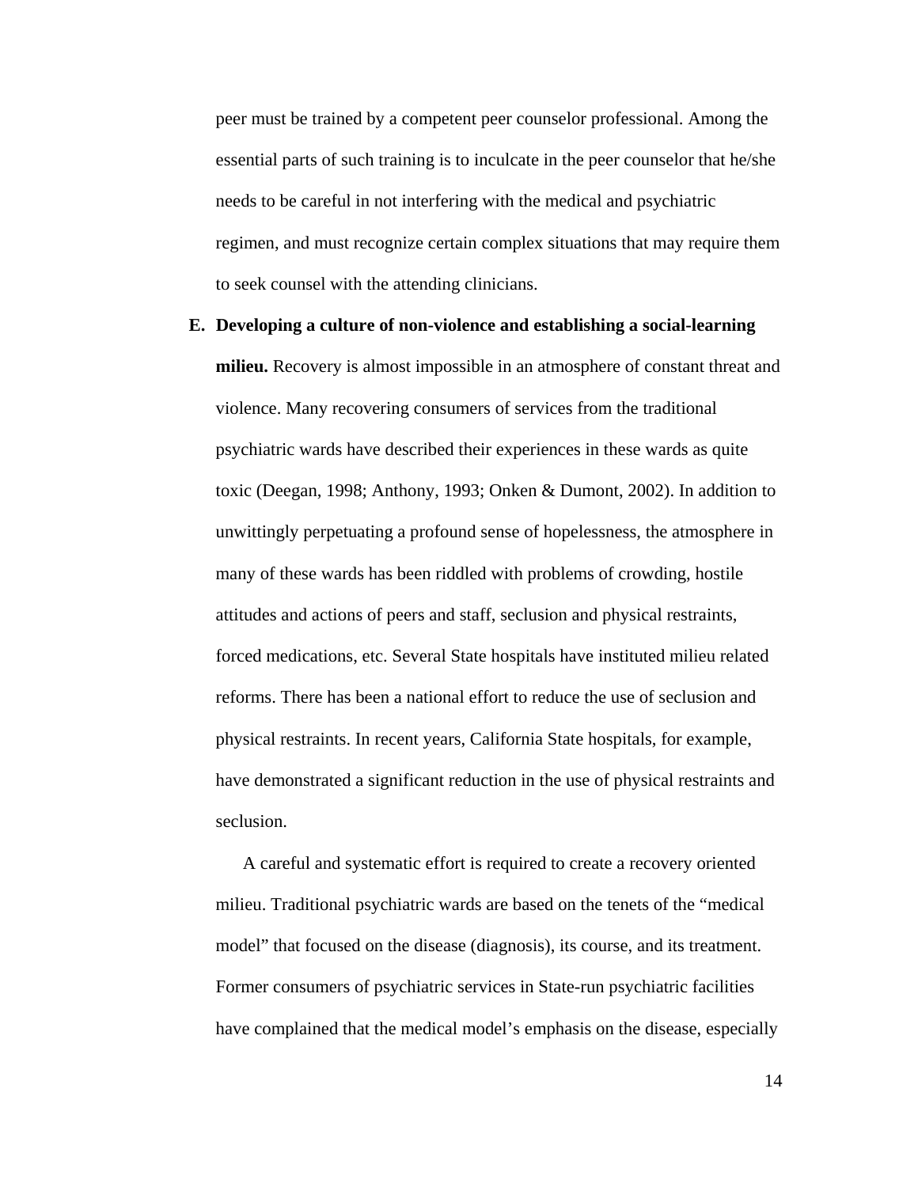peer must be trained by a competent peer counselor professional. Among the essential parts of such training is to inculcate in the peer counselor that he/she needs to be careful in not interfering with the medical and psychiatric regimen, and must recognize certain complex situations that may require them to seek counsel with the attending clinicians.

E. **Developing a culture of non-violence and establishing a social-learning milieu.** Recovery is almost impossible in an atmosphere of constant threat and violence. Many recovering consumers of services from the traditional psychiatric wards have described their experiences in these wards as quite toxic (Deegan, 1998; Anthony, 1993; Onken & Dumont, 2002). In addition to unwittingly perpetuating a profound sense of hopelessness, the atmosphere in many of these wards has been riddled with problems of crowding, hostile attitudes and actions of peers and staff, seclusion and physical restraints, forced medications, etc. Several State hospitals have instituted milieu related reforms. There has been a national effort to reduce the use of seclusion and physical restraints. In recent years, California State hospitals, for example, have demonstrated a significant reduction in the use of physical restraints and seclusion.

   A careful and systematic effort is required to create a recovery oriented milieu. Traditional psychiatric wards are based on the tenets of the "medical model" that focused on the disease (diagnosis), its course, and its treatment. Former consumers of psychiatric services in State-run psychiatric facilities have complained that the medical model's emphasis on the disease, especially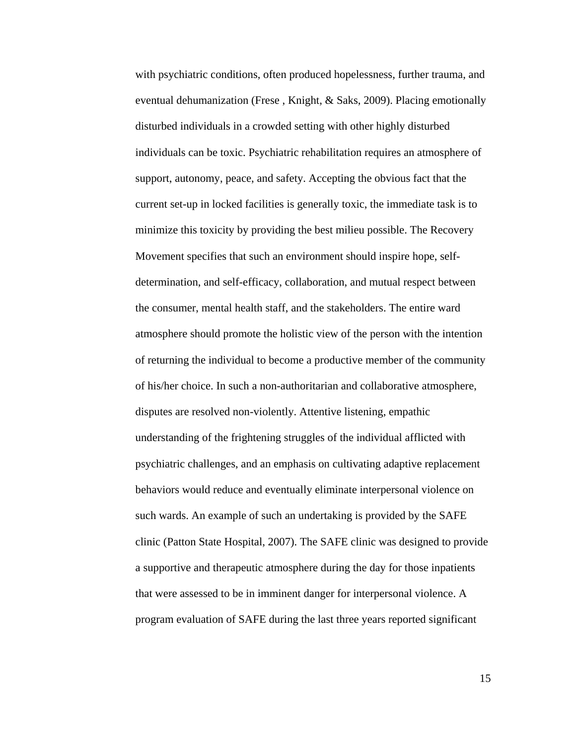with psychiatric conditions, often produced hopelessness, further trauma, and eventual dehumanization (Frese , Knight, & Saks, 2009). Placing emotionally disturbed individuals in a crowded setting with other highly disturbed individuals can be toxic. Psychiatric rehabilitation requires an atmosphere of support, autonomy, peace, and safety. Accepting the obvious fact that the current set-up in locked facilities is generally toxic, the immediate task is to minimize this toxicity by providing the best milieu possible. The Recovery Movement specifies that such an environment should inspire hope, self-determination, and self-efficacy, collaboration, and mutual respect between the consumer, mental health staff, and the stakeholders. The entire ward atmosphere should promote the holistic view of the person with the intention of returning the individual to become a productive member of the community of his/her choice. In such a non-authoritarian and collaborative atmosphere, disputes are resolved non-violently. Attentive listening, empathic understanding of the frightening struggles of the individual afflicted with psychiatric challenges, and an emphasis on cultivating adaptive replacement behaviors would reduce and eventually eliminate interpersonal violence on such wards. An example of such an undertaking is provided by the SAFE clinic (Patton State Hospital, 2007). The SAFE clinic was designed to provide a supportive and therapeutic atmosphere during the day for those inpatients that were assessed to be in imminent danger for interpersonal violence. A program evaluation of SAFE during the last three years reported significant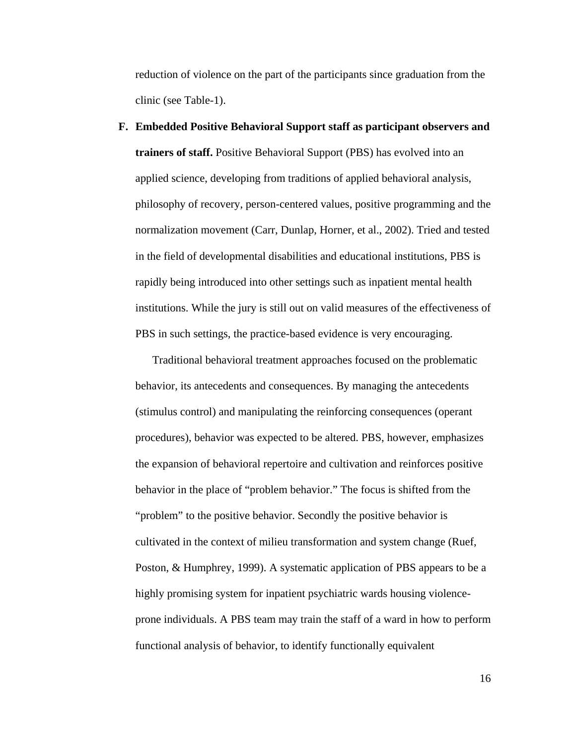reduction of violence on the part of the participants since graduation from the clinic (see Table-1).

F. **Embedded Positive Behavioral Support staff as participant observers and trainers of staff.** Positive Behavioral Support (PBS) has evolved into an applied science, developing from traditions of applied behavioral analysis, philosophy of recovery, person-centered values, positive programming and the normalization movement (Carr, Dunlap, Horner, et al., 2002). Tried and tested in the field of developmental disabilities and educational institutions, PBS is rapidly being introduced into other settings such as inpatient mental health institutions. While the jury is still out on valid measures of the effectiveness of PBS in such settings, the practice-based evidence is very encouraging.

Traditional behavioral treatment approaches focused on the problematic behavior, its antecedents and consequences. By managing the antecedents (stimulus control) and manipulating the reinforcing consequences (operant procedures), behavior was expected to be altered. PBS, however, emphasizes the expansion of behavioral repertoire and cultivation and reinforces positive behavior in the place of "problem behavior." The focus is shifted from the "problem" to the positive behavior. Secondly the positive behavior is cultivated in the context of milieu transformation and system change (Ruef, Poston, & Humphrey, 1999). A systematic application of PBS appears to be a highly promising system for inpatient psychiatric wards housing violence-prone individuals. A PBS team may train the staff of a ward in how to perform functional analysis of behavior, to identify functionally equivalent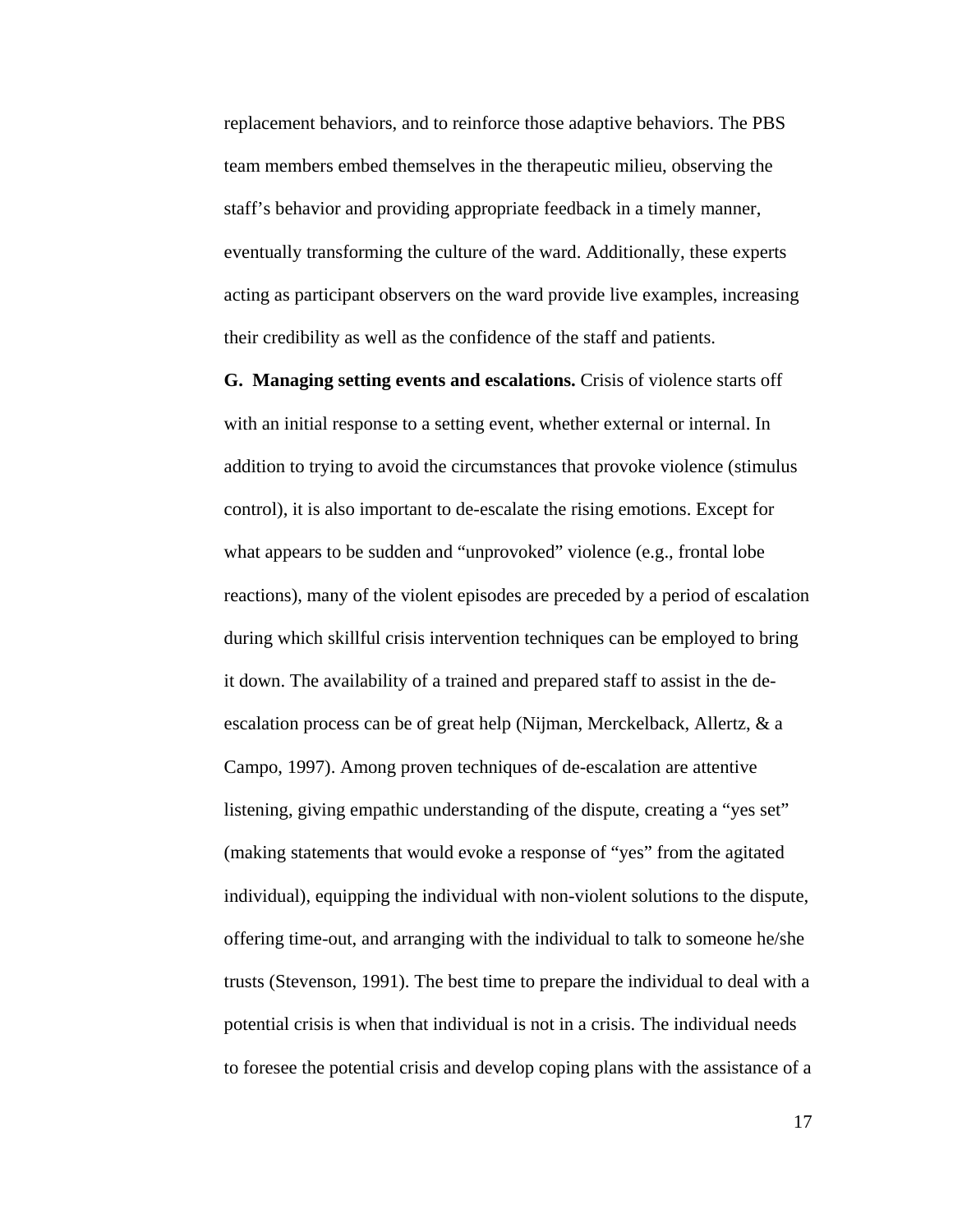replacement behaviors, and to reinforce those adaptive behaviors. The PBS team members embed themselves in the therapeutic milieu, observing the staff's behavior and providing appropriate feedback in a timely manner, eventually transforming the culture of the ward. Additionally, these experts acting as participant observers on the ward provide live examples, increasing their credibility as well as the confidence of the staff and patients.

**G. Managing setting events and escalations.** Crisis of violence starts off with an initial response to a setting event, whether external or internal. In addition to trying to avoid the circumstances that provoke violence (stimulus control), it is also important to de-escalate the rising emotions. Except for what appears to be sudden and "unprovoked" violence (e.g., frontal lobe reactions), many of the violent episodes are preceded by a period of escalation during which skillful crisis intervention techniques can be employed to bring it down. The availability of a trained and prepared staff to assist in the de-escalation process can be of great help (Nijman, Merckelback, Allertz, & a Campo, 1997). Among proven techniques of de-escalation are attentive listening, giving empathic understanding of the dispute, creating a "yes set" (making statements that would evoke a response of "yes" from the agitated individual), equipping the individual with non-violent solutions to the dispute, offering time-out, and arranging with the individual to talk to someone he/she trusts (Stevenson, 1991). The best time to prepare the individual to deal with a potential crisis is when that individual is not in a crisis. The individual needs to foresee the potential crisis and develop coping plans with the assistance of a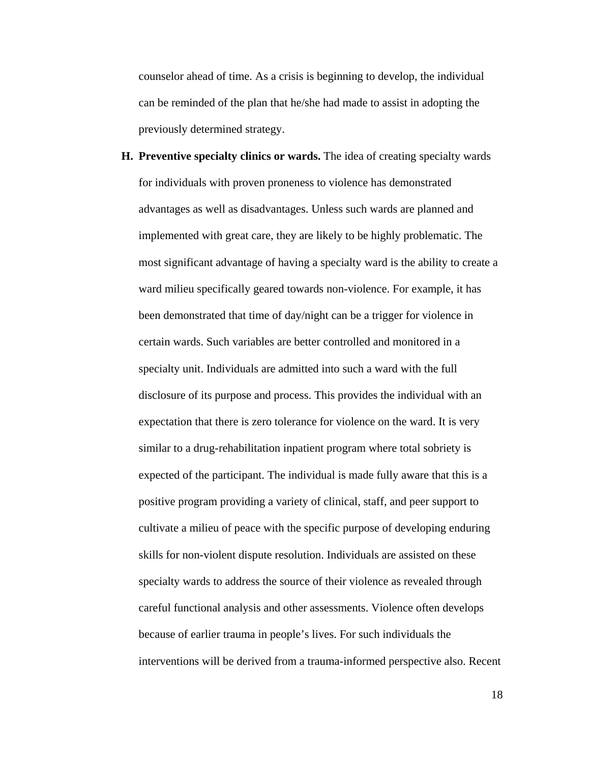counselor ahead of time. As a crisis is beginning to develop, the individual can be reminded of the plan that he/she had made to assist in adopting the previously determined strategy.

H. **Preventive specialty clinics or wards.** The idea of creating specialty wards for individuals with proven proneness to violence has demonstrated advantages as well as disadvantages. Unless such wards are planned and implemented with great care, they are likely to be highly problematic. The most significant advantage of having a specialty ward is the ability to create a ward milieu specifically geared towards non-violence. For example, it has been demonstrated that time of day/night can be a trigger for violence in certain wards. Such variables are better controlled and monitored in a specialty unit. Individuals are admitted into such a ward with the full disclosure of its purpose and process. This provides the individual with an expectation that there is zero tolerance for violence on the ward. It is very similar to a drug-rehabilitation inpatient program where total sobriety is expected of the participant. The individual is made fully aware that this is a positive program providing a variety of clinical, staff, and peer support to cultivate a milieu of peace with the specific purpose of developing enduring skills for non-violent dispute resolution. Individuals are assisted on these specialty wards to address the source of their violence as revealed through careful functional analysis and other assessments. Violence often develops because of earlier trauma in people's lives. For such individuals the interventions will be derived from a trauma-informed perspective also. Recent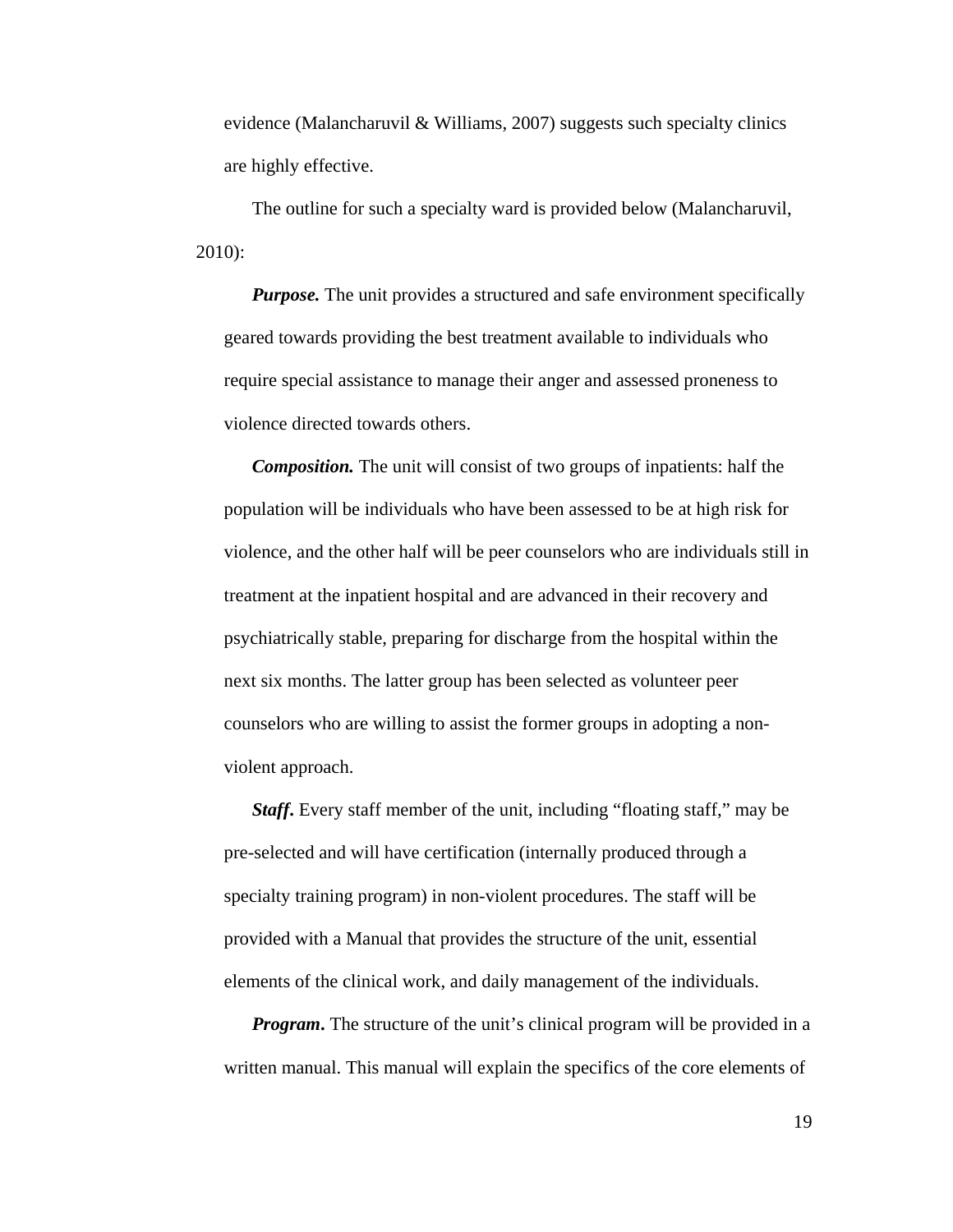evidence (Malancharuvil & Williams, 2007) suggests such specialty clinics are highly effective.

The outline for such a specialty ward is provided below (Malancharuvil, 2010):

***Purpose.*** The unit provides a structured and safe environment specifically geared towards providing the best treatment available to individuals who require special assistance to manage their anger and assessed proneness to violence directed towards others.

***Composition.*** The unit will consist of two groups of inpatients: half the population will be individuals who have been assessed to be at high risk for violence, and the other half will be peer counselors who are individuals still in treatment at the inpatient hospital and are advanced in their recovery and psychiatrically stable, preparing for discharge from the hospital within the next six months. The latter group has been selected as volunteer peer counselors who are willing to assist the former groups in adopting a non-violent approach.

***Staff*****.** Every staff member of the unit, including "floating staff," may be pre-selected and will have certification (internally produced through a specialty training program) in non-violent procedures. The staff will be provided with a Manual that provides the structure of the unit, essential elements of the clinical work, and daily management of the individuals.

***Program*****.** The structure of the unit's clinical program will be provided in a written manual. This manual will explain the specifics of the core elements of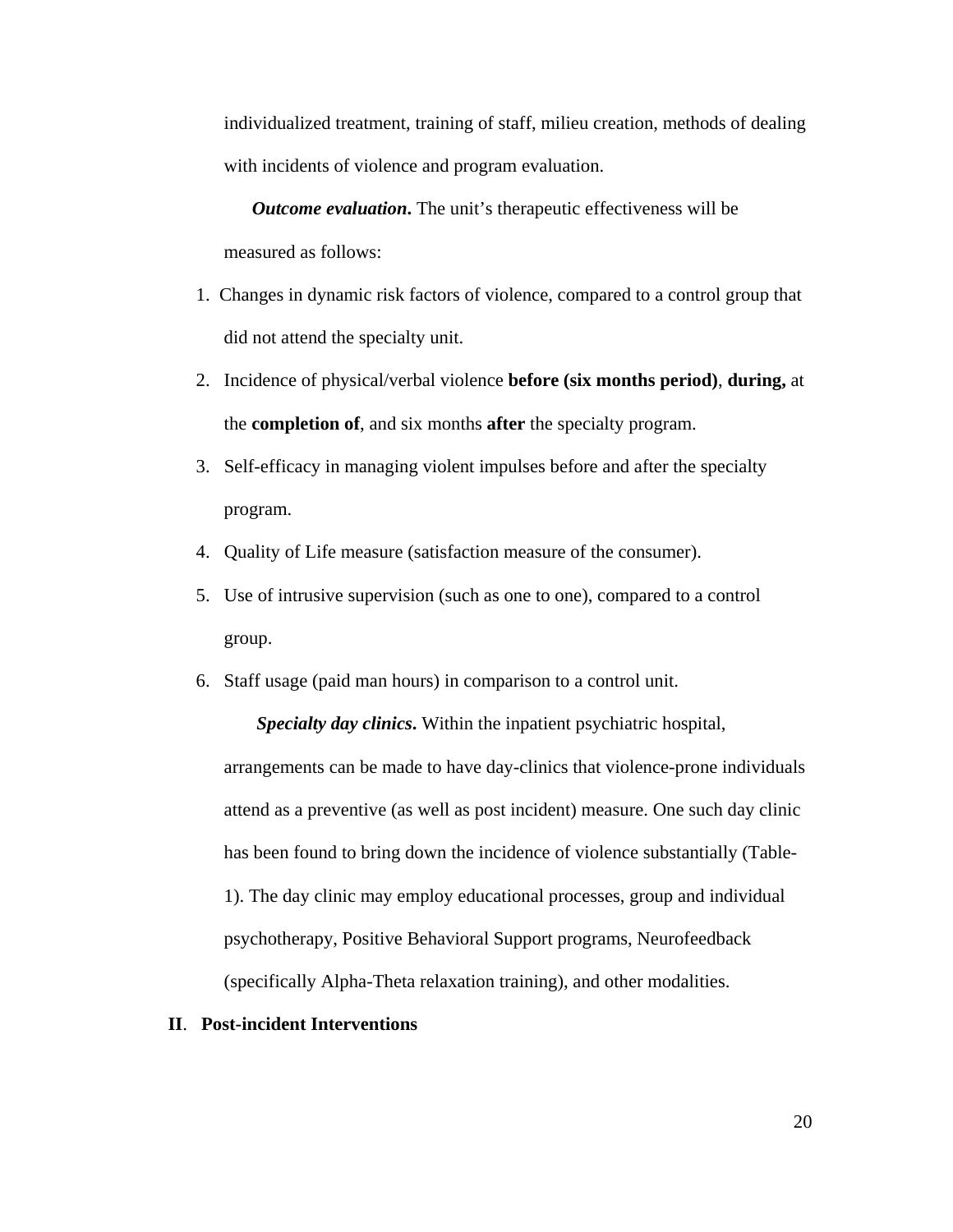individualized treatment, training of staff, milieu creation, methods of dealing with incidents of violence and program evaluation.

***Outcome evaluation*.** The unit's therapeutic effectiveness will be measured as follows:

1. Changes in dynamic risk factors of violence, compared to a control group that did not attend the specialty unit.
2. Incidence of physical/verbal violence **before (six months period)**, **during,** at the **completion of**, and six months **after** the specialty program.
3. Self-efficacy in managing violent impulses before and after the specialty program.
4. Quality of Life measure (satisfaction measure of the consumer).
5. Use of intrusive supervision (such as one to one), compared to a control group.
6. Staff usage (paid man hours) in comparison to a control unit.

***Specialty day clinics*.** Within the inpatient psychiatric hospital, arrangements can be made to have day-clinics that violence-prone individuals attend as a preventive (as well as post incident) measure. One such day clinic has been found to bring down the incidence of violence substantially (Table-1). The day clinic may employ educational processes, group and individual psychotherapy, Positive Behavioral Support programs, Neurofeedback (specifically Alpha-Theta relaxation training), and other modalities.

## II. Post-incident Interventions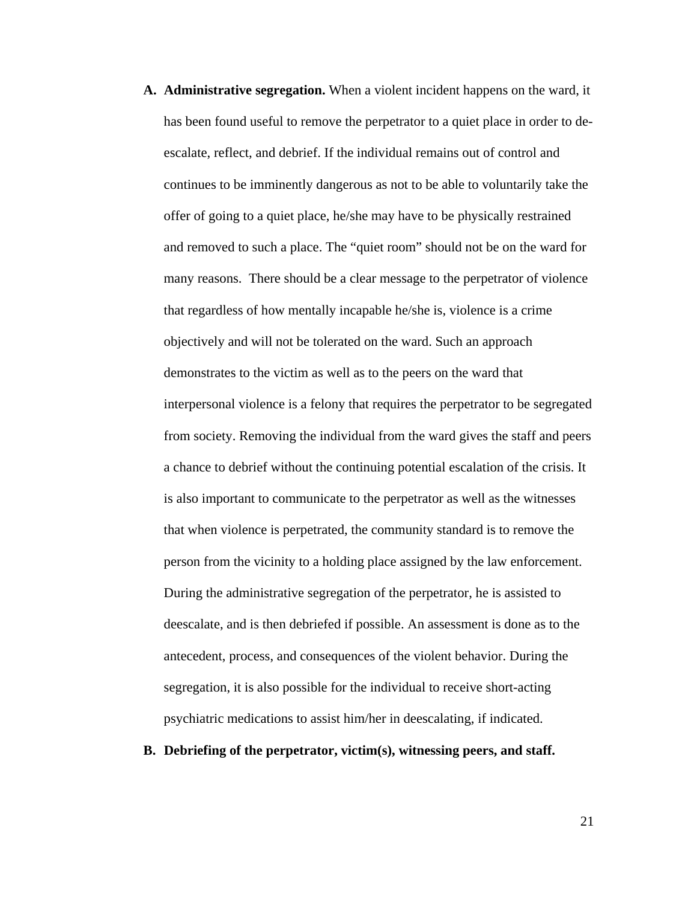A. **Administrative segregation.** When a violent incident happens on the ward, it has been found useful to remove the perpetrator to a quiet place in order to de-escalate, reflect, and debrief. If the individual remains out of control and continues to be imminently dangerous as not to be able to voluntarily take the offer of going to a quiet place, he/she may have to be physically restrained and removed to such a place. The "quiet room" should not be on the ward for many reasons. There should be a clear message to the perpetrator of violence that regardless of how mentally incapable he/she is, violence is a crime objectively and will not be tolerated on the ward. Such an approach demonstrates to the victim as well as to the peers on the ward that interpersonal violence is a felony that requires the perpetrator to be segregated from society. Removing the individual from the ward gives the staff and peers a chance to debrief without the continuing potential escalation of the crisis. It is also important to communicate to the perpetrator as well as the witnesses that when violence is perpetrated, the community standard is to remove the person from the vicinity to a holding place assigned by the law enforcement. During the administrative segregation of the perpetrator, he is assisted to deescalate, and is then debriefed if possible. An assessment is done as to the antecedent, process, and consequences of the violent behavior. During the segregation, it is also possible for the individual to receive short-acting psychiatric medications to assist him/her in deescalating, if indicated.

B. **Debriefing of the perpetrator, victim(s), witnessing peers, and staff.**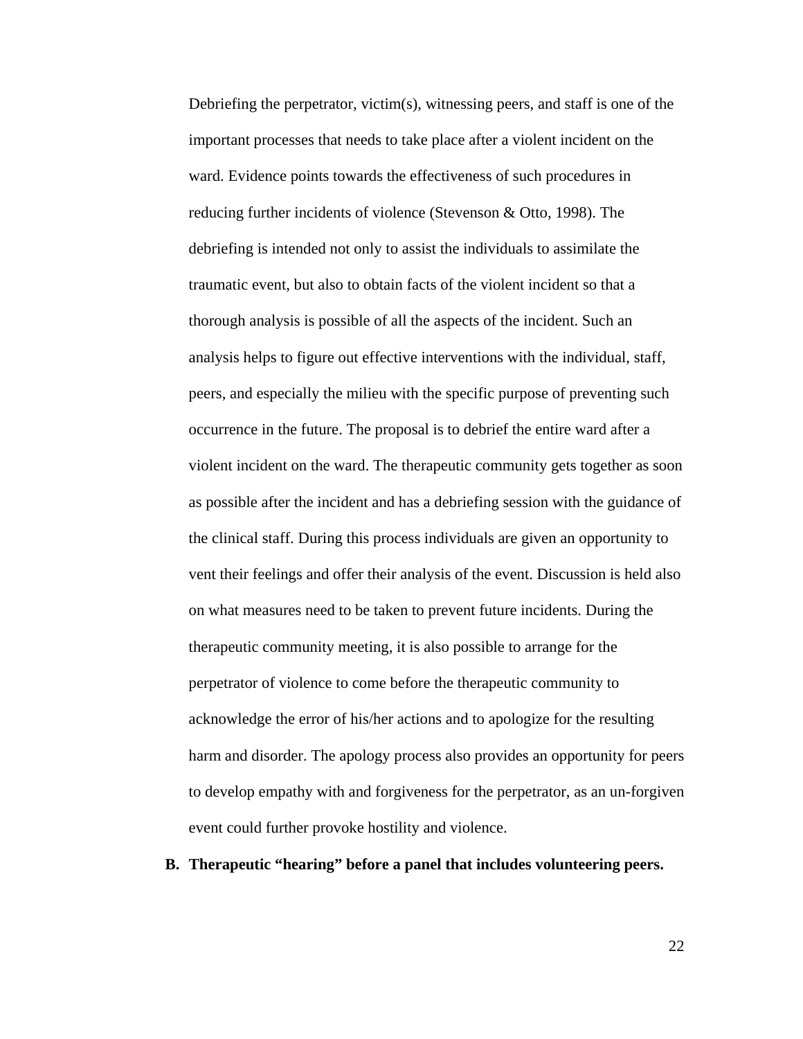Debriefing the perpetrator, victim(s), witnessing peers, and staff is one of the important processes that needs to take place after a violent incident on the ward. Evidence points towards the effectiveness of such procedures in reducing further incidents of violence (Stevenson & Otto, 1998). The debriefing is intended not only to assist the individuals to assimilate the traumatic event, but also to obtain facts of the violent incident so that a thorough analysis is possible of all the aspects of the incident. Such an analysis helps to figure out effective interventions with the individual, staff, peers, and especially the milieu with the specific purpose of preventing such occurrence in the future. The proposal is to debrief the entire ward after a violent incident on the ward. The therapeutic community gets together as soon as possible after the incident and has a debriefing session with the guidance of the clinical staff. During this process individuals are given an opportunity to vent their feelings and offer their analysis of the event. Discussion is held also on what measures need to be taken to prevent future incidents. During the therapeutic community meeting, it is also possible to arrange for the perpetrator of violence to come before the therapeutic community to acknowledge the error of his/her actions and to apologize for the resulting harm and disorder. The apology process also provides an opportunity for peers to develop empathy with and forgiveness for the perpetrator, as an un-forgiven event could further provoke hostility and violence.

**B. Therapeutic "hearing" before a panel that includes volunteering peers.**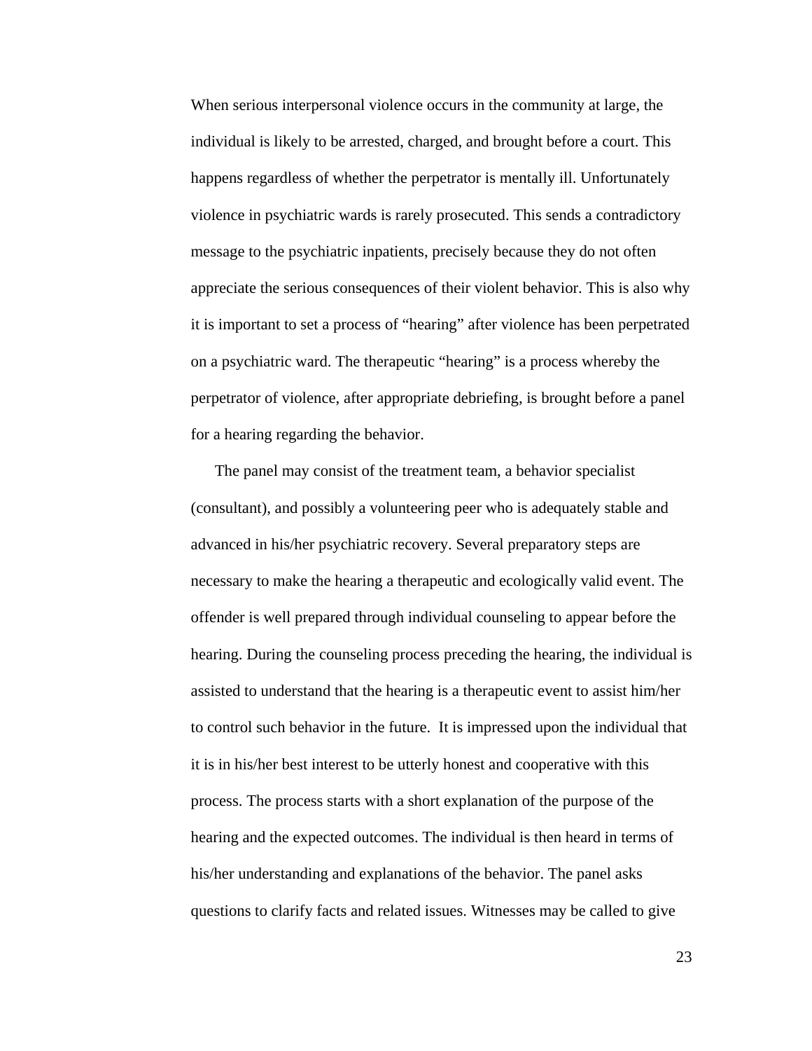When serious interpersonal violence occurs in the community at large, the individual is likely to be arrested, charged, and brought before a court. This happens regardless of whether the perpetrator is mentally ill. Unfortunately violence in psychiatric wards is rarely prosecuted. This sends a contradictory message to the psychiatric inpatients, precisely because they do not often appreciate the serious consequences of their violent behavior. This is also why it is important to set a process of “hearing” after violence has been perpetrated on a psychiatric ward. The therapeutic “hearing” is a process whereby the perpetrator of violence, after appropriate debriefing, is brought before a panel for a hearing regarding the behavior.

The panel may consist of the treatment team, a behavior specialist (consultant), and possibly a volunteering peer who is adequately stable and advanced in his/her psychiatric recovery. Several preparatory steps are necessary to make the hearing a therapeutic and ecologically valid event. The offender is well prepared through individual counseling to appear before the hearing. During the counseling process preceding the hearing, the individual is assisted to understand that the hearing is a therapeutic event to assist him/her to control such behavior in the future. It is impressed upon the individual that it is in his/her best interest to be utterly honest and cooperative with this process. The process starts with a short explanation of the purpose of the hearing and the expected outcomes. The individual is then heard in terms of his/her understanding and explanations of the behavior. The panel asks questions to clarify facts and related issues. Witnesses may be called to give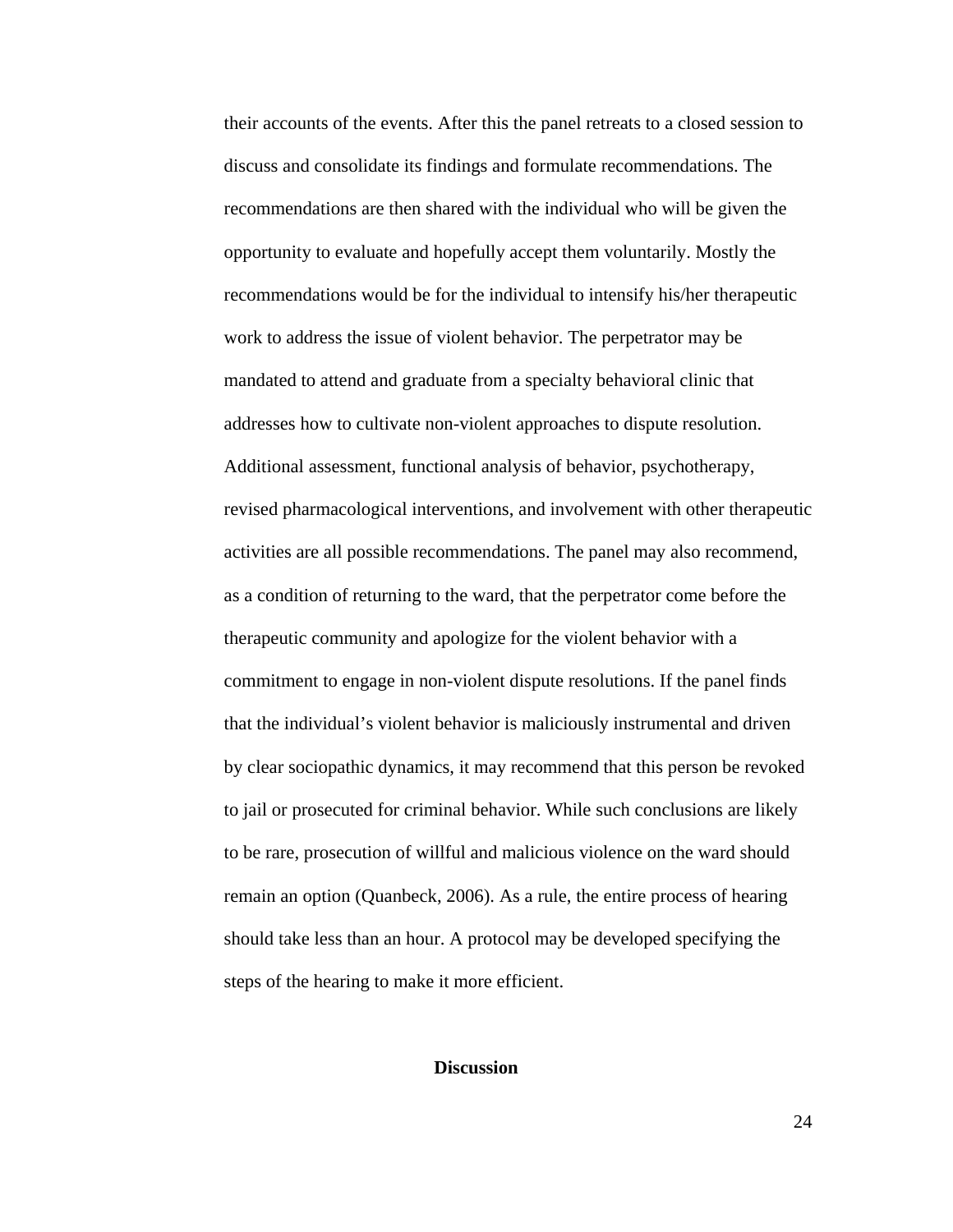their accounts of the events. After this the panel retreats to a closed session to discuss and consolidate its findings and formulate recommendations. The recommendations are then shared with the individual who will be given the opportunity to evaluate and hopefully accept them voluntarily. Mostly the recommendations would be for the individual to intensify his/her therapeutic work to address the issue of violent behavior. The perpetrator may be mandated to attend and graduate from a specialty behavioral clinic that addresses how to cultivate non-violent approaches to dispute resolution. Additional assessment, functional analysis of behavior, psychotherapy, revised pharmacological interventions, and involvement with other therapeutic activities are all possible recommendations. The panel may also recommend, as a condition of returning to the ward, that the perpetrator come before the therapeutic community and apologize for the violent behavior with a commitment to engage in non-violent dispute resolutions. If the panel finds that the individual's violent behavior is maliciously instrumental and driven by clear sociopathic dynamics, it may recommend that this person be revoked to jail or prosecuted for criminal behavior. While such conclusions are likely to be rare, prosecution of willful and malicious violence on the ward should remain an option (Quanbeck, 2006). As a rule, the entire process of hearing should take less than an hour. A protocol may be developed specifying the steps of the hearing to make it more efficient.

## Discussion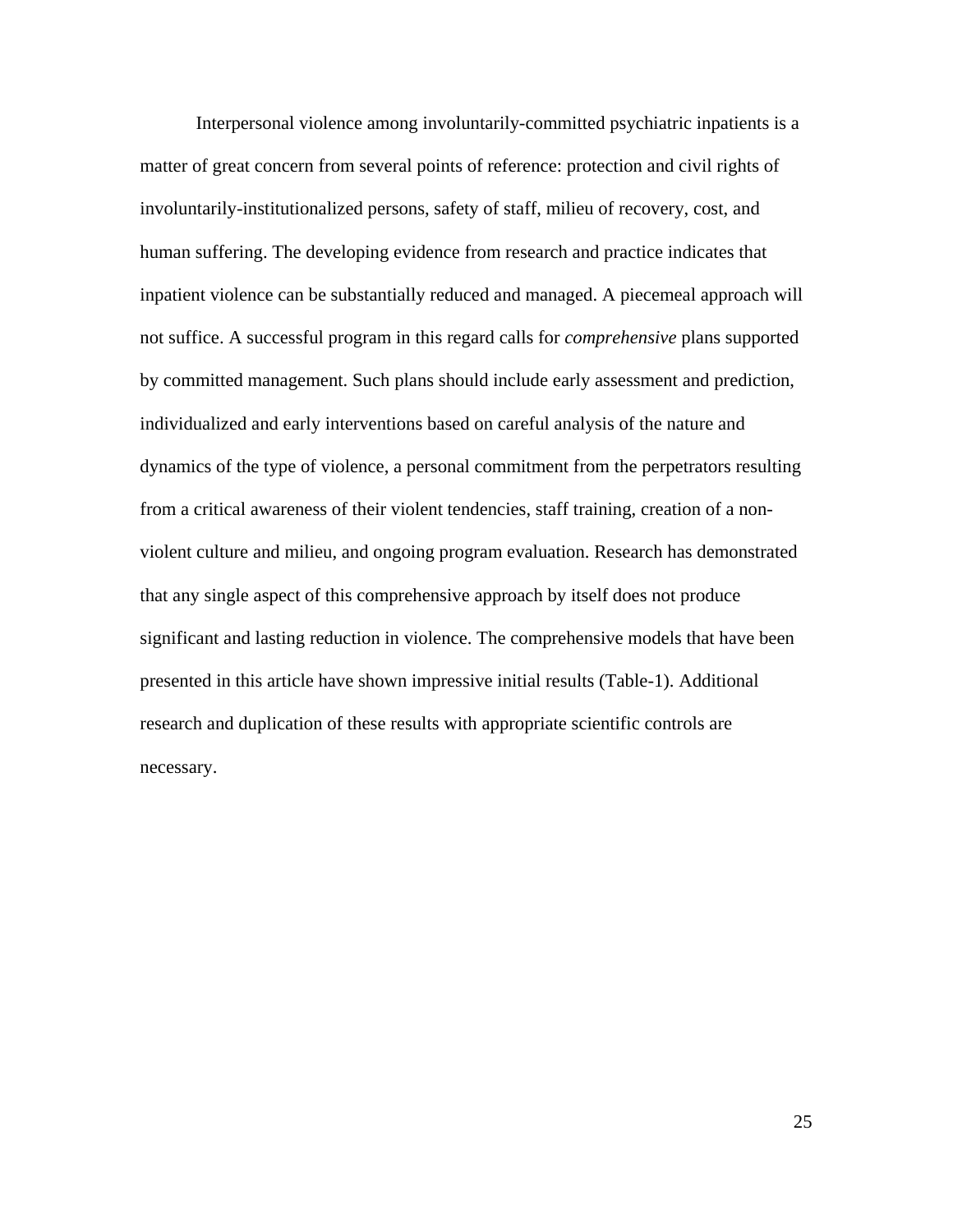Interpersonal violence among involuntarily-committed psychiatric inpatients is a matter of great concern from several points of reference: protection and civil rights of involuntarily-institutionalized persons, safety of staff, milieu of recovery, cost, and human suffering. The developing evidence from research and practice indicates that inpatient violence can be substantially reduced and managed. A piecemeal approach will not suffice. A successful program in this regard calls for *comprehensive* plans supported by committed management. Such plans should include early assessment and prediction, individualized and early interventions based on careful analysis of the nature and dynamics of the type of violence, a personal commitment from the perpetrators resulting from a critical awareness of their violent tendencies, staff training, creation of a non-violent culture and milieu, and ongoing program evaluation. Research has demonstrated that any single aspect of this comprehensive approach by itself does not produce significant and lasting reduction in violence. The comprehensive models that have been presented in this article have shown impressive initial results (Table-1). Additional research and duplication of these results with appropriate scientific controls are necessary.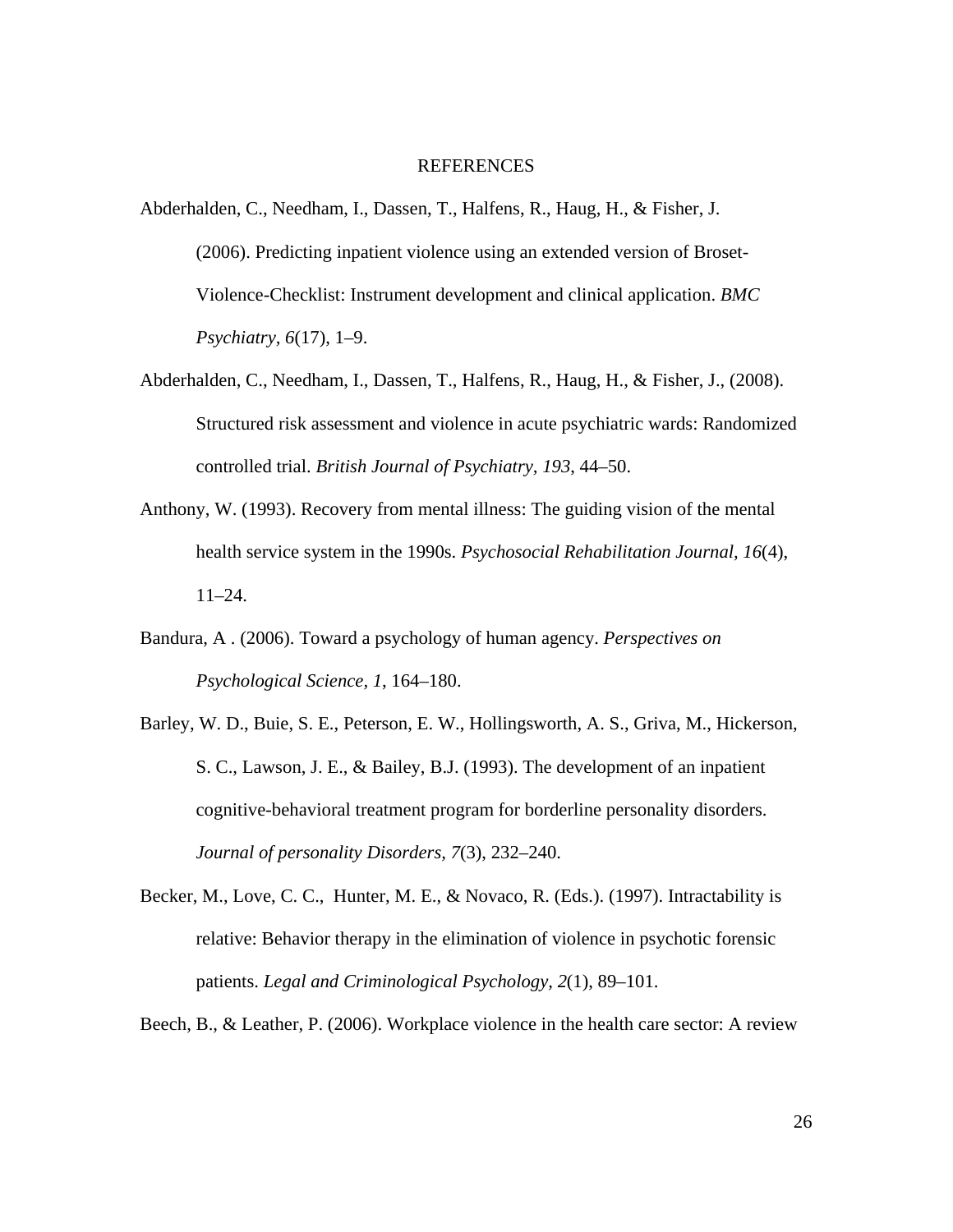# REFERENCES

Abderhalden, C., Needham, I., Dassen, T., Halfens, R., Haug, H., & Fisher, J. (2006). Predicting inpatient violence using an extended version of Broset-Violence-Checklist: Instrument development and clinical application. *BMC Psychiatry*, *6*(17), 1–9.

Abderhalden, C., Needham, I., Dassen, T., Halfens, R., Haug, H., & Fisher, J., (2008). Structured risk assessment and violence in acute psychiatric wards: Randomized controlled trial. *British Journal of Psychiatry, 193*, 44–50.

Anthony, W. (1993). Recovery from mental illness: The guiding vision of the mental health service system in the 1990s. *Psychosocial Rehabilitation Journal*, *16*(4), 11–24.

Bandura, A . (2006). Toward a psychology of human agency. *Perspectives on Psychological Science, 1*, 164–180.

Barley, W. D., Buie, S. E., Peterson, E. W., Hollingsworth, A. S., Griva, M., Hickerson, S. C., Lawson, J. E., & Bailey, B.J. (1993). The development of an inpatient cognitive-behavioral treatment program for borderline personality disorders. *Journal of personality Disorders, 7*(3), 232–240.

Becker, M., Love, C. C., Hunter, M. E., & Novaco, R. (Eds.). (1997). Intractability is relative: Behavior therapy in the elimination of violence in psychotic forensic patients. *Legal and Criminological Psychology*, *2*(1), 89–101.

Beech, B., & Leather, P. (2006). Workplace violence in the health care sector: A review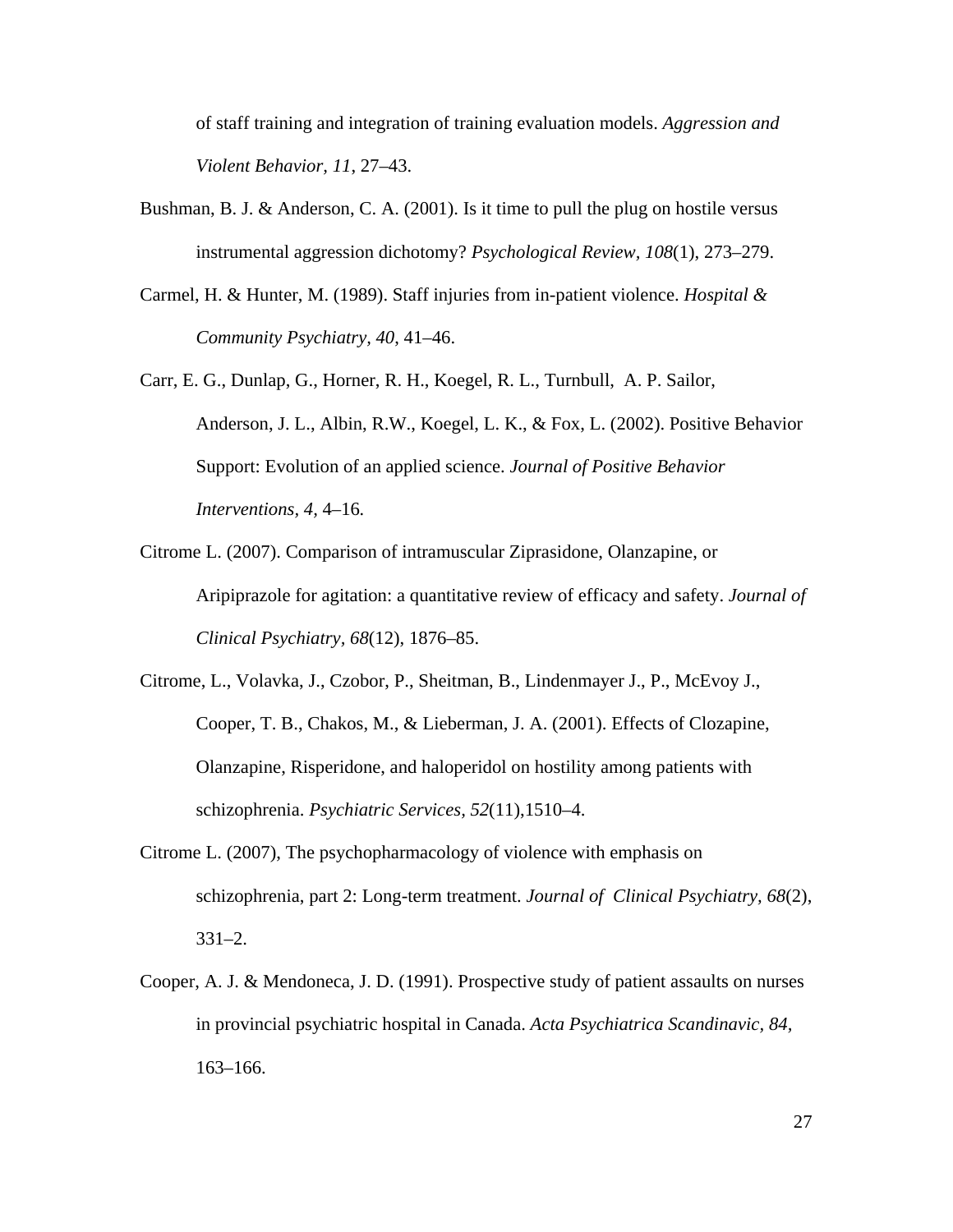of staff training and integration of training evaluation models. *Aggression and Violent Behavior, 11*, 27–43.

Bushman, B. J. & Anderson, C. A. (2001). Is it time to pull the plug on hostile versus instrumental aggression dichotomy? *Psychological Review, 108*(1), 273–279.

Carmel, H. & Hunter, M. (1989). Staff injuries from in-patient violence. *Hospital & Community Psychiatry, 40*, 41–46.

Carr, E. G., Dunlap, G., Horner, R. H., Koegel, R. L., Turnbull, A. P. Sailor, Anderson, J. L., Albin, R.W., Koegel, L. K., & Fox, L. (2002). Positive Behavior Support: Evolution of an applied science. *Journal of Positive Behavior Interventions, 4,* 4–16.

Citrome L. (2007). Comparison of intramuscular Ziprasidone, Olanzapine, or Aripiprazole for agitation: a quantitative review of efficacy and safety. *Journal of Clinical Psychiatry, 68*(12), 1876–85.

Citrome, L., Volavka, J., Czobor, P., Sheitman, B., Lindenmayer J., P., McEvoy J., Cooper, T. B., Chakos, M., & Lieberman, J. A. (2001). Effects of Clozapine, Olanzapine, Risperidone, and haloperidol on hostility among patients with schizophrenia. *Psychiatric Services, 52*(11),1510–4.

Citrome L. (2007), The psychopharmacology of violence with emphasis on schizophrenia, part 2: Long-term treatment. *Journal of Clinical Psychiatry, 68*(2), 331–2.

Cooper, A. J. & Mendoneca, J. D. (1991). Prospective study of patient assaults on nurses in provincial psychiatric hospital in Canada. *Acta Psychiatrica Scandinavic, 84*, 163–166.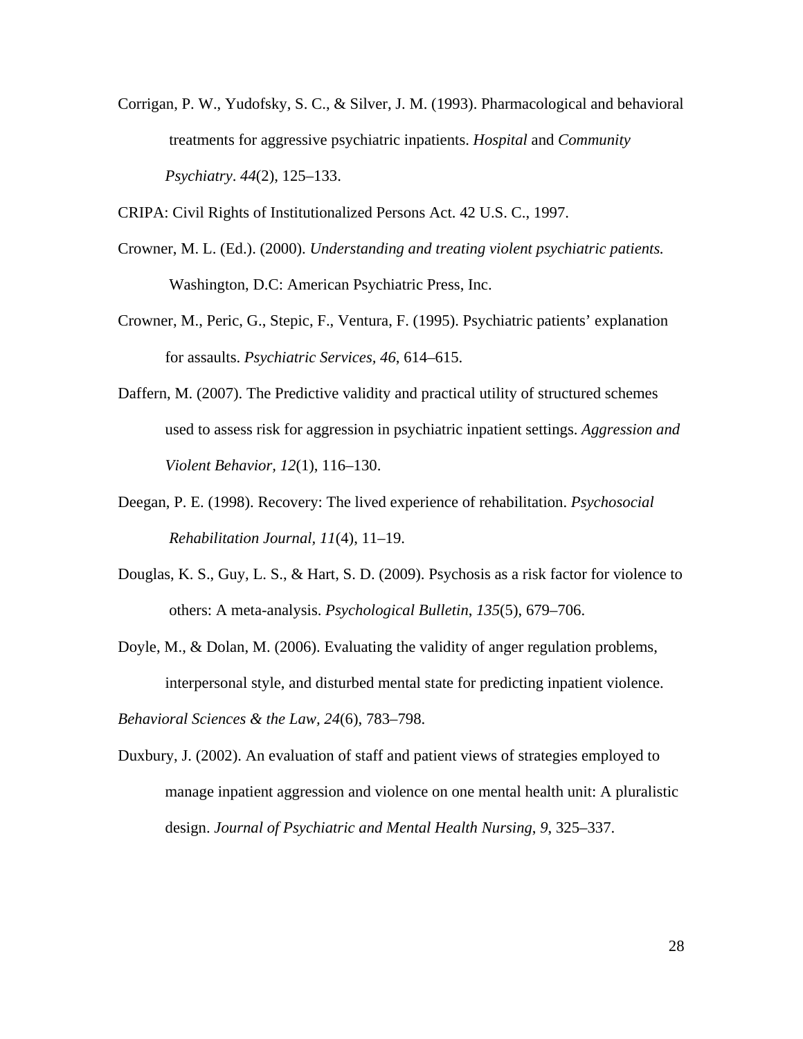Corrigan, P. W., Yudofsky, S. C., & Silver, J. M. (1993). Pharmacological and behavioral treatments for aggressive psychiatric inpatients. *Hospital* and *Community Psychiatry*. *44*(2), 125–133.

CRIPA: Civil Rights of Institutionalized Persons Act. 42 U.S. C., 1997.

Crowner, M. L. (Ed.). (2000). *Understanding and treating violent psychiatric patients.* Washington, D.C: American Psychiatric Press, Inc.

Crowner, M., Peric, G., Stepic, F., Ventura, F. (1995). Psychiatric patients' explanation for assaults. *Psychiatric Services, 46*, 614–615.

Daffern, M. (2007). The Predictive validity and practical utility of structured schemes used to assess risk for aggression in psychiatric inpatient settings. *Aggression and Violent Behavior, 12*(1), 116–130.

Deegan, P. E. (1998). Recovery: The lived experience of rehabilitation. *Psychosocial Rehabilitation Journal, 11*(4), 11–19.

Douglas, K. S., Guy, L. S., & Hart, S. D. (2009). Psychosis as a risk factor for violence to others: A meta-analysis. *Psychological Bulletin*, *135*(5), 679–706.

Doyle, M., & Dolan, M. (2006). Evaluating the validity of anger regulation problems, interpersonal style, and disturbed mental state for predicting inpatient violence. *Behavioral Sciences & the Law, 24*(6), 783–798.

Duxbury, J. (2002). An evaluation of staff and patient views of strategies employed to manage inpatient aggression and violence on one mental health unit: A pluralistic design. *Journal of Psychiatric and Mental Health Nursing, 9*, 325–337.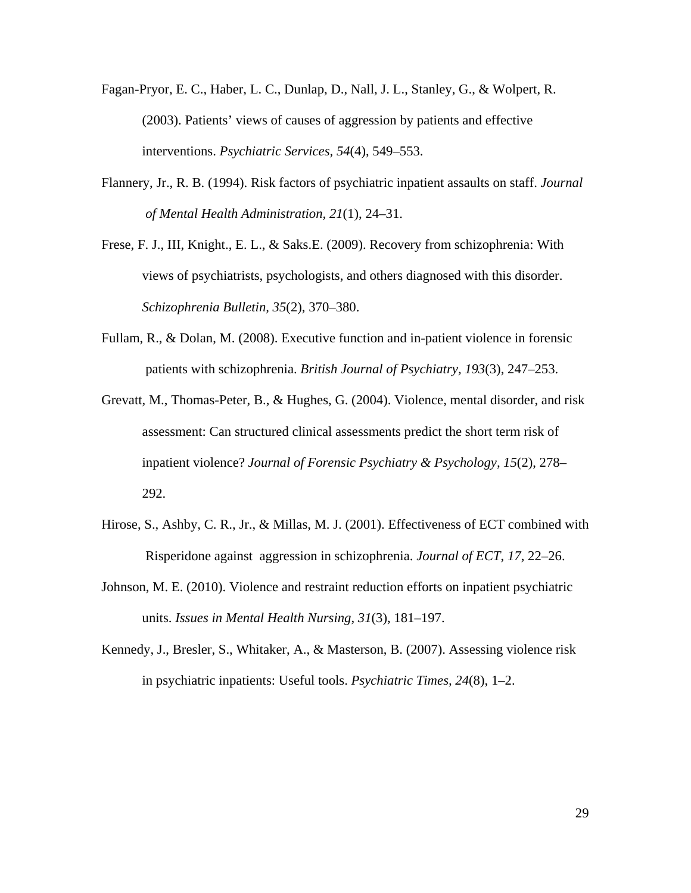Fagan-Pryor, E. C., Haber, L. C., Dunlap, D., Nall, J. L., Stanley, G., & Wolpert, R. (2003). Patients' views of causes of aggression by patients and effective interventions. *Psychiatric Services*, *54*(4), 549–553.

Flannery, Jr., R. B. (1994). Risk factors of psychiatric inpatient assaults on staff. *Journal of Mental Health Administration*, *21*(1), 24–31.

Frese, F. J., III, Knight., E. L., & Saks.E. (2009). Recovery from schizophrenia: With views of psychiatrists, psychologists, and others diagnosed with this disorder. *Schizophrenia Bulletin*, *35*(2), 370–380.

Fullam, R., & Dolan, M. (2008). Executive function and in-patient violence in forensic patients with schizophrenia. *British Journal of Psychiatry*, *193*(3), 247–253.

Grevatt, M., Thomas-Peter, B., & Hughes, G. (2004). Violence, mental disorder, and risk assessment: Can structured clinical assessments predict the short term risk of inpatient violence? *Journal of Forensic Psychiatry & Psychology*, *15*(2), 278–292.

Hirose, S., Ashby, C. R., Jr., & Millas, M. J. (2001). Effectiveness of ECT combined with Risperidone against aggression in schizophrenia. *Journal of ECT*, *17*, 22–26.

Johnson, M. E. (2010). Violence and restraint reduction efforts on inpatient psychiatric units. *Issues in Mental Health Nursing*, *31*(3), 181–197.

Kennedy, J., Bresler, S., Whitaker, A., & Masterson, B. (2007). Assessing violence risk in psychiatric inpatients: Useful tools. *Psychiatric Times*, *24*(8), 1–2.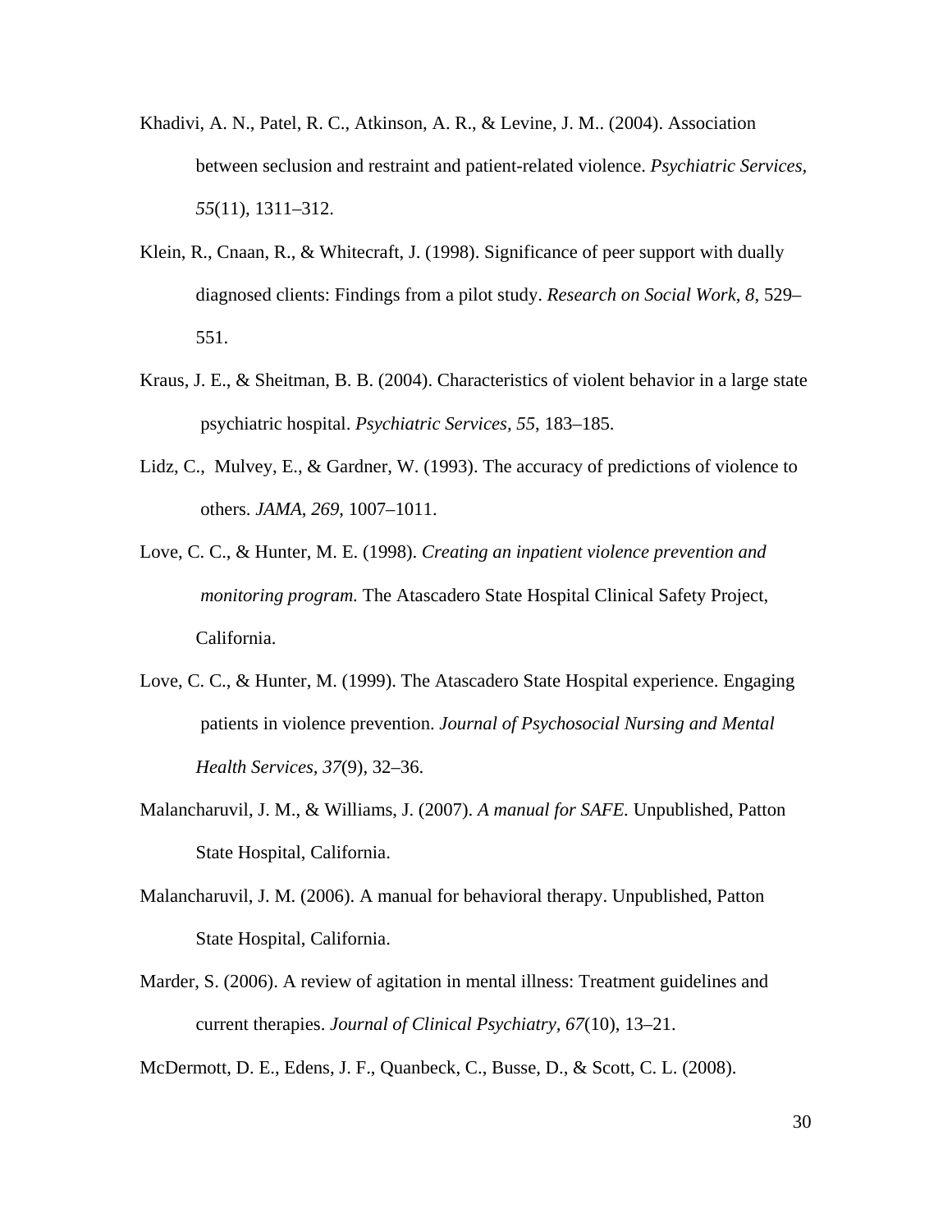Khadivi, A. N., Patel, R. C., Atkinson, A. R., & Levine, J. M.. (2004). Association between seclusion and restraint and patient-related violence. *Psychiatric Services*, *55*(11), 1311–312.

Klein, R., Cnaan, R., & Whitecraft, J. (1998). Significance of peer support with dually diagnosed clients: Findings from a pilot study. *Research on Social Work, 8*, 529–551.

Kraus, J. E., & Sheitman, B. B. (2004). Characteristics of violent behavior in a large state psychiatric hospital. *Psychiatric Services, 55*, 183–185.

Lidz, C., Mulvey, E., & Gardner, W. (1993). The accuracy of predictions of violence to others. *JAMA*, *269*, 1007–1011.

Love, C. C., & Hunter, M. E. (1998). *Creating an inpatient violence prevention and monitoring program.* The Atascadero State Hospital Clinical Safety Project, California.

Love, C. C., & Hunter, M. (1999). The Atascadero State Hospital experience. Engaging patients in violence prevention. *Journal of Psychosocial Nursing and Mental Health Services, 37*(9), 32–36.

Malancharuvil, J. M., & Williams, J. (2007). *A manual for SAFE.* Unpublished, Patton State Hospital, California.

Malancharuvil, J. M. (2006). A manual for behavioral therapy. Unpublished, Patton State Hospital, California.

Marder, S. (2006). A review of agitation in mental illness: Treatment guidelines and current therapies. *Journal of Clinical Psychiatry, 67*(10), 13–21.

McDermott, D. E., Edens, J. F., Quanbeck, C., Busse, D., & Scott, C. L. (2008).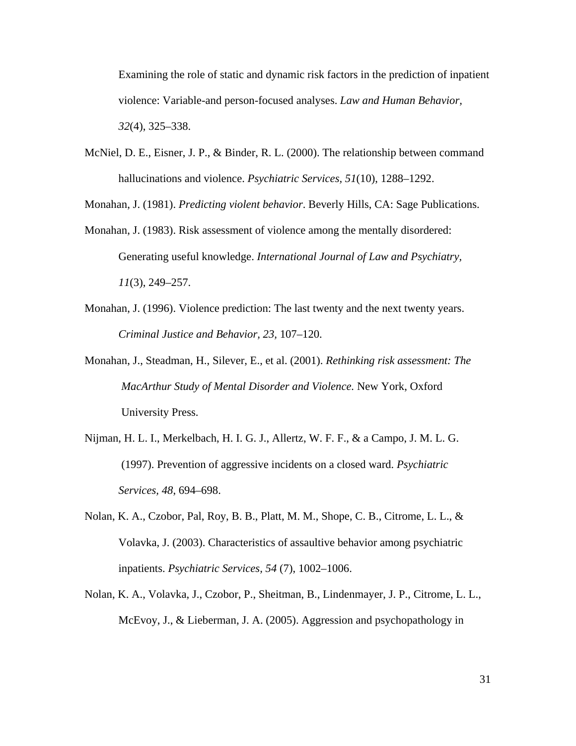Examining the role of static and dynamic risk factors in the prediction of inpatient violence: Variable-and person-focused analyses. *Law and Human Behavior, 32*(4), 325–338.

McNiel, D. E., Eisner, J. P., & Binder, R. L. (2000). The relationship between command hallucinations and violence. *Psychiatric Services, 51*(10), 1288–1292.

Monahan, J. (1981). *Predicting violent behavior*. Beverly Hills, CA: Sage Publications.

Monahan, J. (1983). Risk assessment of violence among the mentally disordered: Generating useful knowledge. *International Journal of Law and Psychiatry, 11*(3), 249–257.

Monahan, J. (1996). Violence prediction: The last twenty and the next twenty years. *Criminal Justice and Behavior, 23,* 107–120.

Monahan, J., Steadman, H., Silever, E., et al. (2001). *Rethinking risk assessment: The MacArthur Study of Mental Disorder and Violence.* New York, Oxford University Press.

Nijman, H. L. I., Merkelbach, H. I. G. J., Allertz, W. F. F., & a Campo, J. M. L. G. (1997). Prevention of aggressive incidents on a closed ward. *Psychiatric Services, 48*, 694–698.

Nolan, K. A., Czobor, Pal, Roy, B. B., Platt, M. M., Shope, C. B., Citrome, L. L., & Volavka, J. (2003). Characteristics of assaultive behavior among psychiatric inpatients. *Psychiatric Services, 54* (7), 1002–1006.

Nolan, K. A., Volavka, J., Czobor, P., Sheitman, B., Lindenmayer, J. P., Citrome, L. L., McEvoy, J., & Lieberman, J. A. (2005). Aggression and psychopathology in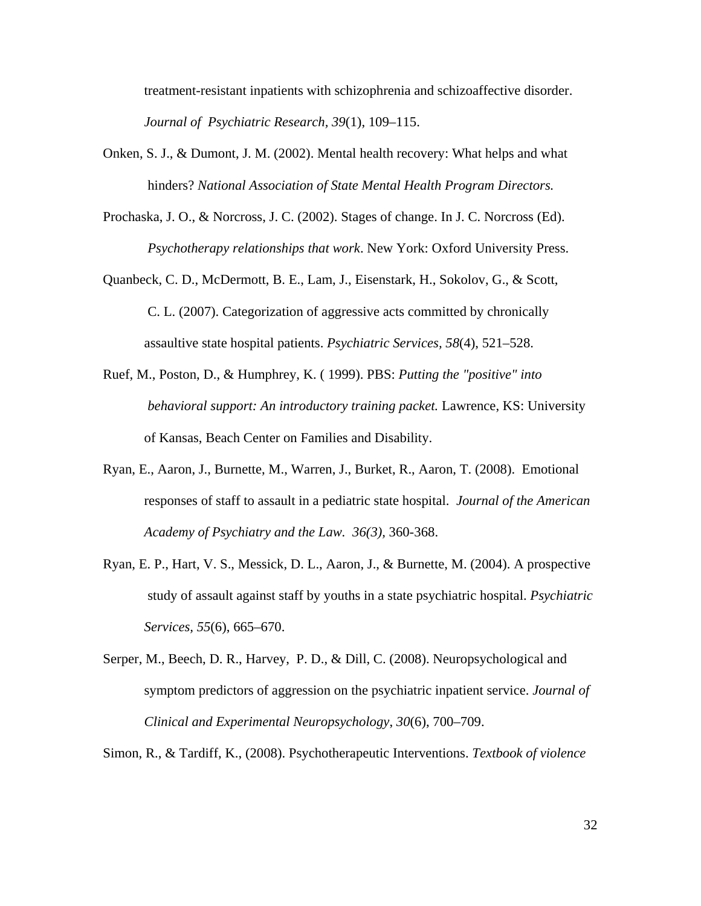treatment-resistant inpatients with schizophrenia and schizoaffective disorder. *Journal of Psychiatric Research, 39*(1), 109–115.

Onken, S. J., & Dumont, J. M. (2002). Mental health recovery: What helps and what hinders? *National Association of State Mental Health Program Directors.*

Prochaska, J. O., & Norcross, J. C. (2002). Stages of change. In J. C. Norcross (Ed). *Psychotherapy relationships that work*. New York: Oxford University Press.

Quanbeck, C. D., McDermott, B. E., Lam, J., Eisenstark, H., Sokolov, G., & Scott, C. L. (2007). Categorization of aggressive acts committed by chronically assaultive state hospital patients. *Psychiatric Services, 58*(4), 521–528.

Ruef, M., Poston, D., & Humphrey, K. ( 1999). PBS: *Putting the "positive" into behavioral support: An introductory training packet.* Lawrence, KS: University of Kansas, Beach Center on Families and Disability.

Ryan, E., Aaron, J., Burnette, M., Warren, J., Burket, R., Aaron, T. (2008). Emotional responses of staff to assault in a pediatric state hospital. *Journal of the American Academy of Psychiatry and the Law. 36(3),* 360-368.

Ryan, E. P., Hart, V. S., Messick, D. L., Aaron, J., & Burnette, M. (2004). A prospective study of assault against staff by youths in a state psychiatric hospital. *Psychiatric Services, 55*(6), 665–670.

Serper, M., Beech, D. R., Harvey, P. D., & Dill, C. (2008). Neuropsychological and symptom predictors of aggression on the psychiatric inpatient service. *Journal of Clinical and Experimental Neuropsychology, 30*(6), 700–709.

Simon, R., & Tardiff, K., (2008). Psychotherapeutic Interventions. *Textbook of violence*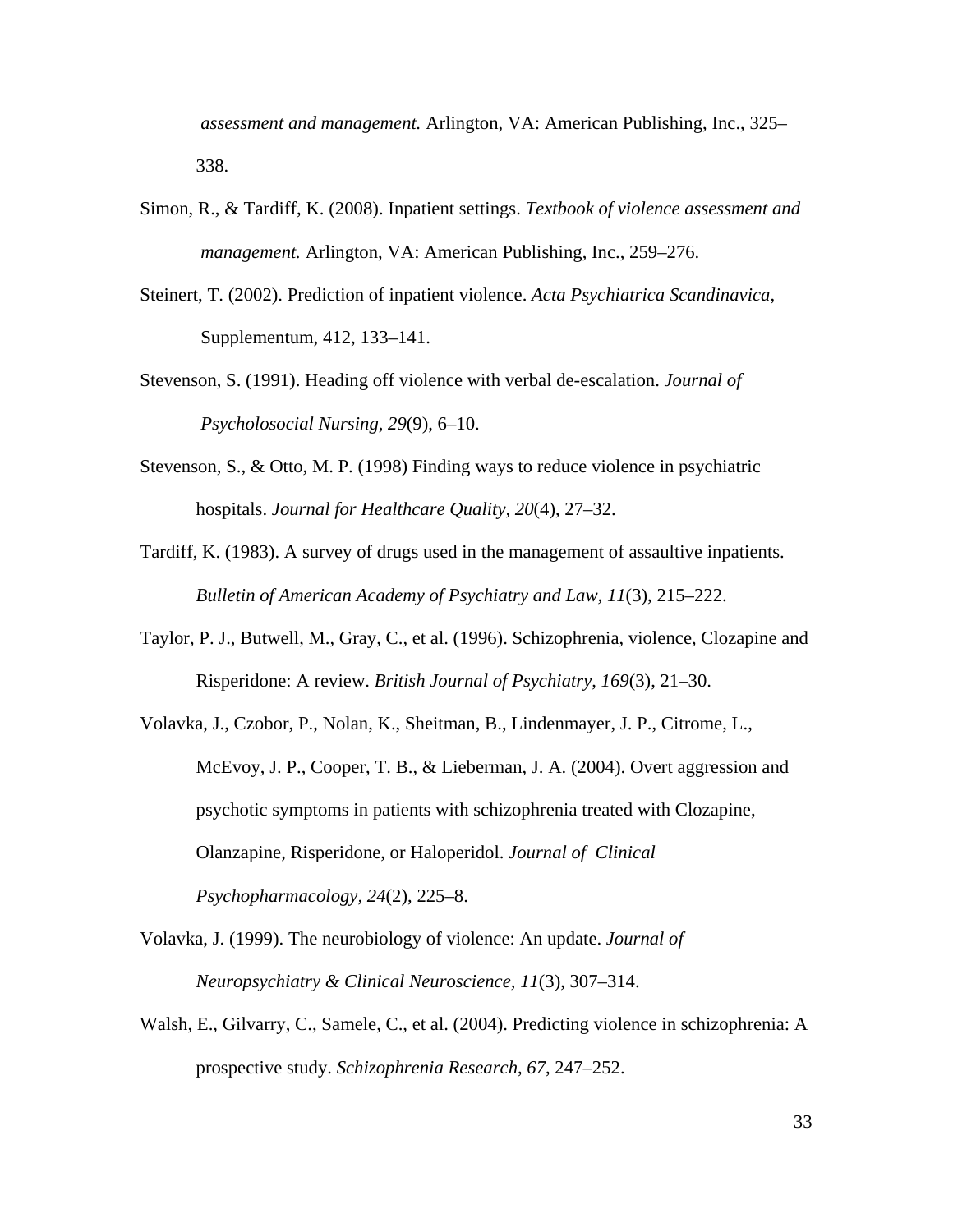*assessment and management.* Arlington, VA: American Publishing, Inc., 325–338.

Simon, R., & Tardiff, K. (2008). Inpatient settings. *Textbook of violence assessment and management.* Arlington, VA: American Publishing, Inc., 259–276.

Steinert, T. (2002). Prediction of inpatient violence. *Acta Psychiatrica Scandinavica*, Supplementum, 412, 133–141.

Stevenson, S. (1991). Heading off violence with verbal de-escalation. *Journal of Psycholosocial Nursing, 29*(9), 6–10.

Stevenson, S., & Otto, M. P. (1998) Finding ways to reduce violence in psychiatric hospitals. *Journal for Healthcare Quality*, *20*(4), 27–32.

Tardiff, K. (1983). A survey of drugs used in the management of assaultive inpatients. *Bulletin of American Academy of Psychiatry and Law, 11*(3), 215–222.

Taylor, P. J., Butwell, M., Gray, C., et al. (1996). Schizophrenia, violence, Clozapine and Risperidone: A review. *British Journal of Psychiatry*, *169*(3), 21–30.

Volavka, J., Czobor, P., Nolan, K., Sheitman, B., Lindenmayer, J. P., Citrome, L., McEvoy, J. P., Cooper, T. B., & Lieberman, J. A. (2004). Overt aggression and psychotic symptoms in patients with schizophrenia treated with Clozapine, Olanzapine, Risperidone, or Haloperidol. *Journal of Clinical Psychopharmacology, 24*(2), 225–8.

Volavka, J. (1999). The neurobiology of violence: An update. *Journal of Neuropsychiatry & Clinical Neuroscience, 11*(3), 307–314.

Walsh, E., Gilvarry, C., Samele, C., et al. (2004). Predicting violence in schizophrenia: A prospective study. *Schizophrenia Research*, *67*, 247–252.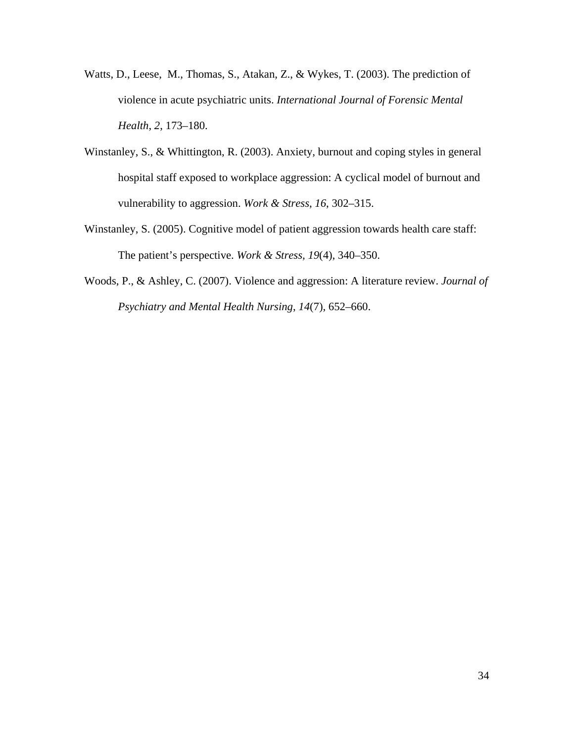Watts, D., Leese, M., Thomas, S., Atakan, Z., & Wykes, T. (2003). The prediction of violence in acute psychiatric units. *International Journal of Forensic Mental Health*, *2*, 173–180.

Winstanley, S., & Whittington, R. (2003). Anxiety, burnout and coping styles in general hospital staff exposed to workplace aggression: A cyclical model of burnout and vulnerability to aggression. *Work & Stress*, *16*, 302–315.

Winstanley, S. (2005). Cognitive model of patient aggression towards health care staff: The patient's perspective. *Work & Stress, 19*(4), 340–350.

Woods, P., & Ashley, C. (2007). Violence and aggression: A literature review. *Journal of Psychiatry and Mental Health Nursing*, *14*(7), 652–660.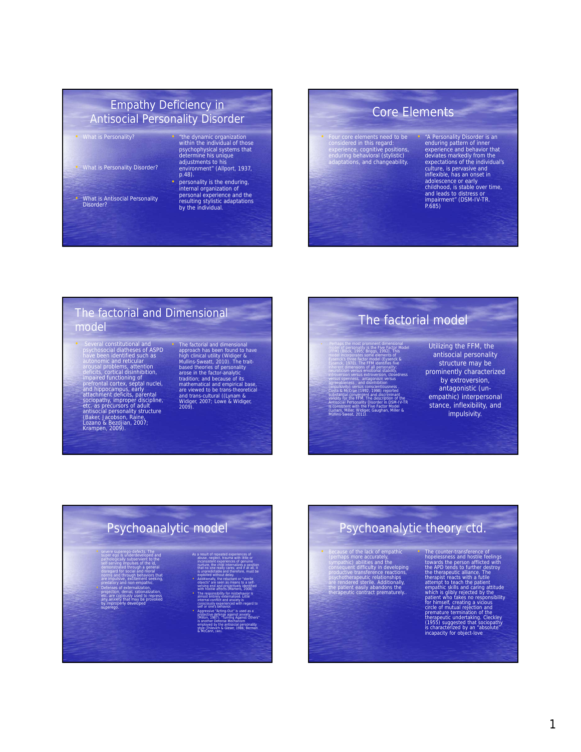## Empathy Deficiency in Antisocial Personality Disorder

- What is Personality?
- What is Personality Disorder?
- What is Antisocial Personality Disorder?

- "the dynamic organization within the individual of those psychophysical systems that determine his unique adjustments to his environment" (Allport, 1937, p.48).
- personality is the enduring, internal organization of personal experience and the resulting stylistic adaptations by the individual.

## Core Elements

- Four core elements need to be considered in this regard: experience, cognitive positions, enduring behavioral (stylistic) adaptations, and changeability.
- "A Personality Disorder is an enduring pattern of inner experience and behavior that deviates markedly from the expectations of the individual's culture, is pervasive and inflexible, has an onset in adolescence or early childhood, is stable over time, and leads to distress or impairment" (DSM-IV-TR. P.685)

## The factorial and Dimensional model

- Several constitutional and psychosocial diatheses of ASPD have been identified such as autonomic and reticular arousal problems, attention deficits, cortical disinhibition, impaired functioning of prefrontal cortex, septal nuclei, and hippocampus, early attachment deficits, parental sociopathy, improper discipline, etc. as precursors of adult antisocial personality structure (Baker, Jacobson, Raine, Lozano & Bezdjian, 2007; Krampen, 2009).
- The factorial and dimensional approach has been found to have high clinical utility (Widiger & Mullins-Sweatt, 2010). The trait-based theories of personality arose in the factor-analytic tradition; and because of its mathematical and empirical base, are viewed to be trans-theoretical and trans-cultural ((Lynam & Widiger, 2007; Lowe & Widiger, 2009).

## The factorial model

Perhaps the most prominent dimensional model of personality is the Five Factor Model (FFM) (Block, 1995; Briggs, 1992). This model incorporates some elements of Eysenck's three factor model (Eysenck & Eysenck, 1970). The FFM identifies five inherent dimensions of all personality: neuroticism versus emotional stability, introversion versus extroversion, closedness versus openness, antagonism versus agreeableness , and disinhibition (impulsivity) versus conscientiousness . Costa & McCrae (1992, 1998) reported substantial convergent and discriminant validity for the FFM. The description of the Antisocial Personality Disorder in DSM-IV-TR is consistent with the Five Factor Model (Lynam, Miller, Widiger, Gaughan, Miller & Mullins-Sweat, 2011).

Utilizing the FFM, the antisocial personality structure may be prominently characterized by extroversion, antagonistic (un-empathic) interpersonal stance, inflexibility, and impulsivity.

## Psychoanalytic model

- severe superego-defects. The super ego is underdeveloped and pathologically subservient to the self-serving impulses of the id, demonstrated through a general disregard for social and moral norms and through behaviors that are impulsive, excitement seeking, predatory and non-empathic.
- Defenses of externalization, projection, denial, rationalization, etc. are copiously used to repress any anxiety that may be provoked by improperly developed superego.

As a result of repeated experiences of abuse, neglect, trauma with little or inconsistent experiences of genuine nurture, the child internalizes a position that no one really cares; and if at all, it is unpredictable and therefore, must be exploited without delay.

- Additionally, the reluctant or "sterile objects" are seen as means to a self-serving end and projectively identified with hostile affects (Martens, 2008).
- The responsibility for misbehavior is almost entirely externalized. Little internal conflict and anxiety is consciously experienced with regard to self or one's behavior.
- Aggressive "Acting-Out" is used as a protective defense against anxiety (Millon, 1987). "Turning Against Others" is another Defense Mechanism employed by the antisocial personality style (Ihilevich & Gleser, 1986; Berman & McCann, 1995).

## Psychoanalytic theory ctd.

- Because of the lack of empathic (perhaps more accurately, sympathic) abilities and the consequent difficulty in developing productive transference reactions, psychotherapeutic relationships are rendered sterile. Additionally, the patient easily abandons the therapeutic contract prematurely..
- The counter-transference of hopelessness and hostile feelings towards the person afflicted with the APD tends to further destroy the therapeutic alliance. The therapist reacts with a futile attempt to teach the patient empathic skills and caring attitude which is glibly rejected by the patient who takes no responsibility for himself, creating a vicious circle of mutual rejection and premature termination of the therapeutic undertaking. Cleckley (1955) suggested that sociopathy is characterized by an "absolute" incapacity for object-love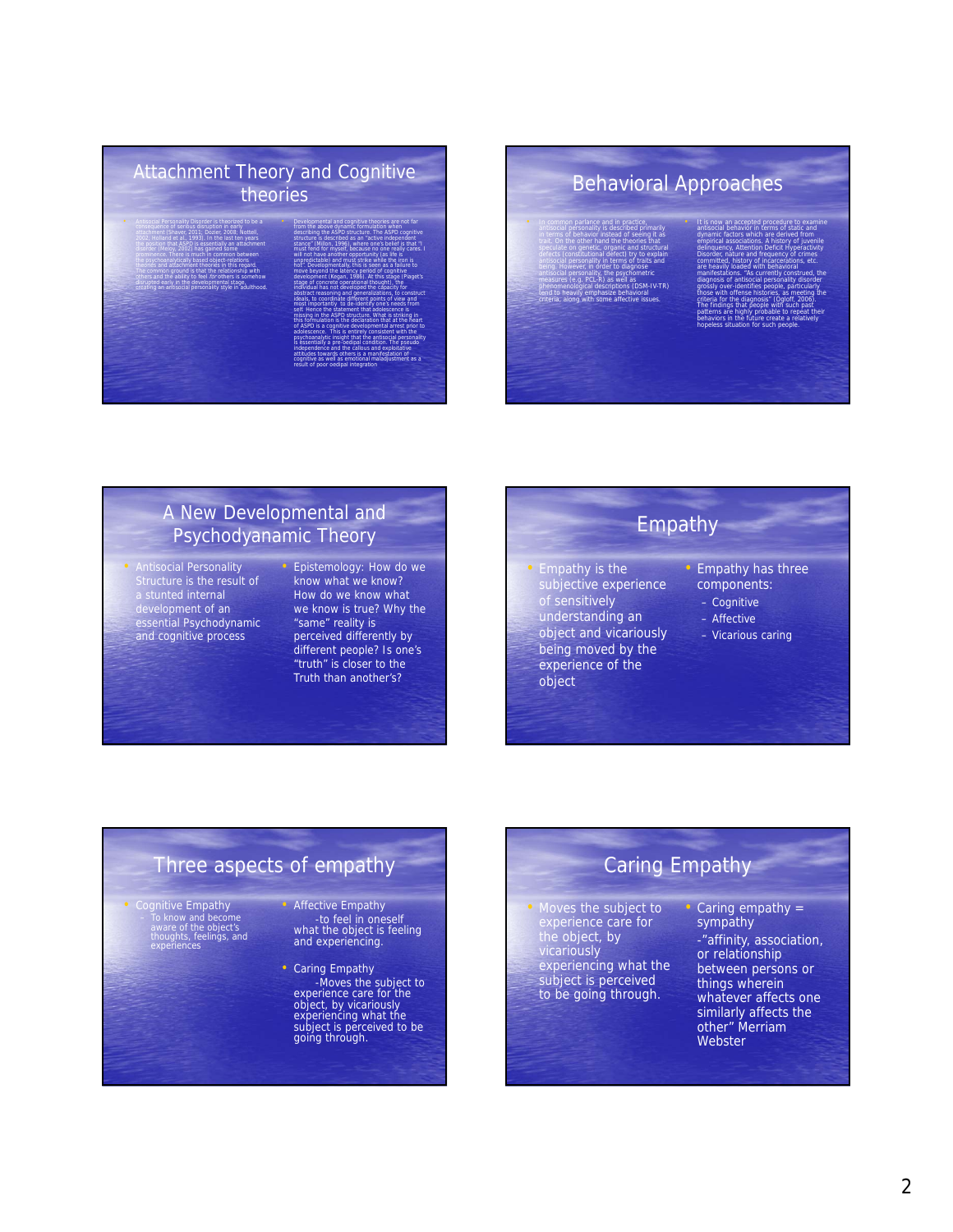## Attachment Theory and Cognitive theories

- Antisocial Personality Disorder is theorized to be a consequence of serious disruption in early attachment (Shaver, 2011; Dozier, 2008; Nottell, 2002; Holland et al., 1993). In the last ten years the position that ASPD is essentially an attachment disorder (Meloy, 2002) has gained some prominence. There is much in common between the psychoanalytically based object-relations theories and attachment theories in this regard. The common ground is that the relationship with others and the ability to feel *for* others is somehow disrupted early in the developmental stage, creating an antisocial personality style in adulthood.
- Developmental and cognitive theories are not far from the above dynamic formulation when describing the ASPD structure. The ASPD cognitive structure is described as an "active independent stance" (Millon, 1996), where one's belief is that "I must fend for myself, because no one really cares. I will not have another opportunity (as life is unpredictable) and must strike while the iron is hot". Developmentally, this is seen as a failure to move beyond the latency period of cognitive development (Kegan, 1986). At this stage (Piaget's stage of concrete operational thought), the individual has not developed the capacity for abstract reasoning and generalizations, to construct ideals, to coordinate different points of view and most importantly to de-identify one's needs from self. Hence the statement that adolescence is missing in the ASPD structure. What is striking in this formulation is the declaration that at the heart of ASPD is a cognitive developmental arrest prior to adolescence. This is entirely consistent with the psychoanalytic insight that the antisocial personality is essentially a pre-oedipal condition. The pseudo independence and the callous and exploitative attitudes towards others is a manifestation of cognitive as well as emotional maladjustment as a result of poor oedipal integration

## Behavioral Approaches

- In common parlance and in practice, antisocial personality is described primarily in terms of behavior instead of seeing it as trait. On the other hand the theories that speculate on genetic, organic and structural defects (constitutional defect) try to explain antisocial personality in terms of traits and being. However, in order to diagnose antisocial personality, the psychometric measures (e.g. PCL-R) as well as phenomenological descriptions (DSM-IV-TR) tend to heavily emphasize behavioral criteria, along with some affective issues.
- It is now an accepted procedure to examine antisocial behavior in terms of static and dynamic factors which are derived from empirical associations. A history of juvenile delinquency, Attention Deficit Hyperactivity Disorder, nature and frequency of crimes committed, history of incarcerations, etc. are heavily loaded with behavioral manifestations. "As currently construed, the diagnosis of antisocial personality disorder grossly over-identifies people, particularly those with offense histories, as meeting the criteria for the diagnosis" (Ogloff, 2006). The findings that people with such past patterns are highly probable to repeat their behaviors in the future create a relatively hopeless situation for such people.

## A New Developmental and Psychodyanamic Theory

- Antisocial Personality Structure is the result of a stunted internal development of an essential Psychodynamic and cognitive process
- Epistemology: How do we know what we know? How do we know what we know is true? Why the "same" reality is perceived differently by different people? Is one's "truth" is closer to the Truth than another's?

## Empathy

- Empathy is the subjective experience of sensitively understanding an object and vicariously being moved by the experience of the object
- Empathy has three components:
  - Cognitive
  - Affective
  - Vicarious caring

## Three aspects of empathy

- Cognitive Empathy
  - To know and become aware of the object's thoughts, feelings, and experiences
- Affective Empathy
  -to feel in oneself what the object is feeling and experiencing.
- Caring Empathy
  -Moves the subject to experience care for the object, by vicariously experiencing what the subject is perceived to be going through.

## Caring Empathy

- Moves the subject to experience care for the object, by vicariously experiencing what the subject is perceived to be going through.
- Caring empathy = sympathy
  -"affinity, association, or relationship between persons or things wherein whatever affects one similarly affects the other" Merriam Webster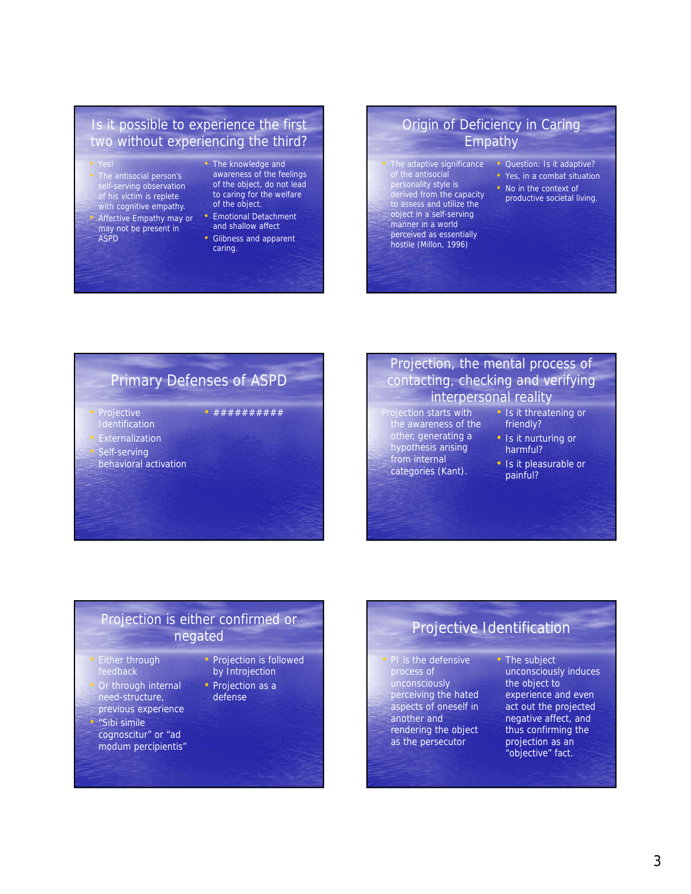## Is it possible to experience the first two without experiencing the third?

- Yes!
- The antisocial person's self-serving observation of his victim is replete with cognitive empathy.
- Affective Empathy may or may not be present in ASPD
- The knowledge and awareness of the feelings of the object, do not lead to caring for the welfare of the object.
- Emotional Detachment and shallow affect
- Glibness and apparent caring.

## Origin of Deficiency in Caring Empathy

- The adaptive significance of the antisocial personality style is derived from the capacity to assess and utilize the object in a self-serving manner in a world perceived as essentially hostile (Millon, 1996)
- Question: Is it adaptive?
- Yes, in a combat situation
- No in the context of productive societal living.

## Primary Defenses of ASPD

- Projective Identification
- Externalization
- Self-serving behavioral activation
- ##########

## Projection, the mental process of contacting, checking and verifying interpersonal reality

Projection starts with the awareness of the other, generating a hypothesis arising from internal categories (Kant).

- Is it threatening or friendly?
- Is it nurturing or harmful?
- Is it pleasurable or painful?

## Projection is either confirmed or negated

- Either through feedback
- Or through internal need-structure, previous experience
- "Sibi simile cognoscitur" or "ad modum percipientis"
- Projection is followed by Introjection
- Projection as a defense

## Projective Identification

- PI is the defensive process of unconsciously perceiving the hated aspects of oneself in another and rendering the object as the persecutor
- The subject unconsciously induces the object to experience and even act out the projected negative affect, and thus confirming the projection as an "objective" fact.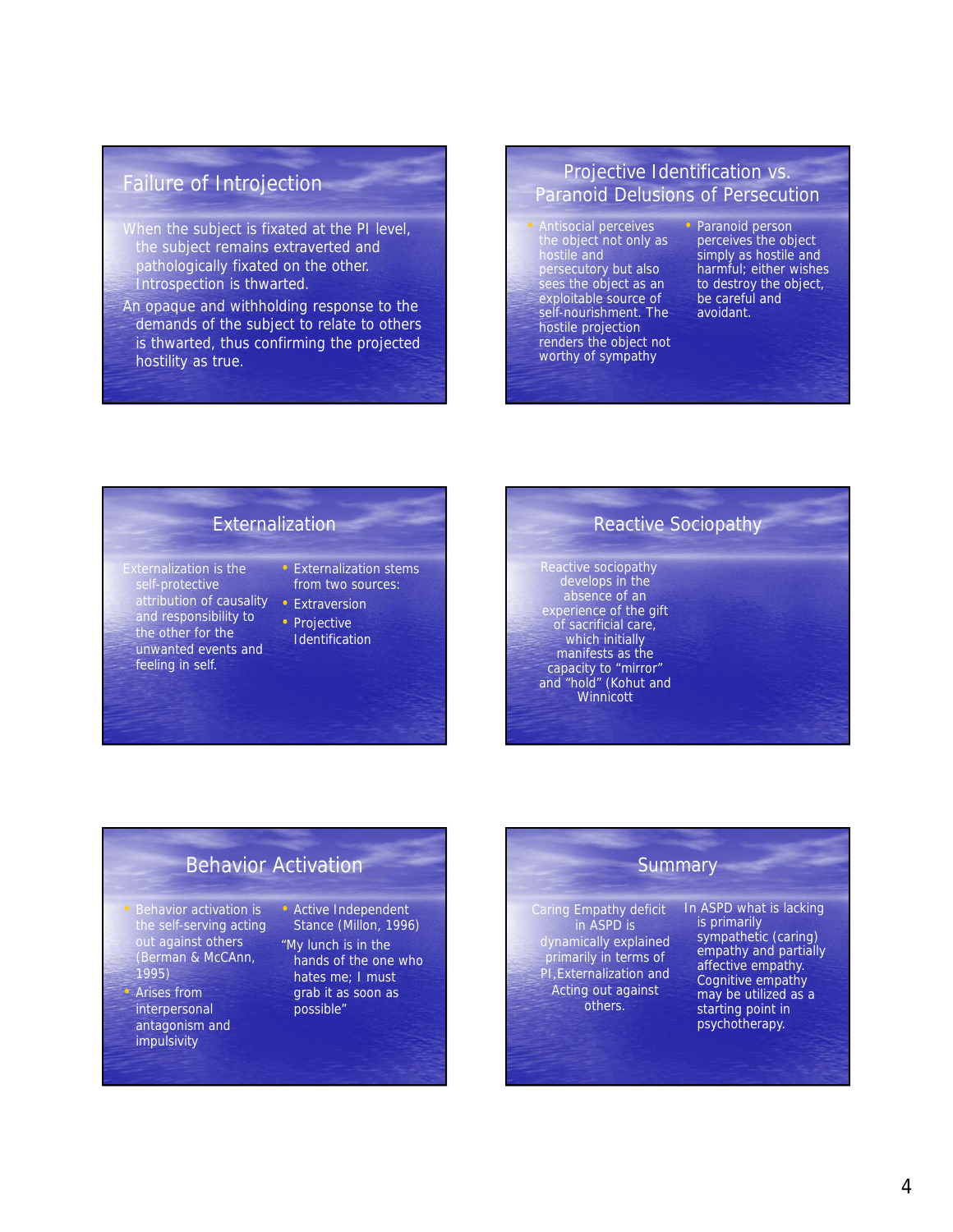## Failure of Introjection

When the subject is fixated at the PI level, the subject remains extraverted and pathologically fixated on the other. Introspection is thwarted.

An opaque and withholding response to the demands of the subject to relate to others is thwarted, thus confirming the projected hostility as true.

## Projective Identification vs. Paranoid Delusions of Persecution

- Antisocial perceives the object not only as hostile and persecutory but also sees the object as an exploitable source of self-nourishment. The hostile projection renders the object not worthy of sympathy
- Paranoid person perceives the object simply as hostile and harmful; either wishes to destroy the object, be careful and avoidant.

## Externalization

Externalization is the self-protective attribution of causality and responsibility to the other for the unwanted events and feeling in self.

- Externalization stems from two sources:
- Extraversion
- Projective Identification

## Reactive Sociopathy

Reactive sociopathy develops in the absence of an experience of the gift of sacrificial care, which initially manifests as the capacity to "mirror" and "hold" (Kohut and Winnicott

## Behavior Activation

- Behavior activation is the self-serving acting out against others (Berman & McCAnn, 1995)
- Arises from interpersonal antagonism and impulsivity
- Active Independent Stance (Millon, 1996)

"My lunch is in the hands of the one who hates me; I must grab it as soon as possible"

## Summary

Caring Empathy deficit in ASPD is dynamically explained primarily in terms of PI,Externalization and Acting out against others.

In ASPD what is lacking is primarily sympathetic (caring) empathy and partially affective empathy. Cognitive empathy may be utilized as a starting point in psychotherapy.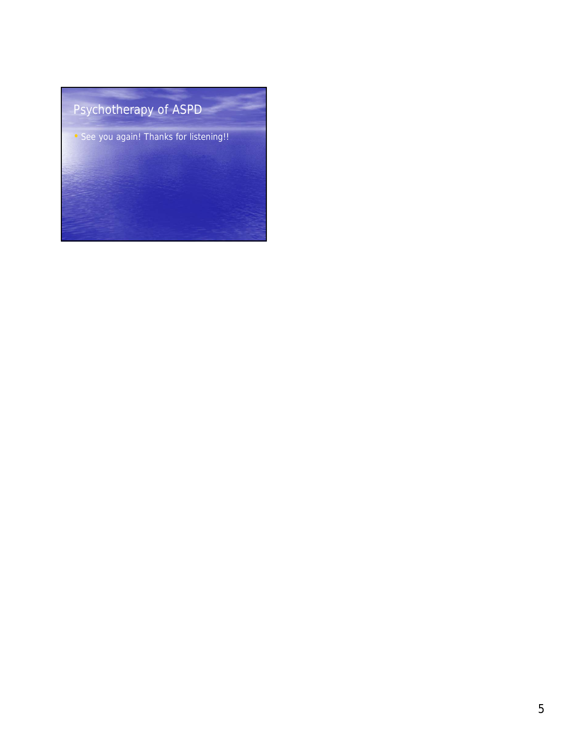## Psychotherapy of ASPD

- See you again! Thanks for listening!!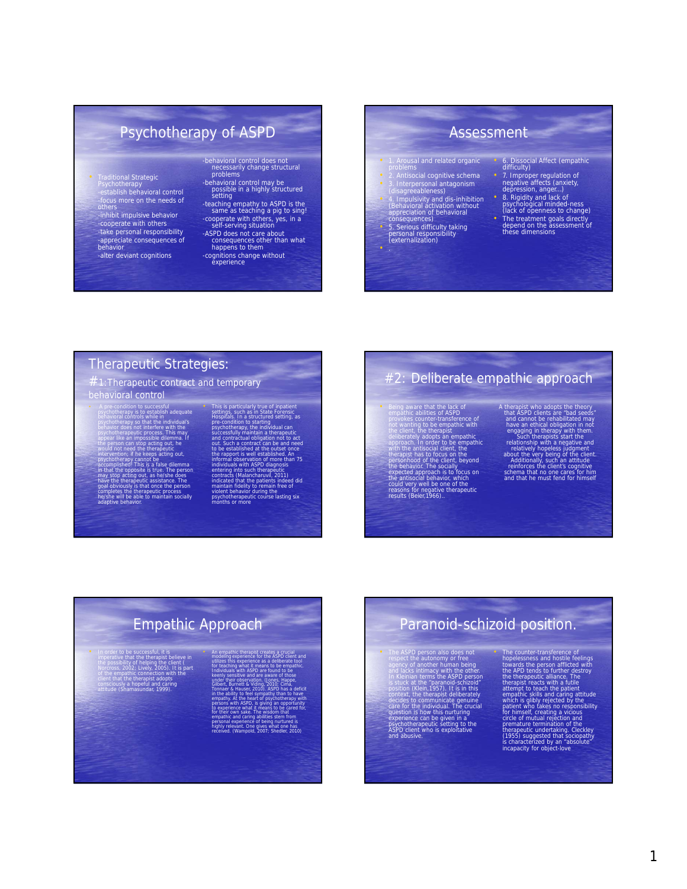## Psychotherapy of ASPD

- Traditional Strategic Psychotherapy
  - -establish behavioral control
  - -focus more on the needs of others
  - -inhibit impulsive behavior
  - -cooperate with others
  - -take personal responsibility
  - -appreciate consequences of behavior
  - -alter deviant cognitions

-behavioral control does not necessarily change structural problems

-behavioral control may be possible in a highly structured setting

-teaching empathy to ASPD is the same as teaching a pig to sing!

-cooperate with others, yes, in a self-serving situation

-ASPD does not care about consequences other than what happens to them

-cognitions change without experience

## Assessment

- 1. Arousal and related organic problems
- 2. Antisocial cognitive schema
- 3. Interpersonal antagonism (disagreeableness)
- 4. Impulsivity and dis-inhibition (Behavioral activation without appreciation of behavioral consequences)
- 5. Serious difficulty taking personal responsibility (externalization)
- .
- 6. Dissocial Affect (empathic difficulty)
- 7. Improper regulation of negative affects (anxiety, depression, anger...)
- 8. Rigidity and lack of psychological minded-ness (lack of openness to change)
- The treatment goals directly depend on the assessment of these dimensions

## Therapeutic Strategies:

### #1:Therapeutic contract and temporary behavioral control

- A pre-condition to successful psychotherapy is to establish adequate behavioral controls while in psychotherapy so that the individual's behavior does not interfere with the psychotherapeutic process. This may appear like an impossible dilemma. If the person can stop acting out, he would not need the therapeutic intervention; if he keeps acting out, psychotherapy cannot be accomplished! This is a false dilemma in that the opposite is true. The person may stop acting out, as he/she does have the therapeutic assistance. The goal obviously is that once the person completes the therapeutic process he/she will be able to maintain socially adaptive behavior.
- This is particularly true of inpatient settings, such as in State Forensic Hospitals. In a structured setting, as pre-condition to starting psychotherapy, the individual can successfully maintain a therapeutic and contractual obligation not to act out. Such a contract can be and need to be established at the outset once the rapport is well established. An informal observation of more than 75 individuals with ASPD diagnosis entering into such therapeutic contracts (Malancharuvil, 2011) indicated that the patients indeed did maintain fidelity to remain free of violent behavior during the psychotherapeutic course lasting six months or more

## #2: Deliberate empathic approach

- Being aware that the lack of empathic abilities of ASPD provokes counter-transference of not wanting to be empathic with the client, the therapist deliberately adopts an empathic approach. In order to be empathic with the antisocial client, the therapist has to focus on the personhood of the client, beyond the behavior. The socially expected approach is to focus on the antisocial behavior, which could very well be one of the reasons for negative therapeutic results (Beier,1966)..

A therapist who adopts the theory that ASPD clients are "bad seeds" and cannot be rehabilitated may have an ethical obligation in not engaging in therapy with them. Such therapists start the relationship with a negative and relatively hopeless judgment about the very being of the client. Additionally, such an attitude reinforces the client's cognitive schema that no one cares for him and that he must fend for himself

## Empathic Approach

- In order to be successful, it is imperative that the therapist believe in the possibility of helping the client ( Norcross, 2002; Lively, 2005). It is part of the empathic connection with the client that the therapist adopts consciously a hopeful and caring attitude (Shamasundar, 1999).
- An empathic therapist creates a crucial modeling experience for the ASPD client and utilizes this experience as a deliberate tool for teaching what it means to be empathic. Individuals with ASPD are found to be keenly sensitive and are aware of those under their observation. (Jones, Happe, Gilbert, Burnett & Viding, 2010; Cima, Tonnaer & Hauser, 2010). ASPD has a deficit in the ability to feel sympathy than to have empathy. At the heart of psychotherapy with persons with ASPD, is giving an opportunity to experience what it means to be cared for, for their own sake. The wisdom that empathic and caring abilities stem from personal experience of being nurtured is highly relevant. One gives what one has received. (Wampold, 2007; Shedler, 2010)

## Paranoid-schizoid position.

- The ASPD person also does not respect the autonomy or free agency of another human being and lacks intimacy with the other. In Kleinian terms the ASPD person is stuck at the "paranoid-schizoid" position (Klein,1957). It is in this context, the therapist deliberately decides to communicate genuine care for the individual. The crucial question is how this nurturing experience can be given in a psychotherapeutic setting to the ASPD client who is exploitative and abusive.
- The counter-transference of hopelessness and hostile feelings towards the person afflicted with the APD tends to further destroy the therapeutic alliance. The therapist reacts with a futile attempt to teach the patient empathic skills and caring attitude which is glibly rejected by the patient who takes no responsibility for himself, creating a vicious circle of mutual rejection and premature termination of the therapeutic undertaking. Cleckley (1955) suggested that sociopathy is characterized by an "absolute" incapacity for object-love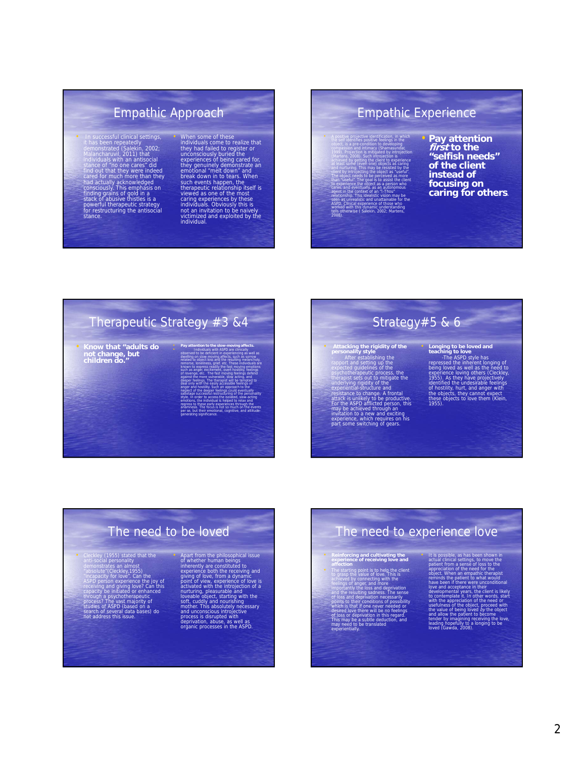## Empathic Approach

- In successful clinical settings, it has been repeatedly demonstrated (Salekin, 2002; Malancharuvil, 2011) that individuals with an antisocial stance of "no one cares" did find out that they were indeed cared for much more than they had actually acknowledged consciously. This emphasis on finding grains of gold in a stack of abusive thistles is a powerful therapeutic strategy for restructuring the antisocial stance.
- When some of these individuals come to realize that they had failed to register or unconsciously buried the experiences of being cared for, they genuinely demonstrate an emotional "melt down" and break down in to tears. When such events happen, the therapeutic relationship itself is viewed as one of the most caring experiences by these individuals. Obviously this is not an invitation to be naively victimized and exploited by the individual.

## Empathic Experience

- A positive projective identification, in which the self identifies positive feelings in the object, is a pre-condition to developing compassion and intimacy (Shamasundar, 1999). Projection is mitigated by introjection (Martens, 2008). Such introjection is achieved by getting the client to experience at least some (even one) objects as caring and nurturing. This may be resisted by the client by introjecting the object as "useful". The object needs to be perceived as more than "useful". The goal is to assist the client to experience the object as a person who cares, and eventually, as an autonomous agent in the context of an "I-Thou" relationship. This idealistic vision may be seen as unrealistic and unattainable for the ASPD. Clinical experience of those who worked with this dynamic understanding tells otherwise ( Salekin, 2002; Martens, 2008).
- **Pay attention *first* to the "selfish needs" of the client instead of focusing on caring for others.**

## Therapeutic Strategy #3 &4

- **Know that "adults do not change, but children do."**
- **Pay attention to the slow-moving affects.**
- Individuals with ASPD are clinically observed to be deficient in experiencing as well as dwelling on slow-moving affects, such as sorrow related to object loss and the resulting melancholy, remorse, loneliness, grief, etc. These individuals are known to express readily the fast moving emotions such as anger, excitement, overt hostility, feelings of revenge, etc. The fast moving feelings defend against the more vulnerable, slow acting, and deeper feelings. The therapist will be tempted to deal only with the easily accessible feelings of anger and hostility. Such an approach to the neglect of the deeper feelings could eventually sabotage successful restructuring of the personality style. In order to access the isolated, slow-acting emotions, the individual is helped to relax and regress to these early experiences through the anamnesis. The focus is not so much on the events per se, but their emotional, cognitive, and attitude-generating significance.

## Strategy#5 & 6

- **Attacking the rigidity of the personality style**

  After establishing the rapport and setting up the expected guidelines of the psychotherapeutic process, the therapist sets out to mitigate the underlying rigidity of the experiential structure and resistance to change. A frontal attack is unlikely to be productive. For the ASPD afflicted person, this may be achieved through an invitation to a new and exciting experience, which requires on his part some switching of gears.
- **Longing to be loved and teaching to love**

  -The ASPD style has repressed the inherent longing of being loved as well as the need to experience loving others (Cleckley, 1955). As they have projectively identified the undesirable feelings of hostility, hurt, and anger with the objects, they cannot expect these objects to love them (Klein, 1955).

## The need to be loved

- Cleckley (1955) stated that the anti-social personality demonstrates an almost "absolute"(Cleckley,1955) "incapacity for love". Can the ASPD person experience the joy of receiving and giving love? Can this capacity be initiated or enhanced through a psychotherapeutic process? The vast majority of studies of ASPD (based on a search of several data bases) do not address this issue.
- Apart from the philosophical issue of whether human beings inherently are constituted to experience both the receiving and giving of love, from a dynamic point of view, experience of love is activated with the introjection of a loveable object, starting with the soft, cuddly and nourishing mother. This absolutely necessary nurturing, pleasurable and and unconscious introjective process is disrupted with deprivation, abuse, as well as organic processes in the ASPD.

## The need to experience love

- **Reinforcing and cultivating the experience of receiving love and affection**
- The starting point is to help the client to grasp the value of love. This is achieved by connecting with the feelings of anger, and more importantly the loss and deprivation and the resulting sadness. The sense of loss and deprivation necessarily points to their conditions of possibility which is that if one never needed or desired love there will be no feelings of loss or deprivation in this regard. This may be a subtle deduction, and may need to be translated experientially.
- It is possible, as has been shown in actual clinical settings, to move the patient from a sense of loss to the appreciation of the need for the object. When an empathic therapist reminds the patient to what would have been if there were unconditional love and acceptance in their developmental years, the client is likely to contemplate it. In other words, start with the appreciation of the need or usefulness of the object, proceed with the value of being loved *by* the object and allow the patient to become tender by imagining receiving the love, leading hopefully to a longing to be loved (Gawda, 2008).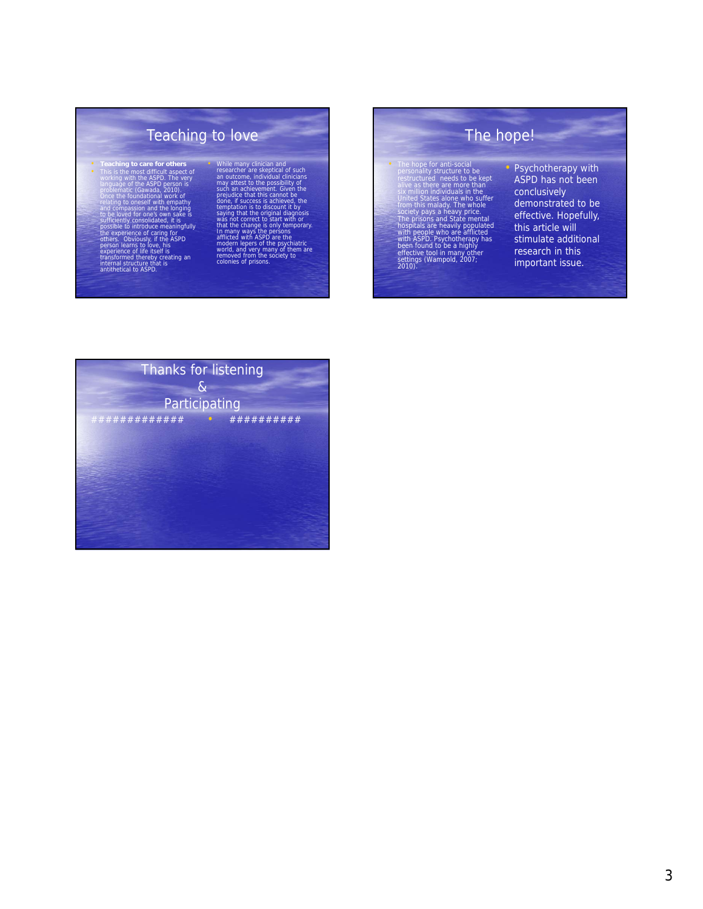## Teaching to love

- **Teaching to care for others**
- This is the most difficult aspect of working with the ASPD. The very language of the ASPD person is problematic (Gawada, 2010). Once the foundational work of relating to oneself with empathy and compassion and the longing to be loved for one's own sake is sufficiently consolidated, it is possible to introduce meaningfully the experience of caring for others. Obviously, if the ASPD person learns to love, his experience of life itself is transformed thereby creating an internal structure that is antithetical to ASPD.
- While many clinician and researcher are skeptical of such an outcome, individual clinicians may attest to the possibility of such an achievement. Given the prejudice that this cannot be done, if success is achieved, the temptation is to discount it by saying that the original diagnosis was not correct to start with or that the change is only temporary. In many ways the persons afflicted with ASPD are the modern lepers of the psychiatric world, and very many of them are removed from the society to colonies of prisons.

## The hope!

- The hope for anti-social personality structure to be restructured needs to be kept alive as there are more than six million individuals in the United States alone who suffer from this malady. The whole society pays a heavy price. The prisons and State mental hospitals are heavily populated with people who are afflicted with ASPD. Psychotherapy has been found to be a highly effective tool in many other settings (Wampold, 2007; 2010).
- Psychotherapy with ASPD has not been conclusively demonstrated to be effective. Hopefully, this article will stimulate additional research in this important issue.

## Thanks for listening & Participating

############# • ##########